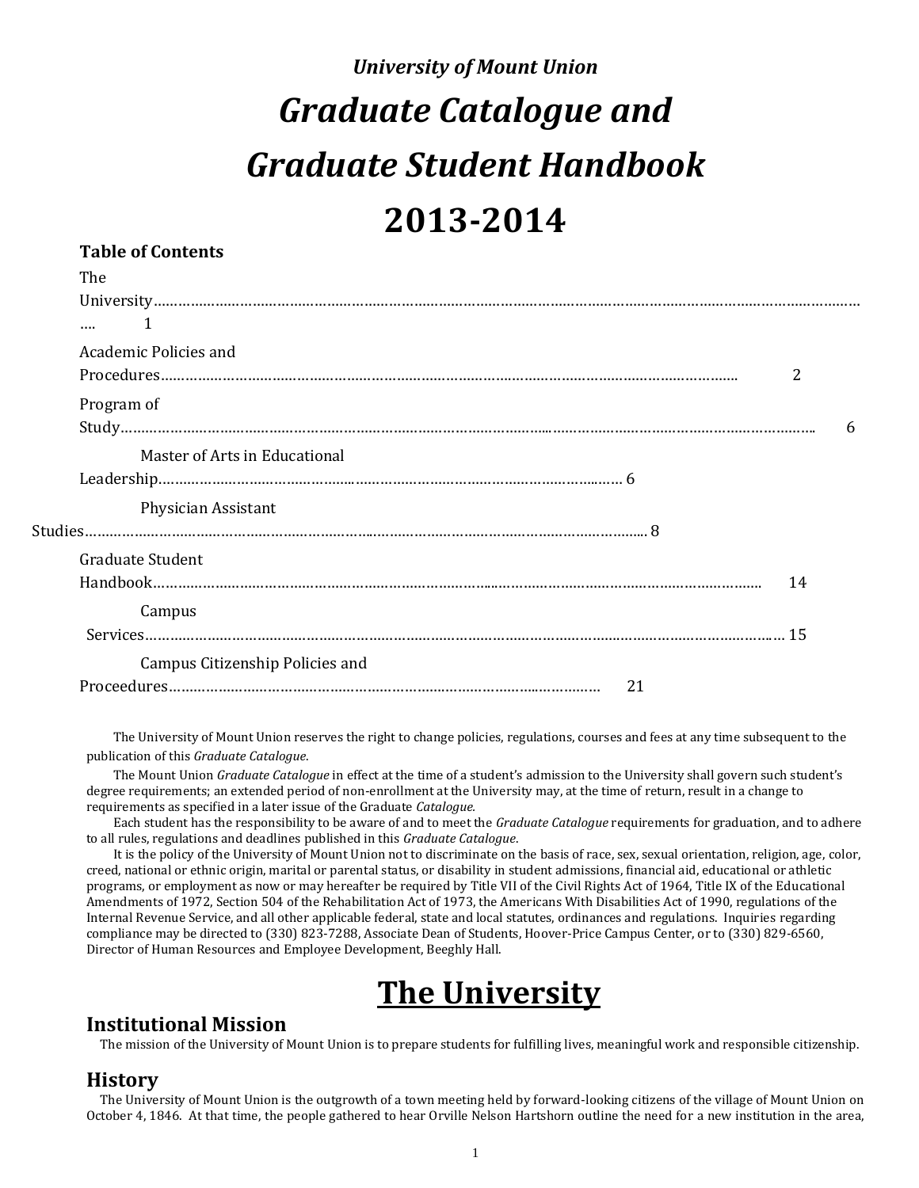*University of Mount Union*

# *Graduate Catalogue and Graduate Student Handbook 2013-2014*

**Table of Contents**

The University…………………………………………………………………………………………………………………………………… 1

Academic Policies and Procedures……………………………………………………………………………………………………… 2

Program of Study…………………………………………………………………………………………………………………………… 6

Master of Arts in Educational Leadership…………………………………………………………………………… 6

Physician Assistant Studies…………………………………………………………………………………………………… 8

Graduate Student Handbook……………………………………………………………………………………………………… 14

Campus Services…………………………………………………………………………………………………………………… 15

Campus Citizenship Policies and Proceedures……………………………………………………………………… 21

The University of Mount Union reserves the right to change policies, regulations, courses and fees at any time subsequent to the publication of this *Graduate Catalogue*.

The Mount Union *Graduate Catalogue* in effect at the time of a student's admission to the University shall govern such student's degree requirements; an extended period of non-enrollment at the University may, at the time of return, result in a change to requirements as specified in a later issue of the Graduate *Catalogue.*

Each student has the responsibility to be aware of and to meet the *Graduate Catalogue* requirements for graduation, and to adhere to all rules, regulations and deadlines published in this *Graduate Catalogue*.

It is the policy of the University of Mount Union not to discriminate on the basis of race, sex, sexual orientation, religion, age, color, creed, national or ethnic origin, marital or parental status, or disability in student admissions, financial aid, educational or athletic programs, or employment as now or may hereafter be required by Title VII of the Civil Rights Act of 1964, Title IX of the Educational Amendments of 1972, Section 504 of the Rehabilitation Act of 1973, the Americans With Disabilities Act of 1990, regulations of the Internal Revenue Service, and all other applicable federal, state and local statutes, ordinances and regulations. Inquiries regarding compliance may be directed to (330) 823-7288, Associate Dean of Students, Hoover-Price Campus Center, or to (330) 829-6560, Director of Human Resources and Employee Development, Beeghly Hall.

# The University

## Institutional Mission

The mission of the University of Mount Union is to prepare students for fulfilling lives, meaningful work and responsible citizenship.

## History

The University of Mount Union is the outgrowth of a town meeting held by forward-looking citizens of the village of Mount Union on October 4, 1846. At that time, the people gathered to hear Orville Nelson Hartshorn outline the need for a new institution in the area,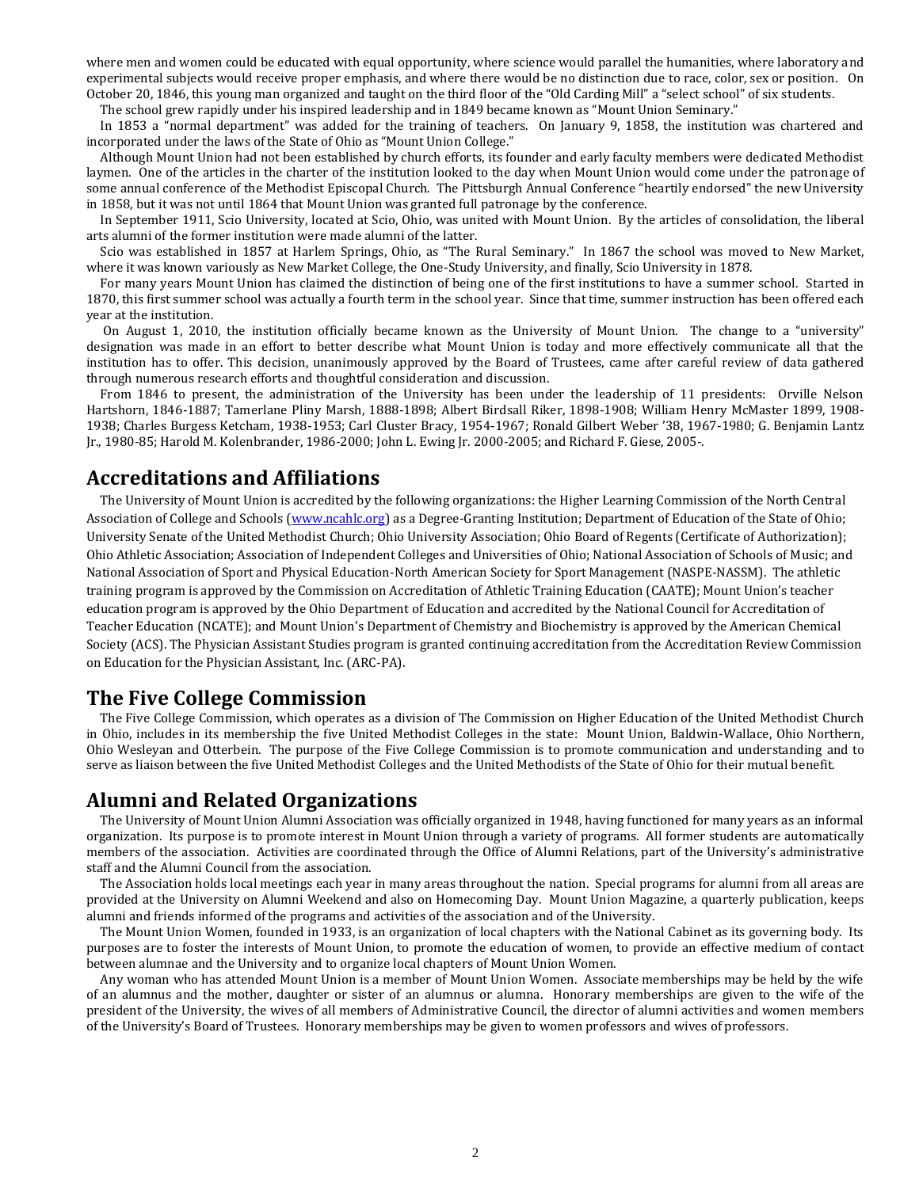where men and women could be educated with equal opportunity, where science would parallel the humanities, where laboratory and experimental subjects would receive proper emphasis, and where there would be no distinction due to race, color, sex or position. On October 20, 1846, this young man organized and taught on the third floor of the "Old Carding Mill" a "select school" of six students.

The school grew rapidly under his inspired leadership and in 1849 became known as "Mount Union Seminary."

In 1853 a "normal department" was added for the training of teachers. On January 9, 1858, the institution was chartered and incorporated under the laws of the State of Ohio as "Mount Union College."

Although Mount Union had not been established by church efforts, its founder and early faculty members were dedicated Methodist laymen. One of the articles in the charter of the institution looked to the day when Mount Union would come under the patronage of some annual conference of the Methodist Episcopal Church. The Pittsburgh Annual Conference "heartily endorsed" the new University in 1858, but it was not until 1864 that Mount Union was granted full patronage by the conference.

In September 1911, Scio University, located at Scio, Ohio, was united with Mount Union. By the articles of consolidation, the liberal arts alumni of the former institution were made alumni of the latter.

Scio was established in 1857 at Harlem Springs, Ohio, as "The Rural Seminary." In 1867 the school was moved to New Market, where it was known variously as New Market College, the One-Study University, and finally, Scio University in 1878.

For many years Mount Union has claimed the distinction of being one of the first institutions to have a summer school. Started in 1870, this first summer school was actually a fourth term in the school year. Since that time, summer instruction has been offered each year at the institution.

On August 1, 2010, the institution officially became known as the University of Mount Union. The change to a "university" designation was made in an effort to better describe what Mount Union is today and more effectively communicate all that the institution has to offer. This decision, unanimously approved by the Board of Trustees, came after careful review of data gathered through numerous research efforts and thoughtful consideration and discussion.

From 1846 to present, the administration of the University has been under the leadership of 11 presidents: Orville Nelson Hartshorn, 1846-1887; Tamerlane Pliny Marsh, 1888-1898; Albert Birdsall Riker, 1898-1908; William Henry McMaster 1899, 1908-1938; Charles Burgess Ketcham, 1938-1953; Carl Cluster Bracy, 1954-1967; Ronald Gilbert Weber '38, 1967-1980; G. Benjamin Lantz Jr., 1980-85; Harold M. Kolenbrander, 1986-2000; John L. Ewing Jr. 2000-2005; and Richard F. Giese, 2005-.

## Accreditations and Affiliations

The University of Mount Union is accredited by the following organizations: the Higher Learning Commission of the North Central Association of College and Schools (www.ncahlc.org) as a Degree-Granting Institution; Department of Education of the State of Ohio; University Senate of the United Methodist Church; Ohio University Association; Ohio Board of Regents (Certificate of Authorization); Ohio Athletic Association; Association of Independent Colleges and Universities of Ohio; National Association of Schools of Music; and National Association of Sport and Physical Education-North American Society for Sport Management (NASPE-NASSM). The athletic training program is approved by the Commission on Accreditation of Athletic Training Education (CAATE); Mount Union's teacher education program is approved by the Ohio Department of Education and accredited by the National Council for Accreditation of Teacher Education (NCATE); and Mount Union's Department of Chemistry and Biochemistry is approved by the American Chemical Society (ACS). The Physician Assistant Studies program is granted continuing accreditation from the Accreditation Review Commission on Education for the Physician Assistant, Inc. (ARC-PA).

## The Five College Commission

The Five College Commission, which operates as a division of The Commission on Higher Education of the United Methodist Church in Ohio, includes in its membership the five United Methodist Colleges in the state: Mount Union, Baldwin-Wallace, Ohio Northern, Ohio Wesleyan and Otterbein. The purpose of the Five College Commission is to promote communication and understanding and to serve as liaison between the five United Methodist Colleges and the United Methodists of the State of Ohio for their mutual benefit.

## Alumni and Related Organizations

The University of Mount Union Alumni Association was officially organized in 1948, having functioned for many years as an informal organization. Its purpose is to promote interest in Mount Union through a variety of programs. All former students are automatically members of the association. Activities are coordinated through the Office of Alumni Relations, part of the University's administrative staff and the Alumni Council from the association.

The Association holds local meetings each year in many areas throughout the nation. Special programs for alumni from all areas are provided at the University on Alumni Weekend and also on Homecoming Day. Mount Union Magazine, a quarterly publication, keeps alumni and friends informed of the programs and activities of the association and of the University.

The Mount Union Women, founded in 1933, is an organization of local chapters with the National Cabinet as its governing body. Its purposes are to foster the interests of Mount Union, to promote the education of women, to provide an effective medium of contact between alumnae and the University and to organize local chapters of Mount Union Women.

Any woman who has attended Mount Union is a member of Mount Union Women. Associate memberships may be held by the wife of an alumnus and the mother, daughter or sister of an alumnus or alumna. Honorary memberships are given to the wife of the president of the University, the wives of all members of Administrative Council, the director of alumni activities and women members of the University's Board of Trustees. Honorary memberships may be given to women professors and wives of professors.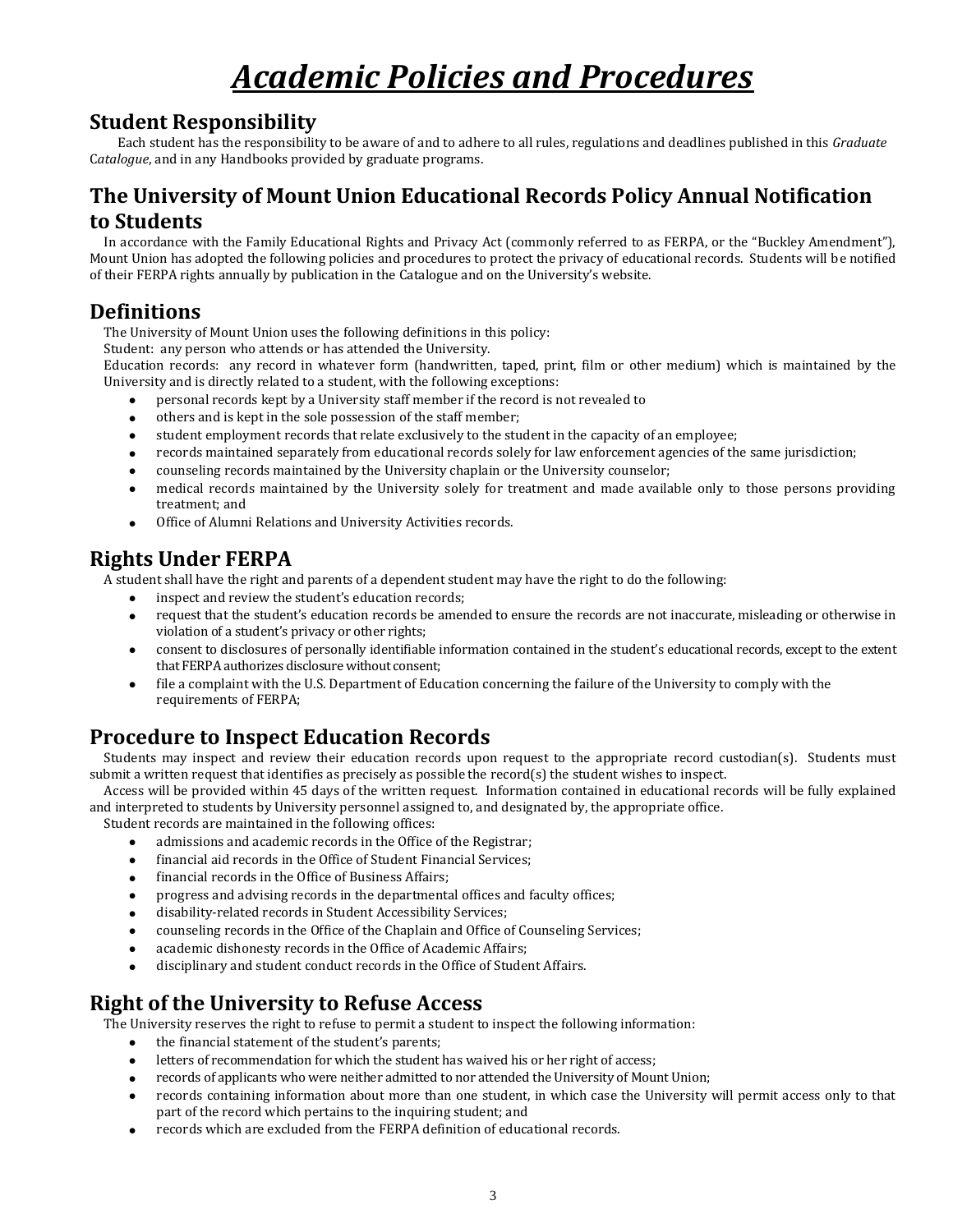# *Academic Policies and Procedures*

## Student Responsibility

Each student has the responsibility to be aware of and to adhere to all rules, regulations and deadlines published in this *Graduate Catalogue*, and in any Handbooks provided by graduate programs.

## The University of Mount Union Educational Records Policy Annual Notification to Students

In accordance with the Family Educational Rights and Privacy Act (commonly referred to as FERPA, or the "Buckley Amendment"), Mount Union has adopted the following policies and procedures to protect the privacy of educational records. Students will be notified of their FERPA rights annually by publication in the Catalogue and on the University's website.

## Definitions

The University of Mount Union uses the following definitions in this policy:

Student: any person who attends or has attended the University.

Education records: any record in whatever form (handwritten, taped, print, film or other medium) which is maintained by the University and is directly related to a student, with the following exceptions:

- personal records kept by a University staff member if the record is not revealed to
- others and is kept in the sole possession of the staff member;
- student employment records that relate exclusively to the student in the capacity of an employee;
- records maintained separately from educational records solely for law enforcement agencies of the same jurisdiction;
- counseling records maintained by the University chaplain or the University counselor;
- medical records maintained by the University solely for treatment and made available only to those persons providing treatment; and
- Office of Alumni Relations and University Activities records.

## Rights Under FERPA

A student shall have the right and parents of a dependent student may have the right to do the following:

- inspect and review the student's education records;
- request that the student's education records be amended to ensure the records are not inaccurate, misleading or otherwise in violation of a student's privacy or other rights;
- consent to disclosures of personally identifiable information contained in the student's educational records, except to the extent that FERPA authorizes disclosure without consent;
- file a complaint with the U.S. Department of Education concerning the failure of the University to comply with the requirements of FERPA;

## Procedure to Inspect Education Records

Students may inspect and review their education records upon request to the appropriate record custodian(s). Students must submit a written request that identifies as precisely as possible the record(s) the student wishes to inspect.

Access will be provided within 45 days of the written request. Information contained in educational records will be fully explained and interpreted to students by University personnel assigned to, and designated by, the appropriate office.

Student records are maintained in the following offices:

- admissions and academic records in the Office of the Registrar;
- financial aid records in the Office of Student Financial Services;
- financial records in the Office of Business Affairs;
- progress and advising records in the departmental offices and faculty offices;
- disability-related records in Student Accessibility Services;
- counseling records in the Office of the Chaplain and Office of Counseling Services;
- academic dishonesty records in the Office of Academic Affairs;
- disciplinary and student conduct records in the Office of Student Affairs.

## Right of the University to Refuse Access

The University reserves the right to refuse to permit a student to inspect the following information:

- the financial statement of the student's parents;
- letters of recommendation for which the student has waived his or her right of access;
- records of applicants who were neither admitted to nor attended the University of Mount Union;
- records containing information about more than one student, in which case the University will permit access only to that part of the record which pertains to the inquiring student; and
- records which are excluded from the FERPA definition of educational records.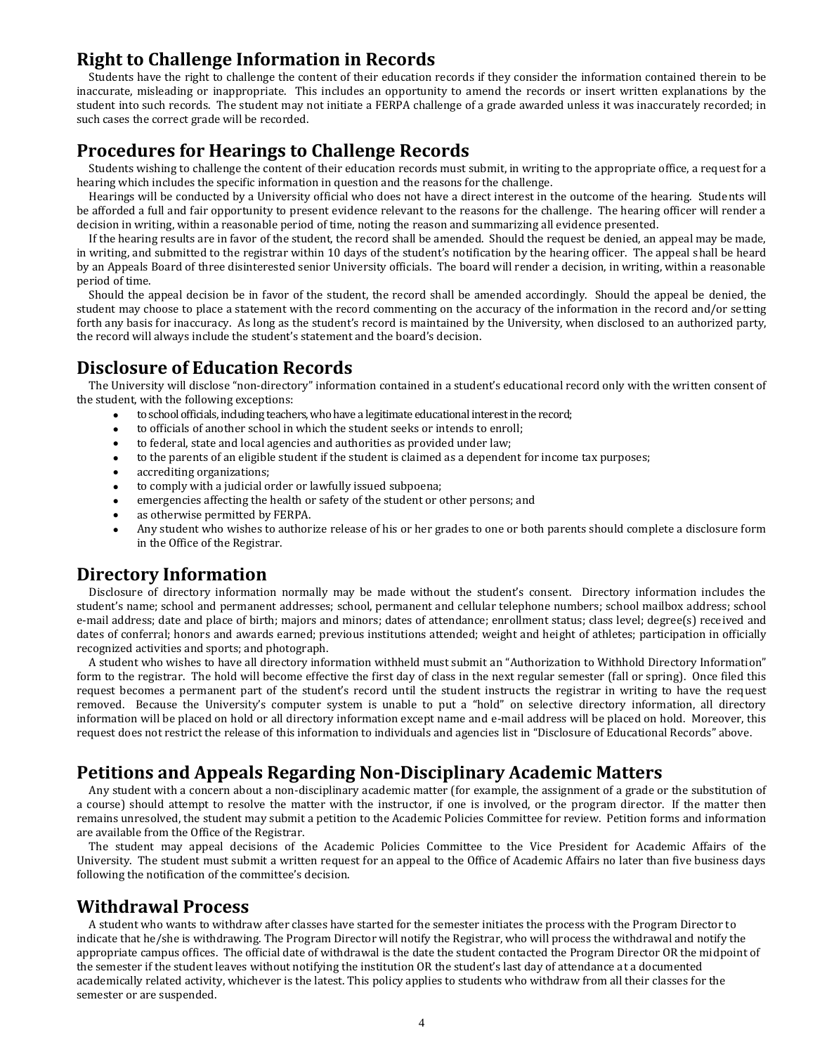## Right to Challenge Information in Records

Students have the right to challenge the content of their education records if they consider the information contained therein to be inaccurate, misleading or inappropriate. This includes an opportunity to amend the records or insert written explanations by the student into such records. The student may not initiate a FERPA challenge of a grade awarded unless it was inaccurately recorded; in such cases the correct grade will be recorded.

## Procedures for Hearings to Challenge Records

Students wishing to challenge the content of their education records must submit, in writing to the appropriate office, a request for a hearing which includes the specific information in question and the reasons for the challenge.

Hearings will be conducted by a University official who does not have a direct interest in the outcome of the hearing. Students will be afforded a full and fair opportunity to present evidence relevant to the reasons for the challenge. The hearing officer will render a decision in writing, within a reasonable period of time, noting the reason and summarizing all evidence presented.

If the hearing results are in favor of the student, the record shall be amended. Should the request be denied, an appeal may be made, in writing, and submitted to the registrar within 10 days of the student's notification by the hearing officer. The appeal shall be heard by an Appeals Board of three disinterested senior University officials. The board will render a decision, in writing, within a reasonable period of time.

Should the appeal decision be in favor of the student, the record shall be amended accordingly. Should the appeal be denied, the student may choose to place a statement with the record commenting on the accuracy of the information in the record and/or setting forth any basis for inaccuracy. As long as the student's record is maintained by the University, when disclosed to an authorized party, the record will always include the student's statement and the board's decision.

## Disclosure of Education Records

The University will disclose "non-directory" information contained in a student's educational record only with the written consent of the student, with the following exceptions:

- to school officials, including teachers, who have a legitimate educational interest in the record;
- to officials of another school in which the student seeks or intends to enroll;
- to federal, state and local agencies and authorities as provided under law;
- to the parents of an eligible student if the student is claimed as a dependent for income tax purposes;
- accrediting organizations;
- to comply with a judicial order or lawfully issued subpoena;
- emergencies affecting the health or safety of the student or other persons; and
- as otherwise permitted by FERPA.
- Any student who wishes to authorize release of his or her grades to one or both parents should complete a disclosure form in the Office of the Registrar.

## Directory Information

Disclosure of directory information normally may be made without the student's consent. Directory information includes the student's name; school and permanent addresses; school, permanent and cellular telephone numbers; school mailbox address; school e-mail address; date and place of birth; majors and minors; dates of attendance; enrollment status; class level; degree(s) received and dates of conferral; honors and awards earned; previous institutions attended; weight and height of athletes; participation in officially recognized activities and sports; and photograph.

A student who wishes to have all directory information withheld must submit an "Authorization to Withhold Directory Information" form to the registrar. The hold will become effective the first day of class in the next regular semester (fall or spring). Once filed this request becomes a permanent part of the student's record until the student instructs the registrar in writing to have the request removed. Because the University's computer system is unable to put a "hold" on selective directory information, all directory information will be placed on hold or all directory information except name and e-mail address will be placed on hold. Moreover, this request does not restrict the release of this information to individuals and agencies list in "Disclosure of Educational Records" above.

## Petitions and Appeals Regarding Non-Disciplinary Academic Matters

Any student with a concern about a non-disciplinary academic matter (for example, the assignment of a grade or the substitution of a course) should attempt to resolve the matter with the instructor, if one is involved, or the program director. If the matter then remains unresolved, the student may submit a petition to the Academic Policies Committee for review. Petition forms and information are available from the Office of the Registrar.

The student may appeal decisions of the Academic Policies Committee to the Vice President for Academic Affairs of the University. The student must submit a written request for an appeal to the Office of Academic Affairs no later than five business days following the notification of the committee's decision.

## Withdrawal Process

A student who wants to withdraw after classes have started for the semester initiates the process with the Program Director to indicate that he/she is withdrawing. The Program Director will notify the Registrar, who will process the withdrawal and notify the appropriate campus offices. The official date of withdrawal is the date the student contacted the Program Director OR the midpoint of the semester if the student leaves without notifying the institution OR the student's last day of attendance at a documented academically related activity, whichever is the latest. This policy applies to students who withdraw from all their classes for the semester or are suspended.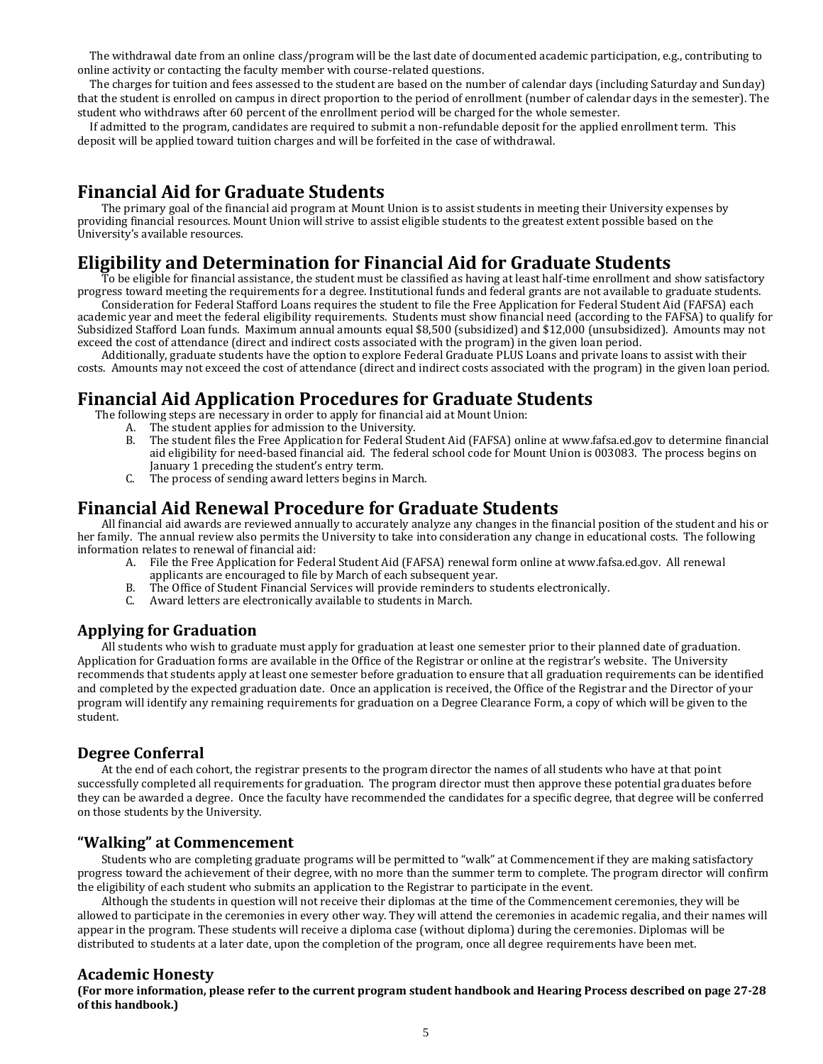The withdrawal date from an online class/program will be the last date of documented academic participation, e.g., contributing to online activity or contacting the faculty member with course-related questions.

The charges for tuition and fees assessed to the student are based on the number of calendar days (including Saturday and Sunday) that the student is enrolled on campus in direct proportion to the period of enrollment (number of calendar days in the semester). The student who withdraws after 60 percent of the enrollment period will be charged for the whole semester.

If admitted to the program, candidates are required to submit a non-refundable deposit for the applied enrollment term. This deposit will be applied toward tuition charges and will be forfeited in the case of withdrawal.

# Financial Aid for Graduate Students

The primary goal of the financial aid program at Mount Union is to assist students in meeting their University expenses by providing financial resources. Mount Union will strive to assist eligible students to the greatest extent possible based on the University's available resources.

# Eligibility and Determination for Financial Aid for Graduate Students

To be eligible for financial assistance, the student must be classified as having at least half-time enrollment and show satisfactory progress toward meeting the requirements for a degree. Institutional funds and federal grants are not available to graduate students.

Consideration for Federal Stafford Loans requires the student to file the Free Application for Federal Student Aid (FAFSA) each academic year and meet the federal eligibility requirements. Students must show financial need (according to the FAFSA) to qualify for Subsidized Stafford Loan funds. Maximum annual amounts equal $8,500 (subsidized) and $12,000 (unsubsidized). Amounts may not exceed the cost of attendance (direct and indirect costs associated with the program) in the given loan period.

Additionally, graduate students have the option to explore Federal Graduate PLUS Loans and private loans to assist with their costs. Amounts may not exceed the cost of attendance (direct and indirect costs associated with the program) in the given loan period.

# Financial Aid Application Procedures for Graduate Students

The following steps are necessary in order to apply for financial aid at Mount Union:

A. The student applies for admission to the University.
B. The student files the Free Application for Federal Student Aid (FAFSA) online at www.fafsa.ed.gov to determine financial aid eligibility for need-based financial aid. The federal school code for Mount Union is 003083. The process begins on January 1 preceding the student's entry term.
C. The process of sending award letters begins in March.

# Financial Aid Renewal Procedure for Graduate Students

All financial aid awards are reviewed annually to accurately analyze any changes in the financial position of the student and his or her family. The annual review also permits the University to take into consideration any change in educational costs. The following information relates to renewal of financial aid:

A. File the Free Application for Federal Student Aid (FAFSA) renewal form online at www.fafsa.ed.gov. All renewal applicants are encouraged to file by March of each subsequent year.
B. The Office of Student Financial Services will provide reminders to students electronically.
C. Award letters are electronically available to students in March.

## Applying for Graduation

All students who wish to graduate must apply for graduation at least one semester prior to their planned date of graduation. Application for Graduation forms are available in the Office of the Registrar or online at the registrar's website. The University recommends that students apply at least one semester before graduation to ensure that all graduation requirements can be identified and completed by the expected graduation date. Once an application is received, the Office of the Registrar and the Director of your program will identify any remaining requirements for graduation on a Degree Clearance Form, a copy of which will be given to the student.

## Degree Conferral

At the end of each cohort, the registrar presents to the program director the names of all students who have at that point successfully completed all requirements for graduation. The program director must then approve these potential graduates before they can be awarded a degree. Once the faculty have recommended the candidates for a specific degree, that degree will be conferred on those students by the University.

## "Walking" at Commencement

Students who are completing graduate programs will be permitted to "walk" at Commencement if they are making satisfactory progress toward the achievement of their degree, with no more than the summer term to complete. The program director will confirm the eligibility of each student who submits an application to the Registrar to participate in the event.

Although the students in question will not receive their diplomas at the time of the Commencement ceremonies, they will be allowed to participate in the ceremonies in every other way. They will attend the ceremonies in academic regalia, and their names will appear in the program. These students will receive a diploma case (without diploma) during the ceremonies. Diplomas will be distributed to students at a later date, upon the completion of the program, once all degree requirements have been met.

## Academic Honesty

**(For more information, please refer to the current program student handbook and Hearing Process described on page 27-28 of this handbook.)**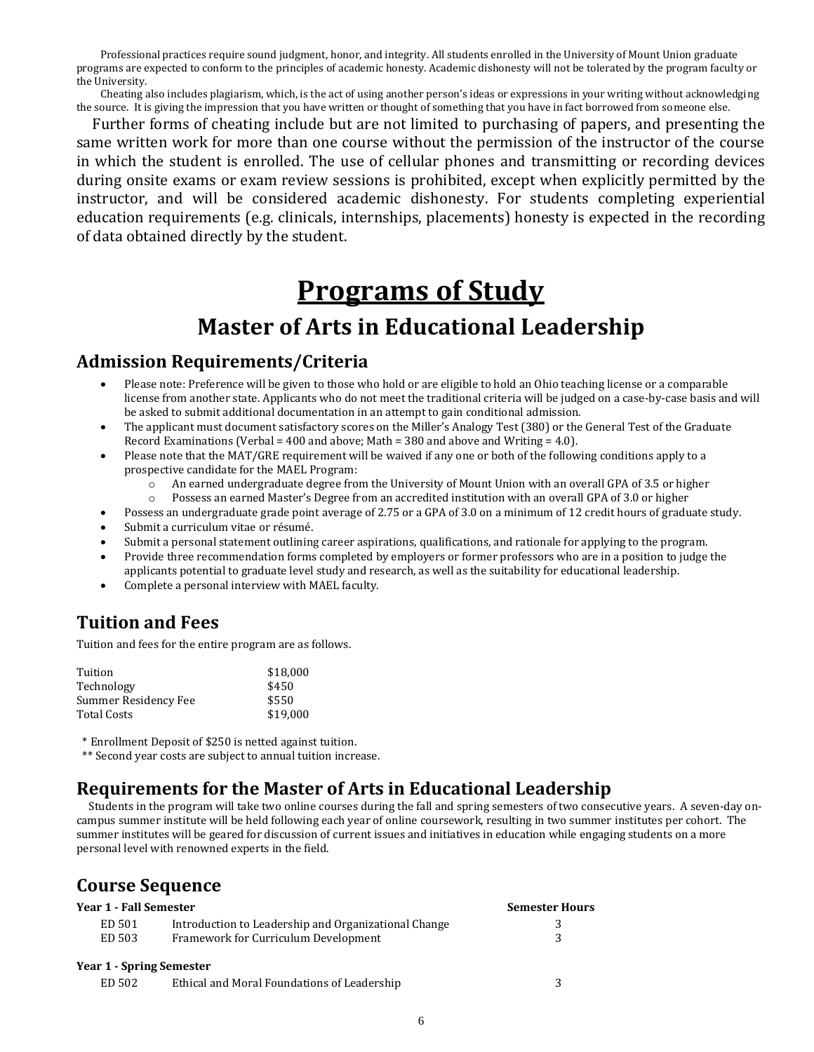Professional practices require sound judgment, honor, and integrity. All students enrolled in the University of Mount Union graduate programs are expected to conform to the principles of academic honesty. Academic dishonesty will not be tolerated by the program faculty or the University.

Cheating also includes plagiarism, which, is the act of using another person's ideas or expressions in your writing without acknowledging the source. It is giving the impression that you have written or thought of something that you have in fact borrowed from someone else.

Further forms of cheating include but are not limited to purchasing of papers, and presenting the same written work for more than one course without the permission of the instructor of the course in which the student is enrolled. The use of cellular phones and transmitting or recording devices during onsite exams or exam review sessions is prohibited, except when explicitly permitted by the instructor, and will be considered academic dishonesty. For students completing experiential education requirements (e.g. clinicals, internships, placements) honesty is expected in the recording of data obtained directly by the student.

# Programs of Study

## Master of Arts in Educational Leadership

### Admission Requirements/Criteria

- Please note: Preference will be given to those who hold or are eligible to hold an Ohio teaching license or a comparable license from another state. Applicants who do not meet the traditional criteria will be judged on a case-by-case basis and will be asked to submit additional documentation in an attempt to gain conditional admission.
- The applicant must document satisfactory scores on the Miller's Analogy Test (380) or the General Test of the Graduate Record Examinations (Verbal = 400 and above; Math = 380 and above and Writing = 4.0).
- Please note that the MAT/GRE requirement will be waived if any one or both of the following conditions apply to a prospective candidate for the MAEL Program:
    - An earned undergraduate degree from the University of Mount Union with an overall GPA of 3.5 or higher
    - Possess an earned Master's Degree from an accredited institution with an overall GPA of 3.0 or higher
- Possess an undergraduate grade point average of 2.75 or a GPA of 3.0 on a minimum of 12 credit hours of graduate study.
- Submit a curriculum vitae or résumé.
- Submit a personal statement outlining career aspirations, qualifications, and rationale for applying to the program.
- Provide three recommendation forms completed by employers or former professors who are in a position to judge the applicants potential to graduate level study and research, as well as the suitability for educational leadership.
- Complete a personal interview with MAEL faculty.

### Tuition and Fees

Tuition and fees for the entire program are as follows.

| | |
|---|---|
| Tuition | $18,000 |
| Technology | $450 |
| Summer Residency Fee | $550 |
| Total Costs | $19,000 |

\* Enrollment Deposit of $250 is netted against tuition.

\*\* Second year costs are subject to annual tuition increase.

### Requirements for the Master of Arts in Educational Leadership

Students in the program will take two online courses during the fall and spring semesters of two consecutive years. A seven-day on-campus summer institute will be held following each year of online coursework, resulting in two summer institutes per cohort. The summer institutes will be geared for discussion of current issues and initiatives in education while engaging students on a more personal level with renowned experts in the field.

### Course Sequence

| Year 1 - Fall Semester | | Semester Hours |
|---|---|---|
| ED 501 | Introduction to Leadership and Organizational Change | 3 |
| ED 503 | Framework for Curriculum Development | 3 |
| **Year 1 - Spring Semester** | | |
| ED 502 | Ethical and Moral Foundations of Leadership | 3 |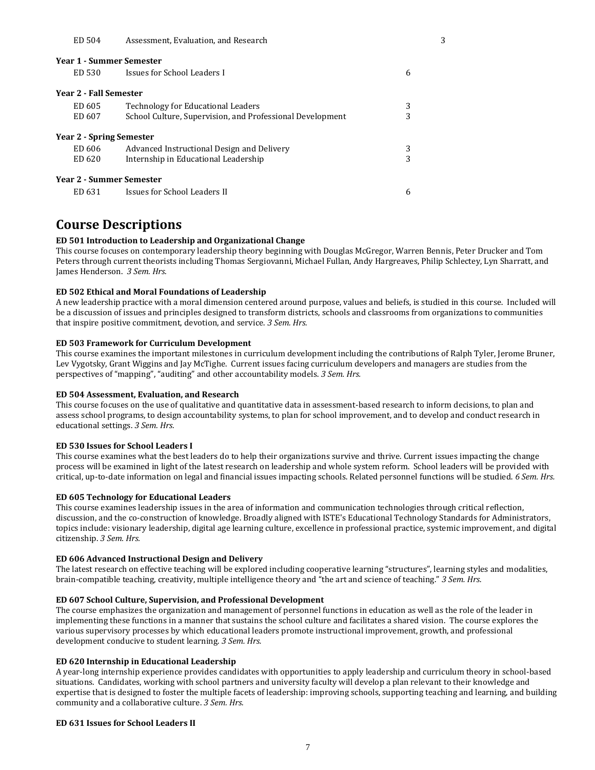| | | |
|---|---|---|
| ED 504 | Assessment, Evaluation, and Research | 3 |

**Year 1 - Summer Semester**

| | | |
|---|---|---|
| ED 530 | Issues for School Leaders I | 6 |

**Year 2 - Fall Semester**

| | | |
|---|---|---|
| ED 605 | Technology for Educational Leaders | 3 |
| ED 607 | School Culture, Supervision, and Professional Development | 3 |

**Year 2 - Spring Semester**

| | | |
|---|---|---|
| ED 606 | Advanced Instructional Design and Delivery | 3 |
| ED 620 | Internship in Educational Leadership | 3 |

**Year 2 - Summer Semester**

| | | |
|---|---|---|
| ED 631 | Issues for School Leaders II | 6 |

## Course Descriptions

**ED 501 Introduction to Leadership and Organizational Change**

This course focuses on contemporary leadership theory beginning with Douglas McGregor, Warren Bennis, Peter Drucker and Tom Peters through current theorists including Thomas Sergiovanni, Michael Fullan, Andy Hargreaves, Philip Schlectey, Lyn Sharratt, and James Henderson. *3 Sem. Hrs.*

**ED 502 Ethical and Moral Foundations of Leadership**

A new leadership practice with a moral dimension centered around purpose, values and beliefs, is studied in this course. Included will be a discussion of issues and principles designed to transform districts, schools and classrooms from organizations to communities that inspire positive commitment, devotion, and service. *3 Sem. Hrs.*

**ED 503 Framework for Curriculum Development**

This course examines the important milestones in curriculum development including the contributions of Ralph Tyler, Jerome Bruner, Lev Vygotsky, Grant Wiggins and Jay McTighe. Current issues facing curriculum developers and managers are studies from the perspectives of "mapping", "auditing" and other accountability models. *3 Sem. Hrs.*

**ED 504 Assessment, Evaluation, and Research**

This course focuses on the use of qualitative and quantitative data in assessment-based research to inform decisions, to plan and assess school programs, to design accountability systems, to plan for school improvement, and to develop and conduct research in educational settings. *3 Sem. Hrs.*

**ED 530 Issues for School Leaders I**

This course examines what the best leaders do to help their organizations survive and thrive. Current issues impacting the change process will be examined in light of the latest research on leadership and whole system reform. School leaders will be provided with critical, up-to-date information on legal and financial issues impacting schools. Related personnel functions will be studied. *6 Sem. Hrs.*

**ED 605 Technology for Educational Leaders**

This course examines leadership issues in the area of information and communication technologies through critical reflection, discussion, and the co-construction of knowledge. Broadly aligned with ISTE's Educational Technology Standards for Administrators, topics include: visionary leadership, digital age learning culture, excellence in professional practice, systemic improvement, and digital citizenship. *3 Sem. Hrs.*

**ED 606 Advanced Instructional Design and Delivery**

The latest research on effective teaching will be explored including cooperative learning "structures", learning styles and modalities, brain-compatible teaching, creativity, multiple intelligence theory and "the art and science of teaching." *3 Sem. Hrs.*

**ED 607 School Culture, Supervision, and Professional Development**

The course emphasizes the organization and management of personnel functions in education as well as the role of the leader in implementing these functions in a manner that sustains the school culture and facilitates a shared vision. The course explores the various supervisory processes by which educational leaders promote instructional improvement, growth, and professional development conducive to student learning. *3 Sem. Hrs.*

**ED 620 Internship in Educational Leadership**

A year-long internship experience provides candidates with opportunities to apply leadership and curriculum theory in school-based situations. Candidates, working with school partners and university faculty will develop a plan relevant to their knowledge and expertise that is designed to foster the multiple facets of leadership: improving schools, supporting teaching and learning, and building community and a collaborative culture. *3 Sem. Hrs.*

**ED 631 Issues for School Leaders II**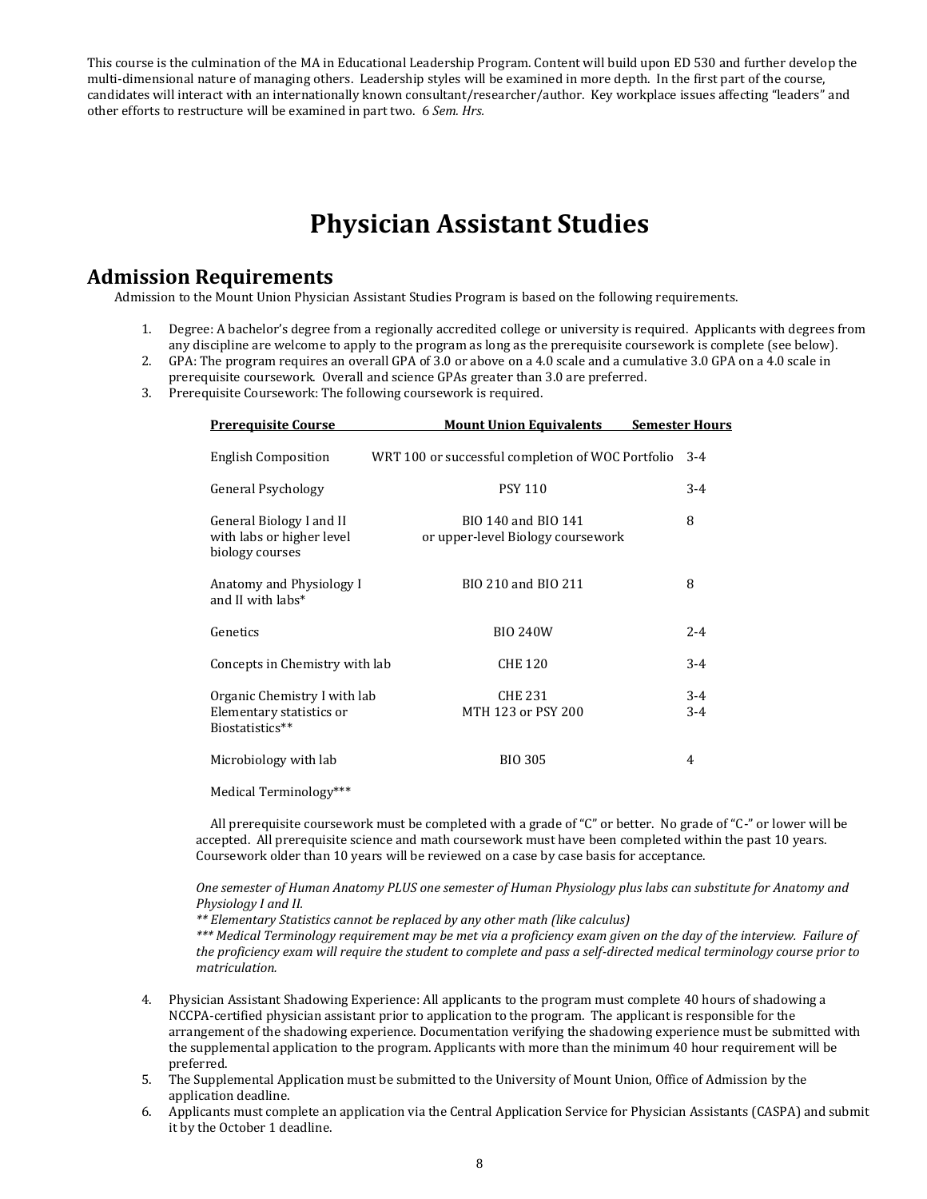This course is the culmination of the MA in Educational Leadership Program. Content will build upon ED 530 and further develop the multi-dimensional nature of managing others. Leadership styles will be examined in more depth. In the first part of the course, candidates will interact with an internationally known consultant/researcher/author. Key workplace issues affecting "leaders" and other efforts to restructure will be examined in part two. 6 *Sem. Hrs.*

# Physician Assistant Studies

## Admission Requirements

Admission to the Mount Union Physician Assistant Studies Program is based on the following requirements.

1. Degree: A bachelor's degree from a regionally accredited college or university is required. Applicants with degrees from any discipline are welcome to apply to the program as long as the prerequisite coursework is complete (see below).
2. GPA: The program requires an overall GPA of 3.0 or above on a 4.0 scale and a cumulative 3.0 GPA on a 4.0 scale in prerequisite coursework. Overall and science GPAs greater than 3.0 are preferred.
3. Prerequisite Coursework: The following coursework is required.

| Prerequisite Course | Mount Union Equivalents | Semester Hours |
|---|---|---|
| English Composition | WRT 100 or successful completion of WOC Portfolio | 3-4 |
| General Psychology | PSY 110 | 3-4 |
| General Biology I and II with labs or higher level biology courses | BIO 140 and BIO 141 or upper-level Biology coursework | 8 |
| Anatomy and Physiology I and II with labs* | BIO 210 and BIO 211 | 8 |
| Genetics | BIO 240W | 2-4 |
| Concepts in Chemistry with lab | CHE 120 | 3-4 |
| Organic Chemistry I with lab | CHE 231 | 3-4 |
| Elementary statistics or Biostatistics** | MTH 123 or PSY 200 | 3-4 |
| Microbiology with lab | BIO 305 | 4 |
| Medical Terminology*** | | |

All prerequisite coursework must be completed with a grade of "C" or better. No grade of "C-" or lower will be accepted. All prerequisite science and math coursework must have been completed within the past 10 years. Coursework older than 10 years will be reviewed on a case by case basis for acceptance.

*One semester of Human Anatomy PLUS one semester of Human Physiology plus labs can substitute for Anatomy and Physiology I and II.*

*** Elementary Statistics cannot be replaced by any other math (like calculus)*

**** Medical Terminology requirement may be met via a proficiency exam given on the day of the interview. Failure of the proficiency exam will require the student to complete and pass a self-directed medical terminology course prior to matriculation.*

4. Physician Assistant Shadowing Experience: All applicants to the program must complete 40 hours of shadowing a NCCPA-certified physician assistant prior to application to the program. The applicant is responsible for the arrangement of the shadowing experience. Documentation verifying the shadowing experience must be submitted with the supplemental application to the program. Applicants with more than the minimum 40 hour requirement will be preferred.
5. The Supplemental Application must be submitted to the University of Mount Union, Office of Admission by the application deadline.
6. Applicants must complete an application via the Central Application Service for Physician Assistants (CASPA) and submit it by the October 1 deadline.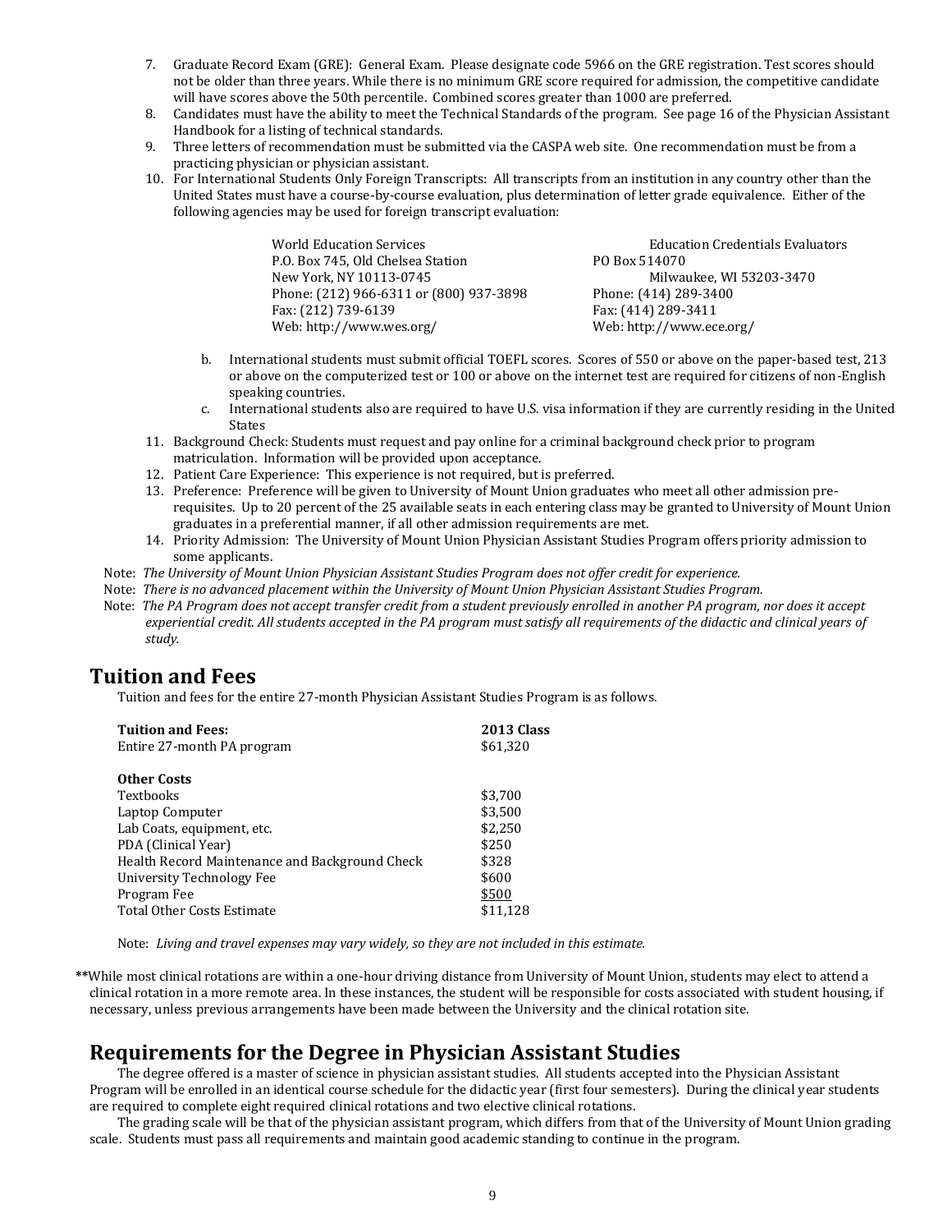7. Graduate Record Exam (GRE): General Exam. Please designate code 5966 on the GRE registration. Test scores should not be older than three years. While there is no minimum GRE score required for admission, the competitive candidate will have scores above the 50th percentile. Combined scores greater than 1000 are preferred.
8. Candidates must have the ability to meet the Technical Standards of the program. See page 16 of the Physician Assistant Handbook for a listing of technical standards.
9. Three letters of recommendation must be submitted via the CASPA web site. One recommendation must be from a practicing physician or physician assistant.
10. For International Students Only Foreign Transcripts: All transcripts from an institution in any country other than the United States must have a course-by-course evaluation, plus determination of letter grade equivalence. Either of the following agencies may be used for foreign transcript evaluation:

    World Education Services
    P.O. Box 745, Old Chelsea Station
    New York, NY 10113-0745
    Phone: (212) 966-6311 or (800) 937-3898
    Fax: (212) 739-6139
    Web: http://www.wes.org/

    Education Credentials Evaluators
    PO Box 514070
    Milwaukee, WI 53203-3470
    Phone: (414) 289-3400
    Fax: (414) 289-3411
    Web: http://www.ece.org/

    b. International students must submit official TOEFL scores. Scores of 550 or above on the paper-based test, 213 or above on the computerized test or 100 or above on the internet test are required for citizens of non-English speaking countries.
    c. International students also are required to have U.S. visa information if they are currently residing in the United States
11. Background Check: Students must request and pay online for a criminal background check prior to program matriculation. Information will be provided upon acceptance.
12. Patient Care Experience: This experience is not required, but is preferred.
13. Preference: Preference will be given to University of Mount Union graduates who meet all other admission pre-requisites. Up to 20 percent of the 25 available seats in each entering class may be granted to University of Mount Union graduates in a preferential manner, if all other admission requirements are met.
14. Priority Admission: The University of Mount Union Physician Assistant Studies Program offers priority admission to some applicants.

Note: *The University of Mount Union Physician Assistant Studies Program does not offer credit for experience.*

Note: *There is no advanced placement within the University of Mount Union Physician Assistant Studies Program.*

Note: *The PA Program does not accept transfer credit from a student previously enrolled in another PA program, nor does it accept experiential credit. All students accepted in the PA program must satisfy all requirements of the didactic and clinical years of study.*

## Tuition and Fees

Tuition and fees for the entire 27-month Physician Assistant Studies Program is as follows.

| **Tuition and Fees:** | **2013 Class** |
|---|---|
| Entire 27-month PA program | $61,320 |
| | |
| **Other Costs** | |
| Textbooks | $3,700 |
| Laptop Computer | $3,500 |
| Lab Coats, equipment, etc. | $2,250 |
| PDA (Clinical Year) | $250 |
| Health Record Maintenance and Background Check | $328 |
| University Technology Fee | $600 |
| Program Fee | $500 |
| Total Other Costs Estimate | $11,128 |

Note: *Living and travel expenses may vary widely, so they are not included in this estimate.*

**While most clinical rotations are within a one-hour driving distance from University of Mount Union, students may elect to attend a clinical rotation in a more remote area. In these instances, the student will be responsible for costs associated with student housing, if necessary, unless previous arrangements have been made between the University and the clinical rotation site.

## Requirements for the Degree in Physician Assistant Studies

The degree offered is a master of science in physician assistant studies. All students accepted into the Physician Assistant Program will be enrolled in an identical course schedule for the didactic year (first four semesters). During the clinical year students are required to complete eight required clinical rotations and two elective clinical rotations.

The grading scale will be that of the physician assistant program, which differs from that of the University of Mount Union grading scale. Students must pass all requirements and maintain good academic standing to continue in the program.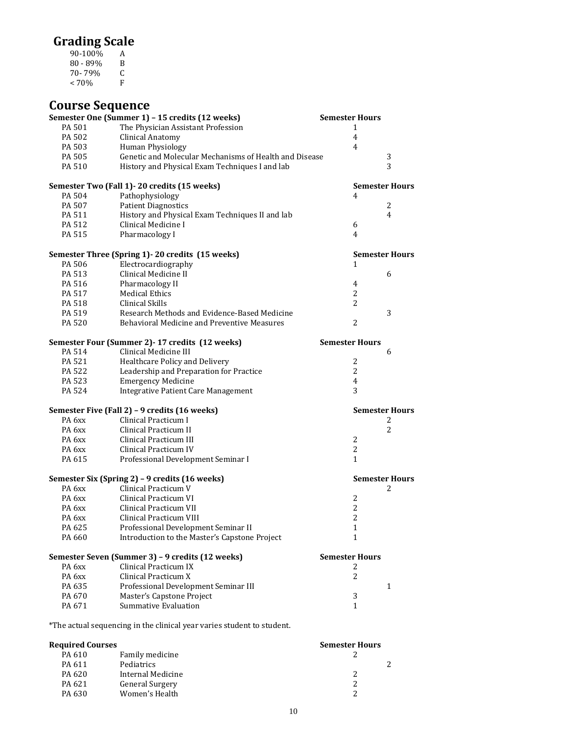## Grading Scale

| | |
|---|---|
| 90-100% | A |
| 80 - 89% | B |
| 70- 79% | C |
| < 70% | F |

## Course Sequence

| Semester One (Summer 1) – 15 credits (12 weeks) | | Semester Hours |
|---|---|---|
| PA 501 | The Physician Assistant Profession | 1 |
| PA 502 | Clinical Anatomy | 4 |
| PA 503 | Human Physiology | 4 |
| PA 505 | Genetic and Molecular Mechanisms of Health and Disease | 3 |
| PA 510 | History and Physical Exam Techniques I and lab | 3 |

| Semester Two (Fall 1)- 20 credits (15 weeks) | | Semester Hours |
|---|---|---|
| PA 504 | Pathophysiology | 4 |
| PA 507 | Patient Diagnostics | 2 |
| PA 511 | History and Physical Exam Techniques II and lab | 4 |
| PA 512 | Clinical Medicine I | 6 |
| PA 515 | Pharmacology I | 4 |

| Semester Three (Spring 1)- 20 credits (15 weeks) | | Semester Hours |
|---|---|---|
| PA 506 | Electrocardiography | 1 |
| PA 513 | Clinical Medicine II | 6 |
| PA 516 | Pharmacology II | 4 |
| PA 517 | Medical Ethics | 2 |
| PA 518 | Clinical Skills | 2 |
| PA 519 | Research Methods and Evidence-Based Medicine | 3 |
| PA 520 | Behavioral Medicine and Preventive Measures | 2 |

| Semester Four (Summer 2)- 17 credits (12 weeks) | | Semester Hours |
|---|---|---|
| PA 514 | Clinical Medicine III | 6 |
| PA 521 | Healthcare Policy and Delivery | 2 |
| PA 522 | Leadership and Preparation for Practice | 2 |
| PA 523 | Emergency Medicine | 4 |
| PA 524 | Integrative Patient Care Management | 3 |

| Semester Five (Fall 2) – 9 credits (16 weeks) | | Semester Hours |
|---|---|---|
| PA 6xx | Clinical Practicum I | 2 |
| PA 6xx | Clinical Practicum II | 2 |
| PA 6xx | Clinical Practicum III | 2 |
| PA 6xx | Clinical Practicum IV | 2 |
| PA 615 | Professional Development Seminar I | 1 |

| Semester Six (Spring 2) – 9 credits (16 weeks) | | Semester Hours |
|---|---|---|
| PA 6xx | Clinical Practicum V | 2 |
| PA 6xx | Clinical Practicum VI | 2 |
| PA 6xx | Clinical Practicum VII | 2 |
| PA 6xx | Clinical Practicum VIII | 2 |
| PA 625 | Professional Development Seminar II | 1 |
| PA 660 | Introduction to the Master's Capstone Project | 1 |

| Semester Seven (Summer 3) – 9 credits (12 weeks) | | Semester Hours |
|---|---|---|
| PA 6xx | Clinical Practicum IX | 2 |
| PA 6xx | Clinical Practicum X | 2 |
| PA 635 | Professional Development Seminar III | 1 |
| PA 670 | Master's Capstone Project | 3 |
| PA 671 | Summative Evaluation | 1 |

*The actual sequencing in the clinical year varies student to student.

| Required Courses | | Semester Hours |
|---|---|---|
| PA 610 | Family medicine | 2 |
| PA 611 | Pediatrics | 2 |
| PA 620 | Internal Medicine | 2 |
| PA 621 | General Surgery | 2 |
| PA 630 | Women's Health | 2 |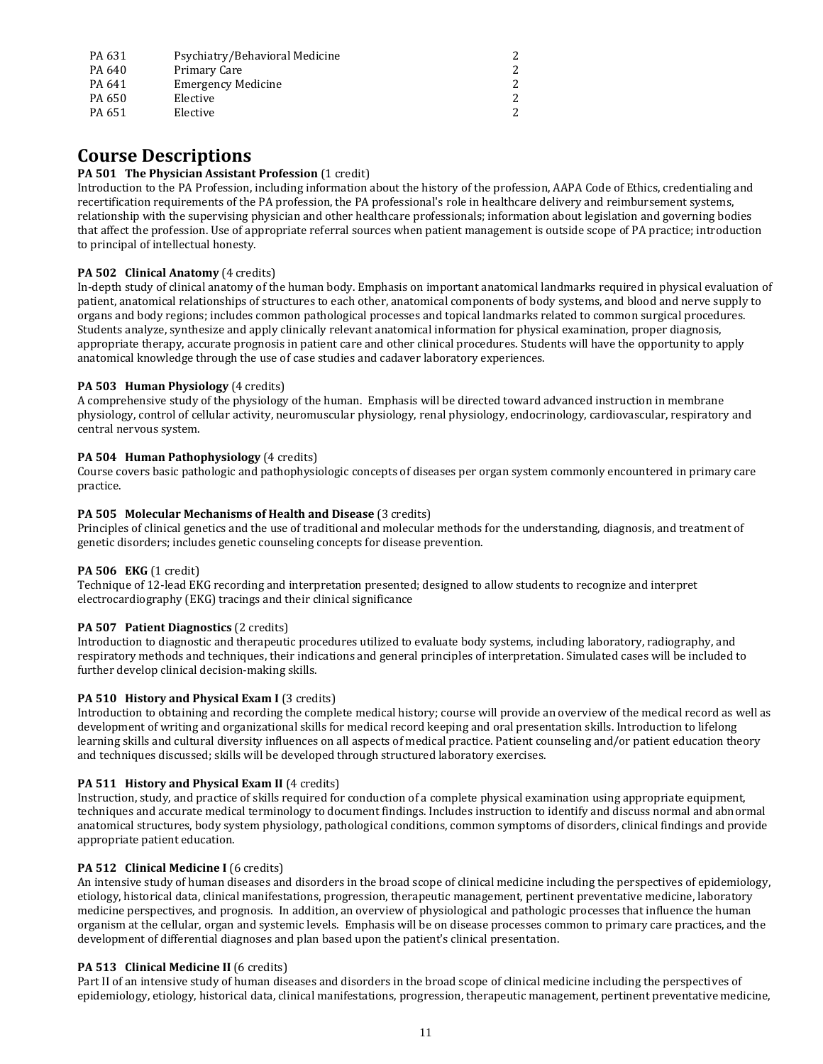| | | |
|---|---|---|
| PA 631 | Psychiatry/Behavioral Medicine | 2 |
| PA 640 | Primary Care | 2 |
| PA 641 | Emergency Medicine | 2 |
| PA 650 | Elective | 2 |
| PA 651 | Elective | 2 |

# Course Descriptions

**PA 501 The Physician Assistant Profession** (1 credit)
Introduction to the PA Profession, including information about the history of the profession, AAPA Code of Ethics, credentialing and recertification requirements of the PA profession, the PA professional's role in healthcare delivery and reimbursement systems, relationship with the supervising physician and other healthcare professionals; information about legislation and governing bodies that affect the profession. Use of appropriate referral sources when patient management is outside scope of PA practice; introduction to principal of intellectual honesty.

**PA 502 Clinical Anatomy** (4 credits)
In-depth study of clinical anatomy of the human body. Emphasis on important anatomical landmarks required in physical evaluation of patient, anatomical relationships of structures to each other, anatomical components of body systems, and blood and nerve supply to organs and body regions; includes common pathological processes and topical landmarks related to common surgical procedures. Students analyze, synthesize and apply clinically relevant anatomical information for physical examination, proper diagnosis, appropriate therapy, accurate prognosis in patient care and other clinical procedures. Students will have the opportunity to apply anatomical knowledge through the use of case studies and cadaver laboratory experiences.

**PA 503 Human Physiology** (4 credits)
A comprehensive study of the physiology of the human. Emphasis will be directed toward advanced instruction in membrane physiology, control of cellular activity, neuromuscular physiology, renal physiology, endocrinology, cardiovascular, respiratory and central nervous system.

**PA 504 Human Pathophysiology** (4 credits)
Course covers basic pathologic and pathophysiologic concepts of diseases per organ system commonly encountered in primary care practice.

**PA 505 Molecular Mechanisms of Health and Disease** (3 credits)
Principles of clinical genetics and the use of traditional and molecular methods for the understanding, diagnosis, and treatment of genetic disorders; includes genetic counseling concepts for disease prevention.

**PA 506 EKG** (1 credit)
Technique of 12-lead EKG recording and interpretation presented; designed to allow students to recognize and interpret electrocardiography (EKG) tracings and their clinical significance

**PA 507 Patient Diagnostics** (2 credits)
Introduction to diagnostic and therapeutic procedures utilized to evaluate body systems, including laboratory, radiography, and respiratory methods and techniques, their indications and general principles of interpretation. Simulated cases will be included to further develop clinical decision-making skills.

**PA 510 History and Physical Exam I** (3 credits)
Introduction to obtaining and recording the complete medical history; course will provide an overview of the medical record as well as development of writing and organizational skills for medical record keeping and oral presentation skills. Introduction to lifelong learning skills and cultural diversity influences on all aspects of medical practice. Patient counseling and/or patient education theory and techniques discussed; skills will be developed through structured laboratory exercises.

**PA 511 History and Physical Exam II** (4 credits)
Instruction, study, and practice of skills required for conduction of a complete physical examination using appropriate equipment, techniques and accurate medical terminology to document findings. Includes instruction to identify and discuss normal and abnormal anatomical structures, body system physiology, pathological conditions, common symptoms of disorders, clinical findings and provide appropriate patient education.

**PA 512 Clinical Medicine I** (6 credits)
An intensive study of human diseases and disorders in the broad scope of clinical medicine including the perspectives of epidemiology, etiology, historical data, clinical manifestations, progression, therapeutic management, pertinent preventative medicine, laboratory medicine perspectives, and prognosis. In addition, an overview of physiological and pathologic processes that influence the human organism at the cellular, organ and systemic levels. Emphasis will be on disease processes common to primary care practices, and the development of differential diagnoses and plan based upon the patient's clinical presentation.

**PA 513 Clinical Medicine II** (6 credits)
Part II of an intensive study of human diseases and disorders in the broad scope of clinical medicine including the perspectives of epidemiology, etiology, historical data, clinical manifestations, progression, therapeutic management, pertinent preventative medicine,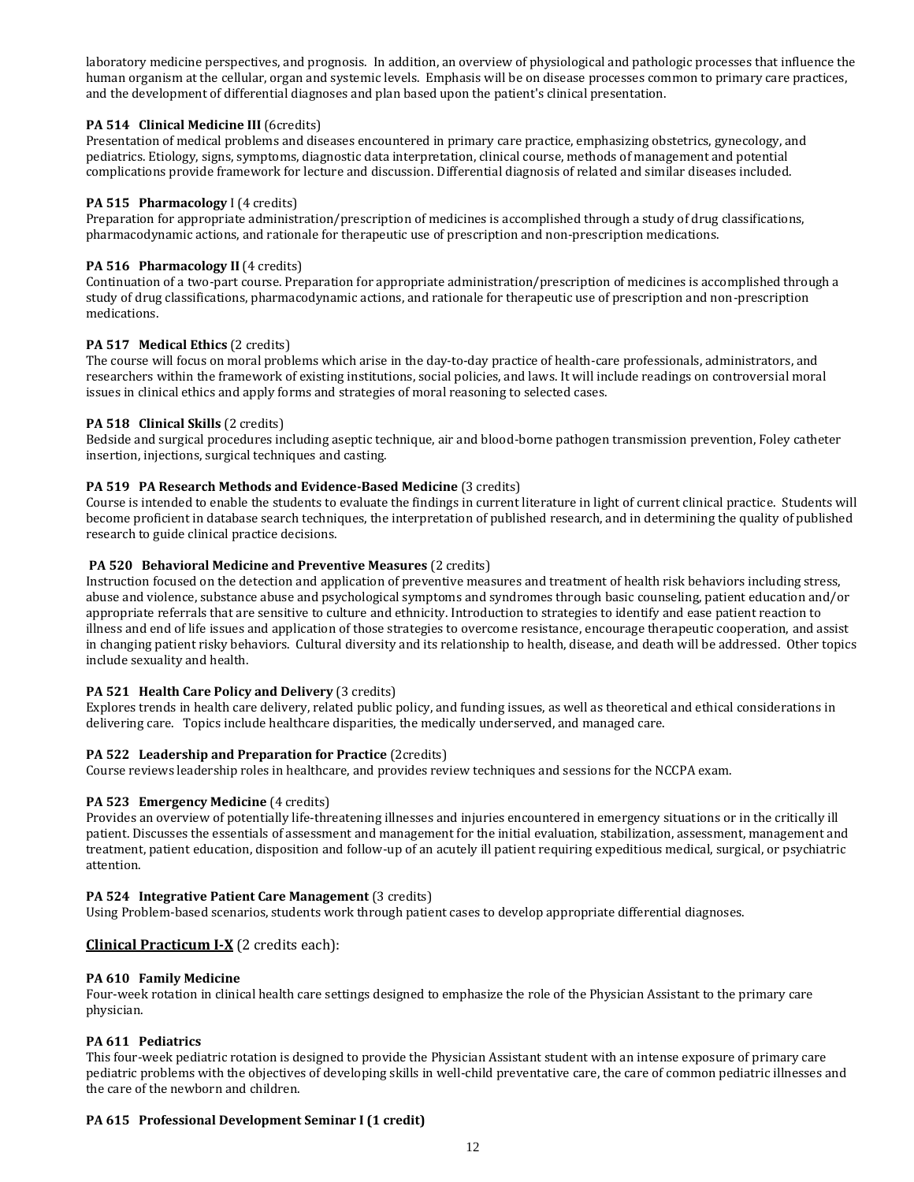laboratory medicine perspectives, and prognosis. In addition, an overview of physiological and pathologic processes that influence the human organism at the cellular, organ and systemic levels. Emphasis will be on disease processes common to primary care practices, and the development of differential diagnoses and plan based upon the patient's clinical presentation.

**PA 514 Clinical Medicine III** (6credits)
Presentation of medical problems and diseases encountered in primary care practice, emphasizing obstetrics, gynecology, and pediatrics. Etiology, signs, symptoms, diagnostic data interpretation, clinical course, methods of management and potential complications provide framework for lecture and discussion. Differential diagnosis of related and similar diseases included.

**PA 515 Pharmacology** I (4 credits)
Preparation for appropriate administration/prescription of medicines is accomplished through a study of drug classifications, pharmacodynamic actions, and rationale for therapeutic use of prescription and non-prescription medications.

**PA 516 Pharmacology II** (4 credits)
Continuation of a two-part course. Preparation for appropriate administration/prescription of medicines is accomplished through a study of drug classifications, pharmacodynamic actions, and rationale for therapeutic use of prescription and non-prescription medications.

**PA 517 Medical Ethics** (2 credits)
The course will focus on moral problems which arise in the day-to-day practice of health-care professionals, administrators, and researchers within the framework of existing institutions, social policies, and laws. It will include readings on controversial moral issues in clinical ethics and apply forms and strategies of moral reasoning to selected cases.

**PA 518 Clinical Skills** (2 credits)
Bedside and surgical procedures including aseptic technique, air and blood-borne pathogen transmission prevention, Foley catheter insertion, injections, surgical techniques and casting.

**PA 519 PA Research Methods and Evidence-Based Medicine** (3 credits)
Course is intended to enable the students to evaluate the findings in current literature in light of current clinical practice. Students will become proficient in database search techniques, the interpretation of published research, and in determining the quality of published research to guide clinical practice decisions.

**PA 520 Behavioral Medicine and Preventive Measures** (2 credits)
Instruction focused on the detection and application of preventive measures and treatment of health risk behaviors including stress, abuse and violence, substance abuse and psychological symptoms and syndromes through basic counseling, patient education and/or appropriate referrals that are sensitive to culture and ethnicity. Introduction to strategies to identify and ease patient reaction to illness and end of life issues and application of those strategies to overcome resistance, encourage therapeutic cooperation, and assist in changing patient risky behaviors. Cultural diversity and its relationship to health, disease, and death will be addressed. Other topics include sexuality and health.

**PA 521 Health Care Policy and Delivery** (3 credits)
Explores trends in health care delivery, related public policy, and funding issues, as well as theoretical and ethical considerations in delivering care. Topics include healthcare disparities, the medically underserved, and managed care.

**PA 522 Leadership and Preparation for Practice** (2credits)
Course reviews leadership roles in healthcare, and provides review techniques and sessions for the NCCPA exam.

**PA 523 Emergency Medicine** (4 credits)
Provides an overview of potentially life-threatening illnesses and injuries encountered in emergency situations or in the critically ill patient. Discusses the essentials of assessment and management for the initial evaluation, stabilization, assessment, management and treatment, patient education, disposition and follow-up of an acutely ill patient requiring expeditious medical, surgical, or psychiatric attention.

**PA 524 Integrative Patient Care Management** (3 credits)
Using Problem-based scenarios, students work through patient cases to develop appropriate differential diagnoses.

## Clinical Practicum I-X (2 credits each):

**PA 610 Family Medicine**
Four-week rotation in clinical health care settings designed to emphasize the role of the Physician Assistant to the primary care physician.

**PA 611 Pediatrics**
This four-week pediatric rotation is designed to provide the Physician Assistant student with an intense exposure of primary care pediatric problems with the objectives of developing skills in well-child preventative care, the care of common pediatric illnesses and the care of the newborn and children.

**PA 615 Professional Development Seminar I (1 credit)**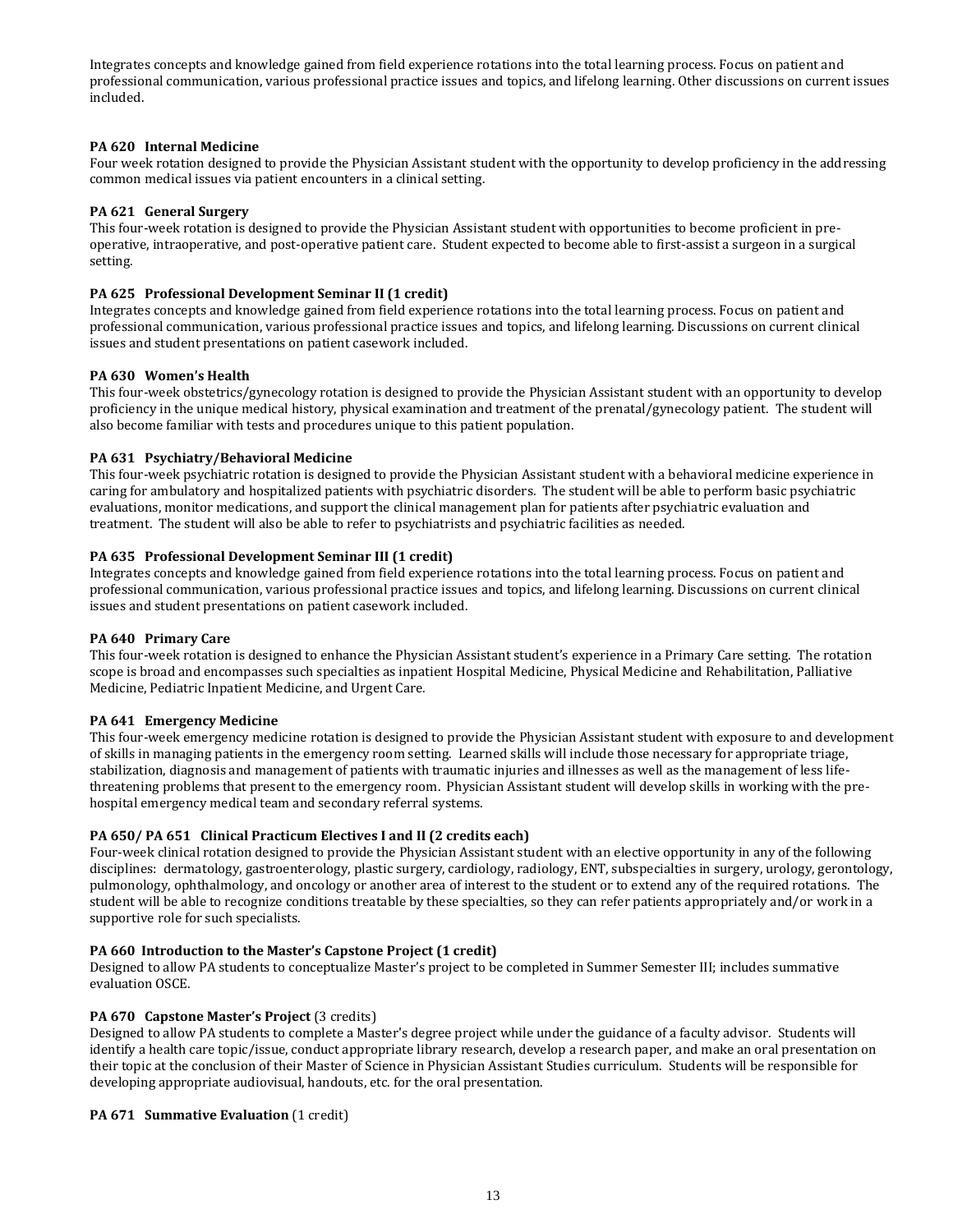Integrates concepts and knowledge gained from field experience rotations into the total learning process. Focus on patient and professional communication, various professional practice issues and topics, and lifelong learning. Other discussions on current issues included.

**PA 620 Internal Medicine**
Four week rotation designed to provide the Physician Assistant student with the opportunity to develop proficiency in the addressing common medical issues via patient encounters in a clinical setting.

**PA 621 General Surgery**
This four-week rotation is designed to provide the Physician Assistant student with opportunities to become proficient in pre-operative, intraoperative, and post-operative patient care. Student expected to become able to first-assist a surgeon in a surgical setting.

**PA 625 Professional Development Seminar II (1 credit)**
Integrates concepts and knowledge gained from field experience rotations into the total learning process. Focus on patient and professional communication, various professional practice issues and topics, and lifelong learning. Discussions on current clinical issues and student presentations on patient casework included.

**PA 630 Women's Health**
This four-week obstetrics/gynecology rotation is designed to provide the Physician Assistant student with an opportunity to develop proficiency in the unique medical history, physical examination and treatment of the prenatal/gynecology patient. The student will also become familiar with tests and procedures unique to this patient population.

**PA 631 Psychiatry/Behavioral Medicine**
This four-week psychiatric rotation is designed to provide the Physician Assistant student with a behavioral medicine experience in caring for ambulatory and hospitalized patients with psychiatric disorders. The student will be able to perform basic psychiatric evaluations, monitor medications, and support the clinical management plan for patients after psychiatric evaluation and treatment. The student will also be able to refer to psychiatrists and psychiatric facilities as needed.

**PA 635 Professional Development Seminar III (1 credit)**
Integrates concepts and knowledge gained from field experience rotations into the total learning process. Focus on patient and professional communication, various professional practice issues and topics, and lifelong learning. Discussions on current clinical issues and student presentations on patient casework included.

**PA 640 Primary Care**
This four-week rotation is designed to enhance the Physician Assistant student's experience in a Primary Care setting. The rotation scope is broad and encompasses such specialties as inpatient Hospital Medicine, Physical Medicine and Rehabilitation, Palliative Medicine, Pediatric Inpatient Medicine, and Urgent Care.

**PA 641 Emergency Medicine**
This four-week emergency medicine rotation is designed to provide the Physician Assistant student with exposure to and development of skills in managing patients in the emergency room setting. Learned skills will include those necessary for appropriate triage, stabilization, diagnosis and management of patients with traumatic injuries and illnesses as well as the management of less life-threatening problems that present to the emergency room. Physician Assistant student will develop skills in working with the pre-hospital emergency medical team and secondary referral systems.

**PA 650/ PA 651 Clinical Practicum Electives I and II (2 credits each)**
Four-week clinical rotation designed to provide the Physician Assistant student with an elective opportunity in any of the following disciplines: dermatology, gastroenterology, plastic surgery, cardiology, radiology, ENT, subspecialties in surgery, urology, gerontology, pulmonology, ophthalmology, and oncology or another area of interest to the student or to extend any of the required rotations. The student will be able to recognize conditions treatable by these specialties, so they can refer patients appropriately and/or work in a supportive role for such specialists.

**PA 660 Introduction to the Master's Capstone Project (1 credit)**
Designed to allow PA students to conceptualize Master's project to be completed in Summer Semester III; includes summative evaluation OSCE.

**PA 670 Capstone Master's Project** (3 credits)
Designed to allow PA students to complete a Master's degree project while under the guidance of a faculty advisor. Students will identify a health care topic/issue, conduct appropriate library research, develop a research paper, and make an oral presentation on their topic at the conclusion of their Master of Science in Physician Assistant Studies curriculum. Students will be responsible for developing appropriate audiovisual, handouts, etc. for the oral presentation.

**PA 671 Summative Evaluation** (1 credit)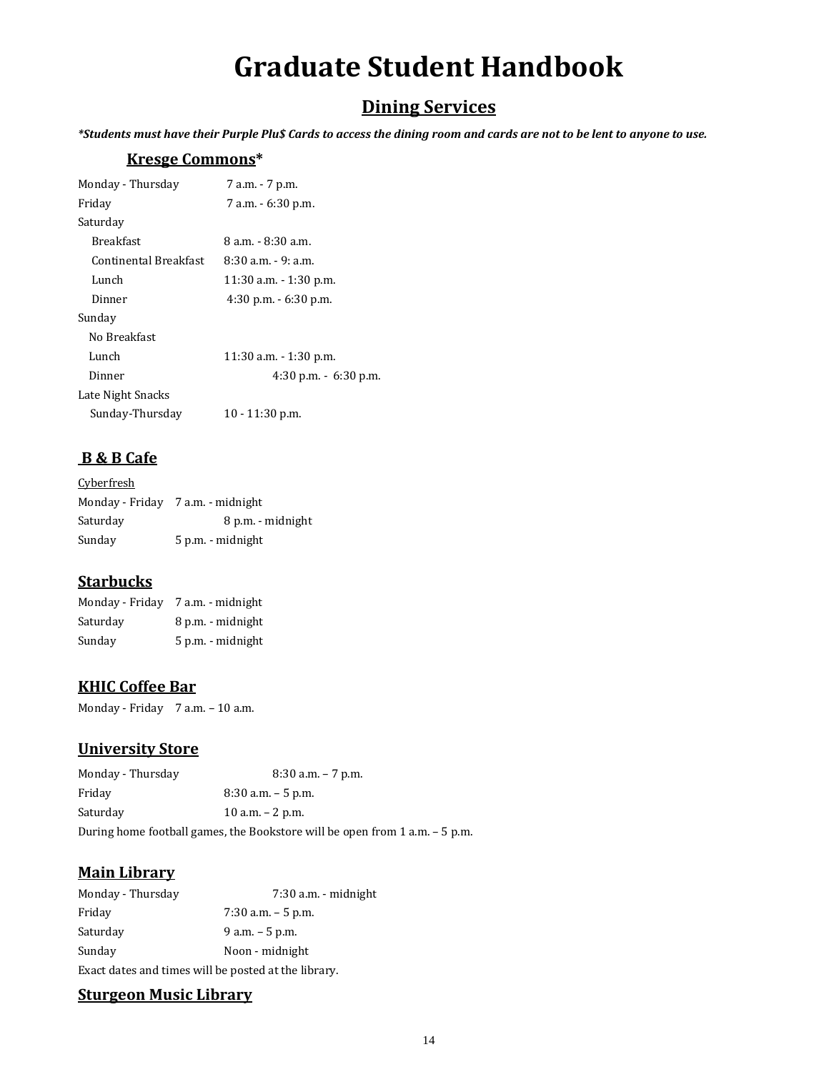# Graduate Student Handbook

## Dining Services

***Students must have their Purple Plu$ Cards to access the dining room and cards are not to be lent to anyone to use.***

### Kresge Commons*

Monday - Thursday 7 a.m. - 7 p.m.
Friday 7 a.m. - 6:30 p.m.
Saturday
Breakfast 8 a.m. - 8:30 a.m.
Continental Breakfast 8:30 a.m. - 9: a.m.
Lunch 11:30 a.m. - 1:30 p.m.
Dinner 4:30 p.m. - 6:30 p.m.
Sunday
No Breakfast
Lunch 11:30 a.m. - 1:30 p.m.
Dinner 4:30 p.m. - 6:30 p.m.
Late Night Snacks
Sunday-Thursday 10 - 11:30 p.m.

### B & B Cafe

Cyberfresh
Monday - Friday 7 a.m. - midnight
Saturday 8 p.m. - midnight
Sunday 5 p.m. - midnight

### Starbucks

Monday - Friday 7 a.m. - midnight
Saturday 8 p.m. - midnight
Sunday 5 p.m. - midnight

### KHIC Coffee Bar

Monday - Friday 7 a.m. – 10 a.m.

### University Store

Monday - Thursday 8:30 a.m. – 7 p.m.
Friday 8:30 a.m. – 5 p.m.
Saturday 10 a.m. – 2 p.m.
During home football games, the Bookstore will be open from 1 a.m. – 5 p.m.

### Main Library

Monday - Thursday 7:30 a.m. - midnight
Friday 7:30 a.m. – 5 p.m.
Saturday 9 a.m. – 5 p.m.
Sunday Noon - midnight
Exact dates and times will be posted at the library.

### Sturgeon Music Library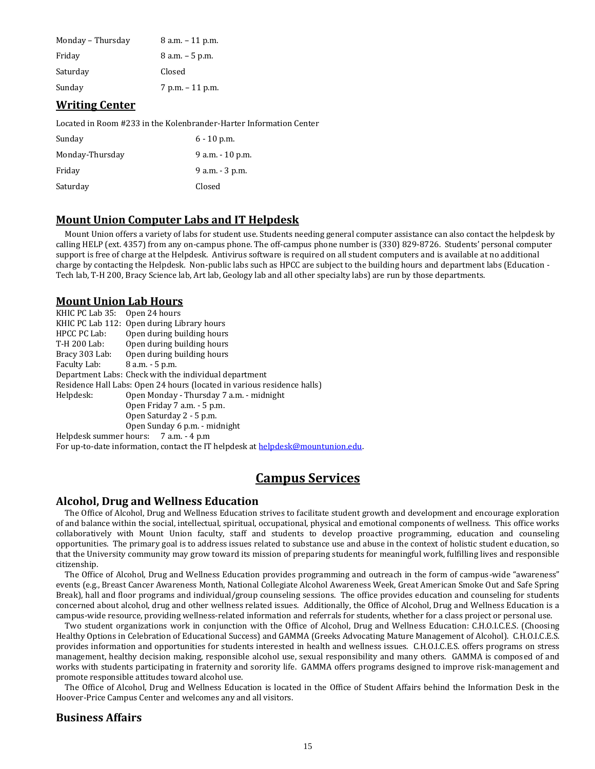| | |
|---|---|
| Monday – Thursday | 8 a.m. – 11 p.m. |
| Friday | 8 a.m. – 5 p.m. |
| Saturday | Closed |
| Sunday | 7 p.m. – 11 p.m. |

## Writing Center

Located in Room #233 in the Kolenbrander-Harter Information Center

| | |
|---|---|
| Sunday | 6 - 10 p.m. |
| Monday-Thursday | 9 a.m. - 10 p.m. |
| Friday | 9 a.m. - 3 p.m. |
| Saturday | Closed |

## Mount Union Computer Labs and IT Helpdesk

Mount Union offers a variety of labs for student use. Students needing general computer assistance can also contact the helpdesk by calling HELP (ext. 4357) from any on-campus phone. The off-campus phone number is (330) 829-8726. Students' personal computer support is free of charge at the Helpdesk. Antivirus software is required on all student computers and is available at no additional charge by contacting the Helpdesk. Non-public labs such as HPCC are subject to the building hours and department labs (Education - Tech lab, T-H 200, Bracy Science lab, Art lab, Geology lab and all other specialty labs) are run by those departments.

## Mount Union Lab Hours

KHIC PC Lab 35: Open 24 hours
KHIC PC Lab 112: Open during Library hours
HPCC PC Lab: Open during building hours
T-H 200 Lab: Open during building hours
Bracy 303 Lab: Open during building hours
Faculty Lab: 8 a.m. - 5 p.m.
Department Labs: Check with the individual department
Residence Hall Labs: Open 24 hours (located in various residence halls)
Helpdesk: Open Monday - Thursday 7 a.m. - midnight
Open Friday 7 a.m. - 5 p.m.
Open Saturday 2 - 5 p.m.
Open Sunday 6 p.m. - midnight
Helpdesk summer hours: 7 a.m. - 4 p.m
For up-to-date information, contact the IT helpdesk at helpdesk@mountunion.edu.

# Campus Services

## Alcohol, Drug and Wellness Education

The Office of Alcohol, Drug and Wellness Education strives to facilitate student growth and development and encourage exploration of and balance within the social, intellectual, spiritual, occupational, physical and emotional components of wellness. This office works collaboratively with Mount Union faculty, staff and students to develop proactive programming, education and counseling opportunities. The primary goal is to address issues related to substance use and abuse in the context of holistic student education, so that the University community may grow toward its mission of preparing students for meaningful work, fulfilling lives and responsible citizenship.

The Office of Alcohol, Drug and Wellness Education provides programming and outreach in the form of campus-wide "awareness" events (e.g., Breast Cancer Awareness Month, National Collegiate Alcohol Awareness Week, Great American Smoke Out and Safe Spring Break), hall and floor programs and individual/group counseling sessions. The office provides education and counseling for students concerned about alcohol, drug and other wellness related issues. Additionally, the Office of Alcohol, Drug and Wellness Education is a campus-wide resource, providing wellness-related information and referrals for students, whether for a class project or personal use.

Two student organizations work in conjunction with the Office of Alcohol, Drug and Wellness Education: C.H.O.I.C.E.S. (Choosing Healthy Options in Celebration of Educational Success) and GAMMA (Greeks Advocating Mature Management of Alcohol). C.H.O.I.C.E.S. provides information and opportunities for students interested in health and wellness issues. C.H.O.I.C.E.S. offers programs on stress management, healthy decision making, responsible alcohol use, sexual responsibility and many others. GAMMA is composed of and works with students participating in fraternity and sorority life. GAMMA offers programs designed to improve risk-management and promote responsible attitudes toward alcohol use.

The Office of Alcohol, Drug and Wellness Education is located in the Office of Student Affairs behind the Information Desk in the Hoover-Price Campus Center and welcomes any and all visitors.

## Business Affairs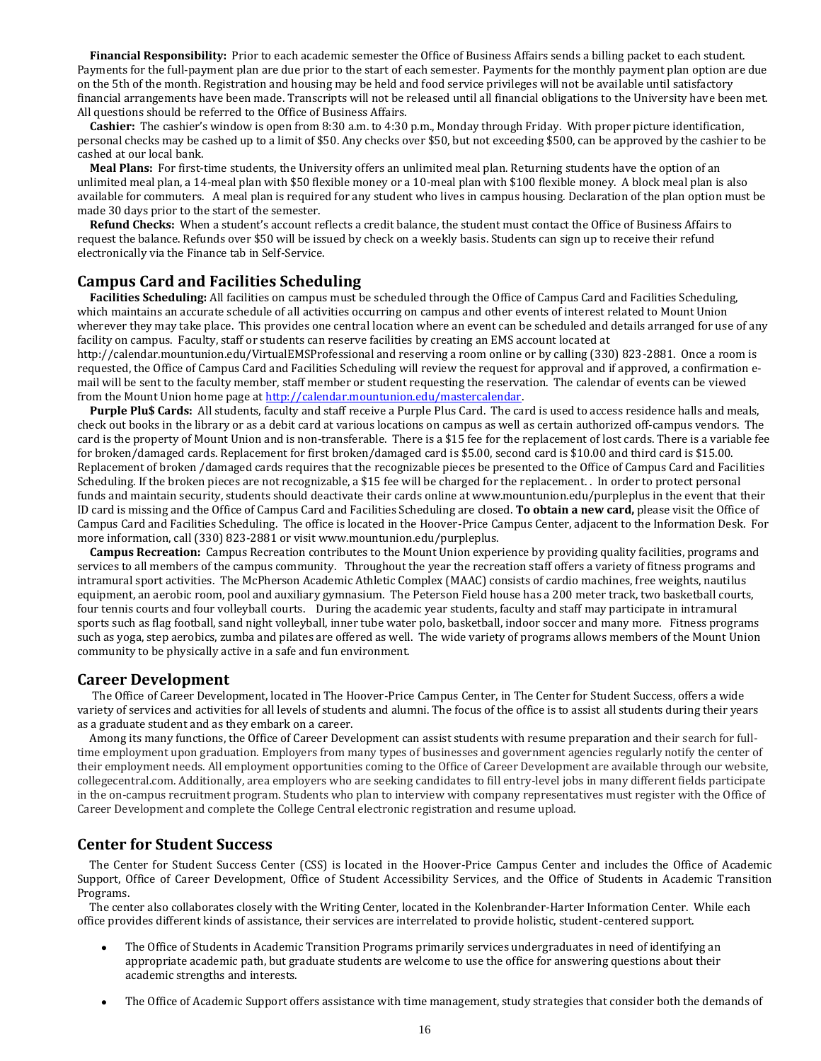**Financial Responsibility:** Prior to each academic semester the Office of Business Affairs sends a billing packet to each student. Payments for the full-payment plan are due prior to the start of each semester. Payments for the monthly payment plan option are due on the 5th of the month. Registration and housing may be held and food service privileges will not be available until satisfactory financial arrangements have been made. Transcripts will not be released until all financial obligations to the University have been met. All questions should be referred to the Office of Business Affairs.

**Cashier:** The cashier's window is open from 8:30 a.m. to 4:30 p.m., Monday through Friday. With proper picture identification, personal checks may be cashed up to a limit of $50. Any checks over $50, but not exceeding $500, can be approved by the cashier to be cashed at our local bank.

**Meal Plans:** For first-time students, the University offers an unlimited meal plan. Returning students have the option of an unlimited meal plan, a 14-meal plan with $50 flexible money or a 10-meal plan with $100 flexible money. A block meal plan is also available for commuters. A meal plan is required for any student who lives in campus housing. Declaration of the plan option must be made 30 days prior to the start of the semester.

**Refund Checks:** When a student's account reflects a credit balance, the student must contact the Office of Business Affairs to request the balance. Refunds over $50 will be issued by check on a weekly basis. Students can sign up to receive their refund electronically via the Finance tab in Self-Service.

## Campus Card and Facilities Scheduling

**Facilities Scheduling:** All facilities on campus must be scheduled through the Office of Campus Card and Facilities Scheduling, which maintains an accurate schedule of all activities occurring on campus and other events of interest related to Mount Union wherever they may take place. This provides one central location where an event can be scheduled and details arranged for use of any facility on campus. Faculty, staff or students can reserve facilities by creating an EMS account located at http://calendar.mountunion.edu/VirtualEMSProfessional and reserving a room online or by calling (330) 823-2881. Once a room is requested, the Office of Campus Card and Facilities Scheduling will review the request for approval and if approved, a confirmation e-mail will be sent to the faculty member, staff member or student requesting the reservation. The calendar of events can be viewed from the Mount Union home page at http://calendar.mountunion.edu/mastercalendar.

**Purple Plu$ Cards:** All students, faculty and staff receive a Purple Plus Card. The card is used to access residence halls and meals, check out books in the library or as a debit card at various locations on campus as well as certain authorized off-campus vendors. The card is the property of Mount Union and is non-transferable. There is a $15 fee for the replacement of lost cards. There is a variable fee for broken/damaged cards. Replacement for first broken/damaged card is $5.00, second card is $10.00 and third card is $15.00. Replacement of broken /damaged cards requires that the recognizable pieces be presented to the Office of Campus Card and Facilities Scheduling. If the broken pieces are not recognizable, a $15 fee will be charged for the replacement. . In order to protect personal funds and maintain security, students should deactivate their cards online at www.mountunion.edu/purpleplus in the event that their ID card is missing and the Office of Campus Card and Facilities Scheduling are closed. **To obtain a new card,** please visit the Office of Campus Card and Facilities Scheduling. The office is located in the Hoover-Price Campus Center, adjacent to the Information Desk. For more information, call (330) 823-2881 or visit www.mountunion.edu/purpleplus.

**Campus Recreation:** Campus Recreation contributes to the Mount Union experience by providing quality facilities, programs and services to all members of the campus community. Throughout the year the recreation staff offers a variety of fitness programs and intramural sport activities. The McPherson Academic Athletic Complex (MAAC) consists of cardio machines, free weights, nautilus equipment, an aerobic room, pool and auxiliary gymnasium. The Peterson Field house has a 200 meter track, two basketball courts, four tennis courts and four volleyball courts. During the academic year students, faculty and staff may participate in intramural sports such as flag football, sand night volleyball, inner tube water polo, basketball, indoor soccer and many more. Fitness programs such as yoga, step aerobics, zumba and pilates are offered as well. The wide variety of programs allows members of the Mount Union community to be physically active in a safe and fun environment.

## Career Development

The Office of Career Development, located in The Hoover-Price Campus Center, in The Center for Student Success, offers a wide variety of services and activities for all levels of students and alumni. The focus of the office is to assist all students during their years as a graduate student and as they embark on a career.

Among its many functions, the Office of Career Development can assist students with resume preparation and their search for full-time employment upon graduation. Employers from many types of businesses and government agencies regularly notify the center of their employment needs. All employment opportunities coming to the Office of Career Development are available through our website, collegecentral.com. Additionally, area employers who are seeking candidates to fill entry-level jobs in many different fields participate in the on-campus recruitment program. Students who plan to interview with company representatives must register with the Office of Career Development and complete the College Central electronic registration and resume upload.

## Center for Student Success

The Center for Student Success Center (CSS) is located in the Hoover-Price Campus Center and includes the Office of Academic Support, Office of Career Development, Office of Student Accessibility Services, and the Office of Students in Academic Transition Programs.

The center also collaborates closely with the Writing Center, located in the Kolenbrander-Harter Information Center. While each office provides different kinds of assistance, their services are interrelated to provide holistic, student-centered support.

- The Office of Students in Academic Transition Programs primarily services undergraduates in need of identifying an appropriate academic path, but graduate students are welcome to use the office for answering questions about their academic strengths and interests.
- The Office of Academic Support offers assistance with time management, study strategies that consider both the demands of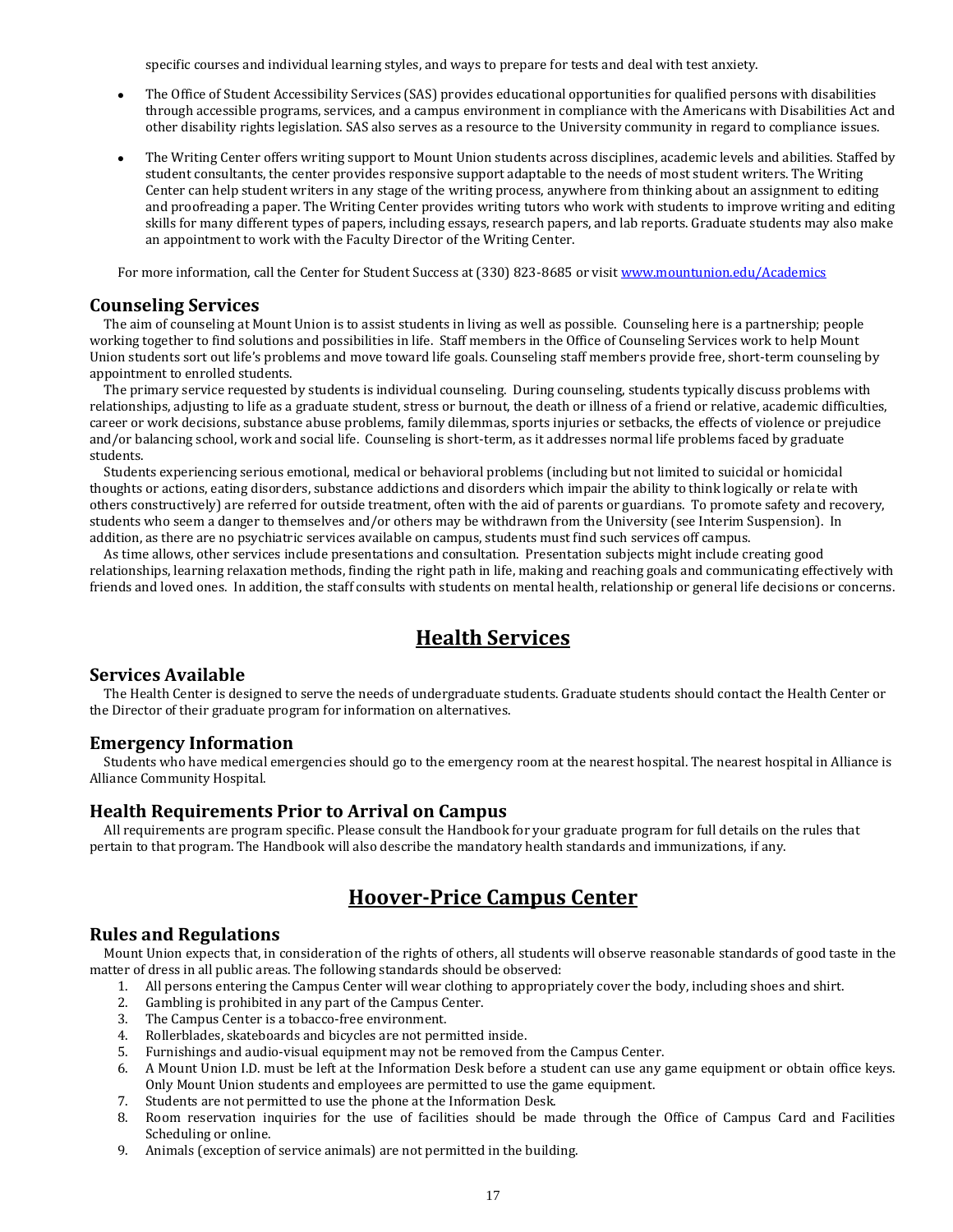specific courses and individual learning styles, and ways to prepare for tests and deal with test anxiety.

- The Office of Student Accessibility Services (SAS) provides educational opportunities for qualified persons with disabilities through accessible programs, services, and a campus environment in compliance with the Americans with Disabilities Act and other disability rights legislation. SAS also serves as a resource to the University community in regard to compliance issues.
- The Writing Center offers writing support to Mount Union students across disciplines, academic levels and abilities. Staffed by student consultants, the center provides responsive support adaptable to the needs of most student writers. The Writing Center can help student writers in any stage of the writing process, anywhere from thinking about an assignment to editing and proofreading a paper. The Writing Center provides writing tutors who work with students to improve writing and editing skills for many different types of papers, including essays, research papers, and lab reports. Graduate students may also make an appointment to work with the Faculty Director of the Writing Center.

For more information, call the Center for Student Success at (330) 823-8685 or visit [www.mountunion.edu/Academics](www.mountunion.edu/Academics)

### Counseling Services

The aim of counseling at Mount Union is to assist students in living as well as possible. Counseling here is a partnership; people working together to find solutions and possibilities in life. Staff members in the Office of Counseling Services work to help Mount Union students sort out life's problems and move toward life goals. Counseling staff members provide free, short-term counseling by appointment to enrolled students.

The primary service requested by students is individual counseling. During counseling, students typically discuss problems with relationships, adjusting to life as a graduate student, stress or burnout, the death or illness of a friend or relative, academic difficulties, career or work decisions, substance abuse problems, family dilemmas, sports injuries or setbacks, the effects of violence or prejudice and/or balancing school, work and social life. Counseling is short-term, as it addresses normal life problems faced by graduate students.

Students experiencing serious emotional, medical or behavioral problems (including but not limited to suicidal or homicidal thoughts or actions, eating disorders, substance addictions and disorders which impair the ability to think logically or relate with others constructively) are referred for outside treatment, often with the aid of parents or guardians. To promote safety and recovery, students who seem a danger to themselves and/or others may be withdrawn from the University (see Interim Suspension). In addition, as there are no psychiatric services available on campus, students must find such services off campus.

As time allows, other services include presentations and consultation. Presentation subjects might include creating good relationships, learning relaxation methods, finding the right path in life, making and reaching goals and communicating effectively with friends and loved ones. In addition, the staff consults with students on mental health, relationship or general life decisions or concerns.

## Health Services

### Services Available

The Health Center is designed to serve the needs of undergraduate students. Graduate students should contact the Health Center or the Director of their graduate program for information on alternatives.

### Emergency Information

Students who have medical emergencies should go to the emergency room at the nearest hospital. The nearest hospital in Alliance is Alliance Community Hospital.

### Health Requirements Prior to Arrival on Campus

All requirements are program specific. Please consult the Handbook for your graduate program for full details on the rules that pertain to that program. The Handbook will also describe the mandatory health standards and immunizations, if any.

## Hoover-Price Campus Center

### Rules and Regulations

Mount Union expects that, in consideration of the rights of others, all students will observe reasonable standards of good taste in the matter of dress in all public areas. The following standards should be observed:

1. All persons entering the Campus Center will wear clothing to appropriately cover the body, including shoes and shirt.
2. Gambling is prohibited in any part of the Campus Center.
3. The Campus Center is a tobacco-free environment.
4. Rollerblades, skateboards and bicycles are not permitted inside.
5. Furnishings and audio-visual equipment may not be removed from the Campus Center.
6. A Mount Union I.D. must be left at the Information Desk before a student can use any game equipment or obtain office keys. Only Mount Union students and employees are permitted to use the game equipment.
7. Students are not permitted to use the phone at the Information Desk.
8. Room reservation inquiries for the use of facilities should be made through the Office of Campus Card and Facilities Scheduling or online.
9. Animals (exception of service animals) are not permitted in the building.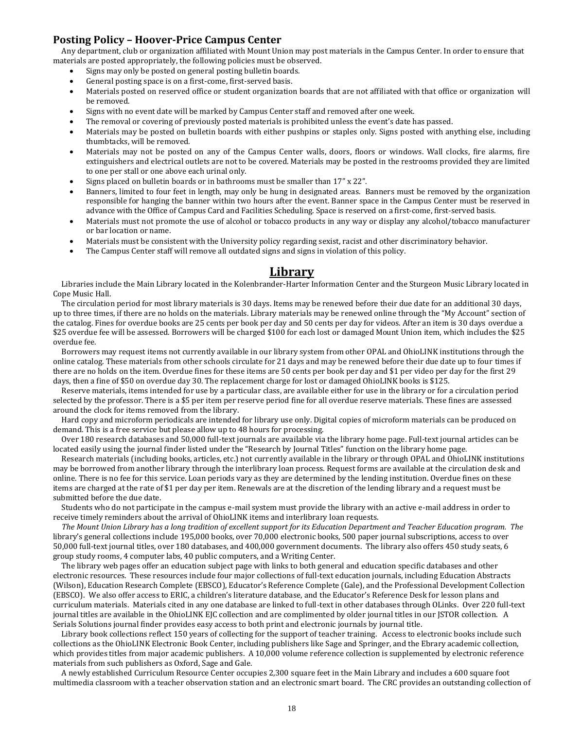## Posting Policy – Hoover-Price Campus Center

Any department, club or organization affiliated with Mount Union may post materials in the Campus Center. In order to ensure that materials are posted appropriately, the following policies must be observed.

- Signs may only be posted on general posting bulletin boards.
- General posting space is on a first-come, first-served basis.
- Materials posted on reserved office or student organization boards that are not affiliated with that office or organization will be removed.
- Signs with no event date will be marked by Campus Center staff and removed after one week.
- The removal or covering of previously posted materials is prohibited unless the event's date has passed.
- Materials may be posted on bulletin boards with either pushpins or staples only. Signs posted with anything else, including thumbtacks, will be removed.
- Materials may not be posted on any of the Campus Center walls, doors, floors or windows. Wall clocks, fire alarms, fire extinguishers and electrical outlets are not to be covered. Materials may be posted in the restrooms provided they are limited to one per stall or one above each urinal only.
- Signs placed on bulletin boards or in bathrooms must be smaller than 17" x 22".
- Banners, limited to four feet in length, may only be hung in designated areas. Banners must be removed by the organization responsible for hanging the banner within two hours after the event. Banner space in the Campus Center must be reserved in advance with the Office of Campus Card and Facilities Scheduling. Space is reserved on a first-come, first-served basis.
- Materials must not promote the use of alcohol or tobacco products in any way or display any alcohol/tobacco manufacturer or bar location or name.
- Materials must be consistent with the University policy regarding sexist, racist and other discriminatory behavior.
- The Campus Center staff will remove all outdated signs and signs in violation of this policy.

# Library

Libraries include the Main Library located in the Kolenbrander-Harter Information Center and the Sturgeon Music Library located in Cope Music Hall.

The circulation period for most library materials is 30 days. Items may be renewed before their due date for an additional 30 days, up to three times, if there are no holds on the materials. Library materials may be renewed online through the "My Account" section of the catalog. Fines for overdue books are 25 cents per book per day and 50 cents per day for videos. After an item is 30 days overdue a $25 overdue fee will be assessed. Borrowers will be charged $100 for each lost or damaged Mount Union item, which includes the $25 overdue fee.

Borrowers may request items not currently available in our library system from other OPAL and OhioLINK institutions through the online catalog. These materials from other schools circulate for 21 days and may be renewed before their due date up to four times if there are no holds on the item. Overdue fines for these items are 50 cents per book per day and $1 per video per day for the first 29 days, then a fine of $50 on overdue day 30. The replacement charge for lost or damaged OhioLINK books is $125.

Reserve materials, items intended for use by a particular class, are available either for use in the library or for a circulation period selected by the professor. There is a $5 per item per reserve period fine for all overdue reserve materials. These fines are assessed around the clock for items removed from the library.

Hard copy and microform periodicals are intended for library use only. Digital copies of microform materials can be produced on demand. This is a free service but please allow up to 48 hours for processing.

Over 180 research databases and 50,000 full-text journals are available via the library home page. Full-text journal articles can be located easily using the journal finder listed under the "Research by Journal Titles" function on the library home page.

Research materials (including books, articles, etc.) not currently available in the library or through OPAL and OhioLINK institutions may be borrowed from another library through the interlibrary loan process. Request forms are available at the circulation desk and online. There is no fee for this service. Loan periods vary as they are determined by the lending institution. Overdue fines on these items are charged at the rate of $1 per day per item. Renewals are at the discretion of the lending library and a request must be submitted before the due date.

Students who do not participate in the campus e-mail system must provide the library with an active e-mail address in order to receive timely reminders about the arrival of OhioLINK items and interlibrary loan requests.

*The Mount Union Library has a long tradition of excellent support for its Education Department and Teacher Education program. The* library's general collections include 195,000 books, over 70,000 electronic books, 500 paper journal subscriptions, access to over 50,000 full-text journal titles, over 180 databases, and 400,000 government documents. The library also offers 450 study seats, 6 group study rooms, 4 computer labs, 40 public computers, and a Writing Center.

The library web pages offer an education subject page with links to both general and education specific databases and other electronic resources. These resources include four major collections of full-text education journals, including Education Abstracts (Wilson), Education Research Complete (EBSCO), Educator's Reference Complete (Gale), and the Professional Development Collection (EBSCO). We also offer access to ERIC, a children's literature database, and the Educator's Reference Desk for lesson plans and curriculum materials. Materials cited in any one database are linked to full-text in other databases through OLinks. Over 220 full-text journal titles are available in the OhioLINK EJC collection and are complimented by older journal titles in our JSTOR collection. A Serials Solutions journal finder provides easy access to both print and electronic journals by journal title.

Library book collections reflect 150 years of collecting for the support of teacher training. Access to electronic books include such collections as the OhioLINK Electronic Book Center, including publishers like Sage and Springer, and the Ebrary academic collection, which provides titles from major academic publishers. A 10,000 volume reference collection is supplemented by electronic reference materials from such publishers as Oxford, Sage and Gale.

A newly established Curriculum Resource Center occupies 2,300 square feet in the Main Library and includes a 600 square foot multimedia classroom with a teacher observation station and an electronic smart board. The CRC provides an outstanding collection of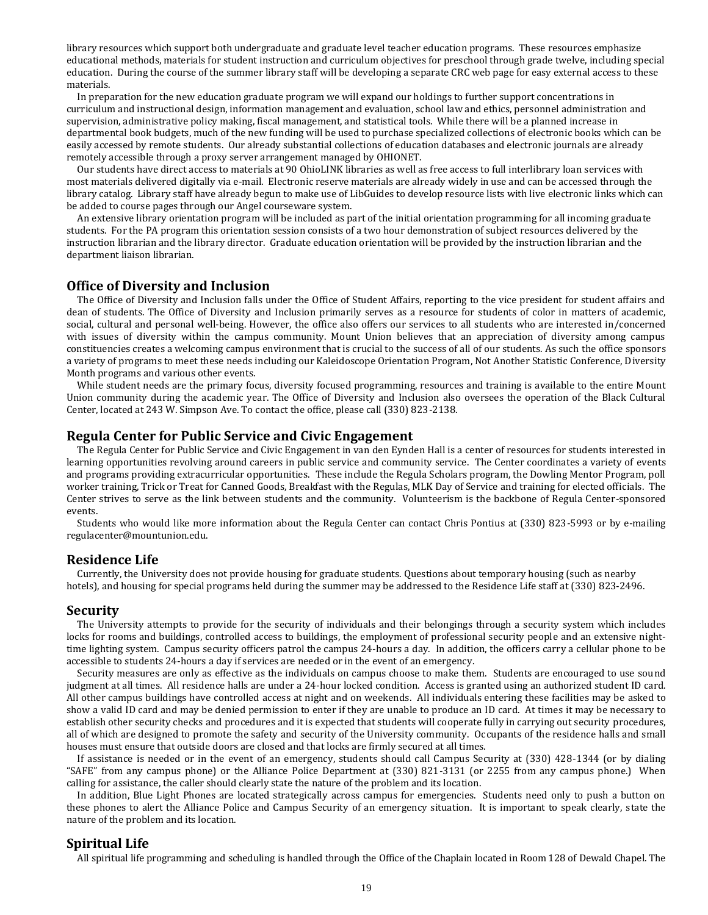library resources which support both undergraduate and graduate level teacher education programs. These resources emphasize educational methods, materials for student instruction and curriculum objectives for preschool through grade twelve, including special education. During the course of the summer library staff will be developing a separate CRC web page for easy external access to these materials.

In preparation for the new education graduate program we will expand our holdings to further support concentrations in curriculum and instructional design, information management and evaluation, school law and ethics, personnel administration and supervision, administrative policy making, fiscal management, and statistical tools. While there will be a planned increase in departmental book budgets, much of the new funding will be used to purchase specialized collections of electronic books which can be easily accessed by remote students. Our already substantial collections of education databases and electronic journals are already remotely accessible through a proxy server arrangement managed by OHIONET.

Our students have direct access to materials at 90 OhioLINK libraries as well as free access to full interlibrary loan services with most materials delivered digitally via e-mail. Electronic reserve materials are already widely in use and can be accessed through the library catalog. Library staff have already begun to make use of LibGuides to develop resource lists with live electronic links which can be added to course pages through our Angel courseware system.

An extensive library orientation program will be included as part of the initial orientation programming for all incoming graduate students. For the PA program this orientation session consists of a two hour demonstration of subject resources delivered by the instruction librarian and the library director. Graduate education orientation will be provided by the instruction librarian and the department liaison librarian.

## Office of Diversity and Inclusion

The Office of Diversity and Inclusion falls under the Office of Student Affairs, reporting to the vice president for student affairs and dean of students. The Office of Diversity and Inclusion primarily serves as a resource for students of color in matters of academic, social, cultural and personal well-being. However, the office also offers our services to all students who are interested in/concerned with issues of diversity within the campus community. Mount Union believes that an appreciation of diversity among campus constituencies creates a welcoming campus environment that is crucial to the success of all of our students. As such the office sponsors a variety of programs to meet these needs including our Kaleidoscope Orientation Program, Not Another Statistic Conference, Diversity Month programs and various other events.

While student needs are the primary focus, diversity focused programming, resources and training is available to the entire Mount Union community during the academic year. The Office of Diversity and Inclusion also oversees the operation of the Black Cultural Center, located at 243 W. Simpson Ave. To contact the office, please call (330) 823-2138.

## Regula Center for Public Service and Civic Engagement

The Regula Center for Public Service and Civic Engagement in van den Eynden Hall is a center of resources for students interested in learning opportunities revolving around careers in public service and community service. The Center coordinates a variety of events and programs providing extracurricular opportunities. These include the Regula Scholars program, the Dowling Mentor Program, poll worker training, Trick or Treat for Canned Goods, Breakfast with the Regulas, MLK Day of Service and training for elected officials. The Center strives to serve as the link between students and the community. Volunteerism is the backbone of Regula Center-sponsored events.

Students who would like more information about the Regula Center can contact Chris Pontius at (330) 823-5993 or by e-mailing regulacenter@mountunion.edu.

## Residence Life

Currently, the University does not provide housing for graduate students. Questions about temporary housing (such as nearby hotels), and housing for special programs held during the summer may be addressed to the Residence Life staff at (330) 823-2496.

## Security

The University attempts to provide for the security of individuals and their belongings through a security system which includes locks for rooms and buildings, controlled access to buildings, the employment of professional security people and an extensive night-time lighting system. Campus security officers patrol the campus 24-hours a day. In addition, the officers carry a cellular phone to be accessible to students 24-hours a day if services are needed or in the event of an emergency.

Security measures are only as effective as the individuals on campus choose to make them. Students are encouraged to use sound judgment at all times. All residence halls are under a 24-hour locked condition. Access is granted using an authorized student ID card. All other campus buildings have controlled access at night and on weekends. All individuals entering these facilities may be asked to show a valid ID card and may be denied permission to enter if they are unable to produce an ID card. At times it may be necessary to establish other security checks and procedures and it is expected that students will cooperate fully in carrying out security procedures, all of which are designed to promote the safety and security of the University community. Occupants of the residence halls and small houses must ensure that outside doors are closed and that locks are firmly secured at all times.

If assistance is needed or in the event of an emergency, students should call Campus Security at (330) 428-1344 (or by dialing "SAFE" from any campus phone) or the Alliance Police Department at (330) 821-3131 (or 2255 from any campus phone.) When calling for assistance, the caller should clearly state the nature of the problem and its location.

In addition, Blue Light Phones are located strategically across campus for emergencies. Students need only to push a button on these phones to alert the Alliance Police and Campus Security of an emergency situation. It is important to speak clearly, state the nature of the problem and its location.

## Spiritual Life

All spiritual life programming and scheduling is handled through the Office of the Chaplain located in Room 128 of Dewald Chapel. The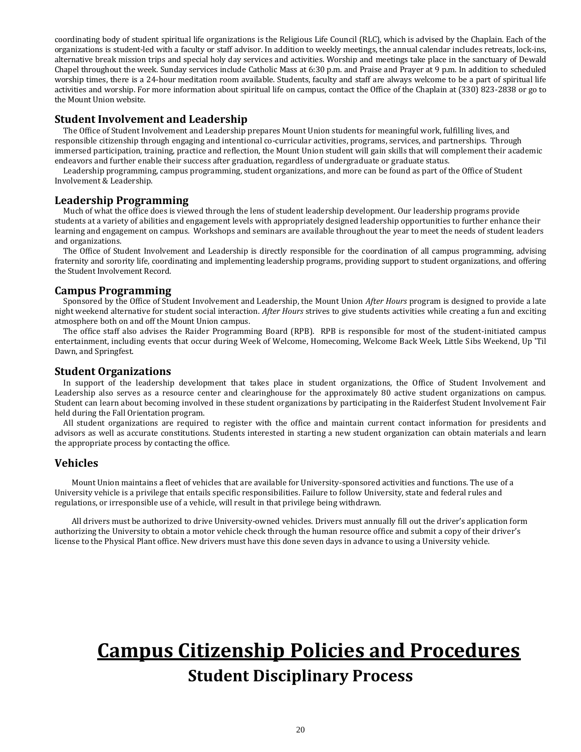coordinating body of student spiritual life organizations is the Religious Life Council (RLC), which is advised by the Chaplain. Each of the organizations is student-led with a faculty or staff advisor. In addition to weekly meetings, the annual calendar includes retreats, lock-ins, alternative break mission trips and special holy day services and activities. Worship and meetings take place in the sanctuary of Dewald Chapel throughout the week. Sunday services include Catholic Mass at 6:30 p.m. and Praise and Prayer at 9 p.m. In addition to scheduled worship times, there is a 24-hour meditation room available. Students, faculty and staff are always welcome to be a part of spiritual life activities and worship. For more information about spiritual life on campus, contact the Office of the Chaplain at (330) 823-2838 or go to the Mount Union website.

## Student Involvement and Leadership

The Office of Student Involvement and Leadership prepares Mount Union students for meaningful work, fulfilling lives, and responsible citizenship through engaging and intentional co-curricular activities, programs, services, and partnerships. Through immersed participation, training, practice and reflection, the Mount Union student will gain skills that will complement their academic endeavors and further enable their success after graduation, regardless of undergraduate or graduate status.

Leadership programming, campus programming, student organizations, and more can be found as part of the Office of Student Involvement & Leadership.

## Leadership Programming

Much of what the office does is viewed through the lens of student leadership development. Our leadership programs provide students at a variety of abilities and engagement levels with appropriately designed leadership opportunities to further enhance their learning and engagement on campus. Workshops and seminars are available throughout the year to meet the needs of student leaders and organizations.

The Office of Student Involvement and Leadership is directly responsible for the coordination of all campus programming, advising fraternity and sorority life, coordinating and implementing leadership programs, providing support to student organizations, and offering the Student Involvement Record.

## Campus Programming

Sponsored by the Office of Student Involvement and Leadership, the Mount Union *After Hours* program is designed to provide a late night weekend alternative for student social interaction. *After Hours* strives to give students activities while creating a fun and exciting atmosphere both on and off the Mount Union campus.

The office staff also advises the Raider Programming Board (RPB). RPB is responsible for most of the student-initiated campus entertainment, including events that occur during Week of Welcome, Homecoming, Welcome Back Week, Little Sibs Weekend, Up 'Til Dawn, and Springfest.

## Student Organizations

In support of the leadership development that takes place in student organizations, the Office of Student Involvement and Leadership also serves as a resource center and clearinghouse for the approximately 80 active student organizations on campus. Student can learn about becoming involved in these student organizations by participating in the Raiderfest Student Involvement Fair held during the Fall Orientation program.

All student organizations are required to register with the office and maintain current contact information for presidents and advisors as well as accurate constitutions. Students interested in starting a new student organization can obtain materials and learn the appropriate process by contacting the office.

## Vehicles

Mount Union maintains a fleet of vehicles that are available for University-sponsored activities and functions. The use of a University vehicle is a privilege that entails specific responsibilities. Failure to follow University, state and federal rules and regulations, or irresponsible use of a vehicle, will result in that privilege being withdrawn.

All drivers must be authorized to drive University-owned vehicles. Drivers must annually fill out the driver's application form authorizing the University to obtain a motor vehicle check through the human resource office and submit a copy of their driver's license to the Physical Plant office. New drivers must have this done seven days in advance to using a University vehicle.

# Campus Citizenship Policies and Procedures

## Student Disciplinary Process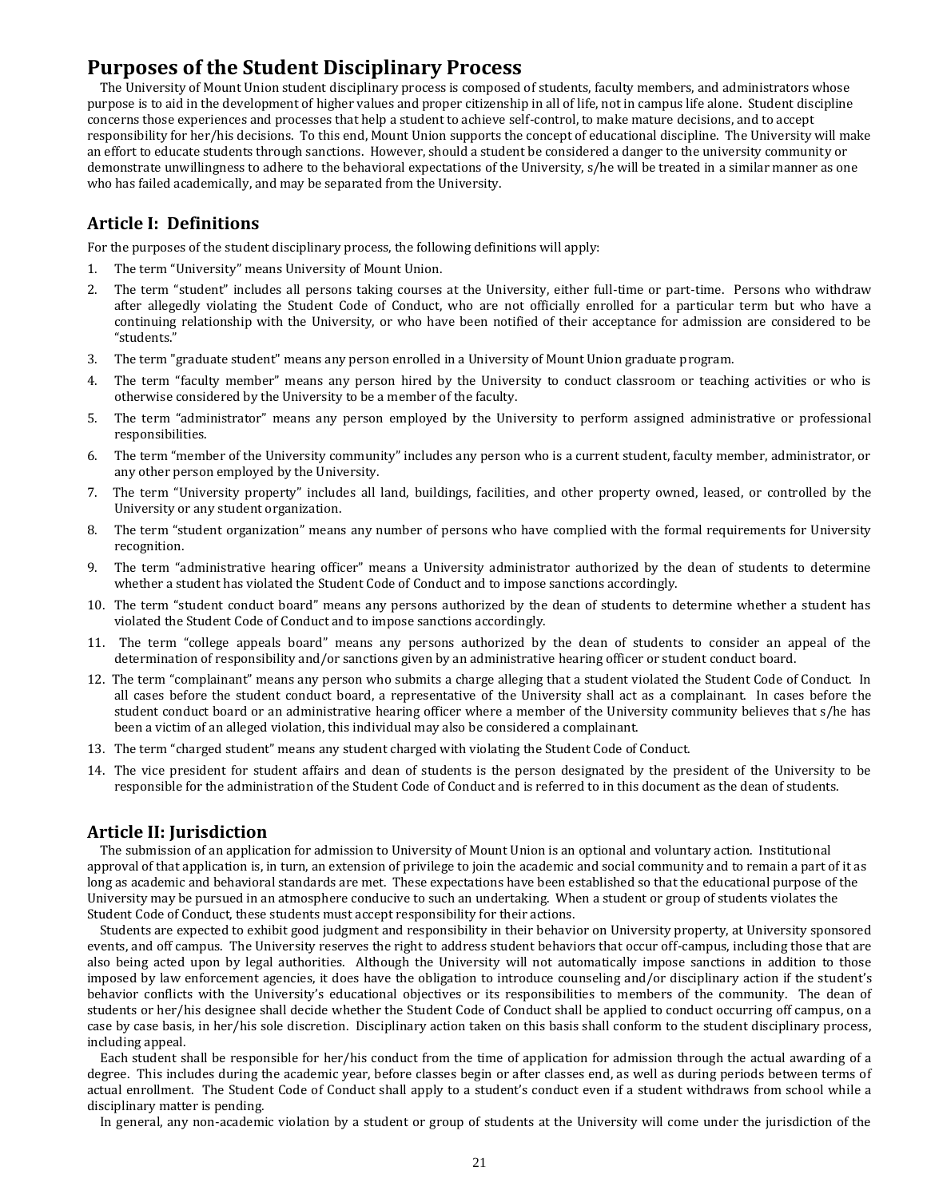# Purposes of the Student Disciplinary Process

The University of Mount Union student disciplinary process is composed of students, faculty members, and administrators whose purpose is to aid in the development of higher values and proper citizenship in all of life, not in campus life alone. Student discipline concerns those experiences and processes that help a student to achieve self-control, to make mature decisions, and to accept responsibility for her/his decisions. To this end, Mount Union supports the concept of educational discipline. The University will make an effort to educate students through sanctions. However, should a student be considered a danger to the university community or demonstrate unwillingness to adhere to the behavioral expectations of the University, s/he will be treated in a similar manner as one who has failed academically, and may be separated from the University.

## Article I: Definitions

For the purposes of the student disciplinary process, the following definitions will apply:

1. The term "University" means University of Mount Union.
2. The term "student" includes all persons taking courses at the University, either full-time or part-time. Persons who withdraw after allegedly violating the Student Code of Conduct, who are not officially enrolled for a particular term but who have a continuing relationship with the University, or who have been notified of their acceptance for admission are considered to be "students."
3. The term "graduate student" means any person enrolled in a University of Mount Union graduate program.
4. The term "faculty member" means any person hired by the University to conduct classroom or teaching activities or who is otherwise considered by the University to be a member of the faculty.
5. The term "administrator" means any person employed by the University to perform assigned administrative or professional responsibilities.
6. The term "member of the University community" includes any person who is a current student, faculty member, administrator, or any other person employed by the University.
7. The term "University property" includes all land, buildings, facilities, and other property owned, leased, or controlled by the University or any student organization.
8. The term "student organization" means any number of persons who have complied with the formal requirements for University recognition.
9. The term "administrative hearing officer" means a University administrator authorized by the dean of students to determine whether a student has violated the Student Code of Conduct and to impose sanctions accordingly.
10. The term "student conduct board" means any persons authorized by the dean of students to determine whether a student has violated the Student Code of Conduct and to impose sanctions accordingly.
11. The term "college appeals board" means any persons authorized by the dean of students to consider an appeal of the determination of responsibility and/or sanctions given by an administrative hearing officer or student conduct board.
12. The term "complainant" means any person who submits a charge alleging that a student violated the Student Code of Conduct. In all cases before the student conduct board, a representative of the University shall act as a complainant. In cases before the student conduct board or an administrative hearing officer where a member of the University community believes that s/he has been a victim of an alleged violation, this individual may also be considered a complainant.
13. The term "charged student" means any student charged with violating the Student Code of Conduct.
14. The vice president for student affairs and dean of students is the person designated by the president of the University to be responsible for the administration of the Student Code of Conduct and is referred to in this document as the dean of students.

## Article II: Jurisdiction

The submission of an application for admission to University of Mount Union is an optional and voluntary action. Institutional approval of that application is, in turn, an extension of privilege to join the academic and social community and to remain a part of it as long as academic and behavioral standards are met. These expectations have been established so that the educational purpose of the University may be pursued in an atmosphere conducive to such an undertaking. When a student or group of students violates the Student Code of Conduct, these students must accept responsibility for their actions.

Students are expected to exhibit good judgment and responsibility in their behavior on University property, at University sponsored events, and off campus. The University reserves the right to address student behaviors that occur off-campus, including those that are also being acted upon by legal authorities. Although the University will not automatically impose sanctions in addition to those imposed by law enforcement agencies, it does have the obligation to introduce counseling and/or disciplinary action if the student's behavior conflicts with the University's educational objectives or its responsibilities to members of the community. The dean of students or her/his designee shall decide whether the Student Code of Conduct shall be applied to conduct occurring off campus, on a case by case basis, in her/his sole discretion. Disciplinary action taken on this basis shall conform to the student disciplinary process, including appeal.

Each student shall be responsible for her/his conduct from the time of application for admission through the actual awarding of a degree. This includes during the academic year, before classes begin or after classes end, as well as during periods between terms of actual enrollment. The Student Code of Conduct shall apply to a student's conduct even if a student withdraws from school while a disciplinary matter is pending.

In general, any non-academic violation by a student or group of students at the University will come under the jurisdiction of the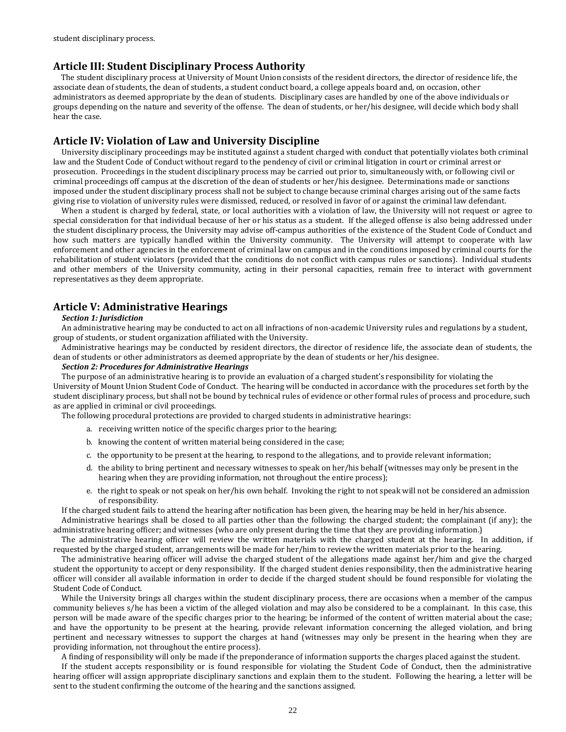student disciplinary process.

## Article III: Student Disciplinary Process Authority

The student disciplinary process at University of Mount Union consists of the resident directors, the director of residence life, the associate dean of students, the dean of students, a student conduct board, a college appeals board and, on occasion, other administrators as deemed appropriate by the dean of students. Disciplinary cases are handled by one of the above individuals or groups depending on the nature and severity of the offense. The dean of students, or her/his designee, will decide which body shall hear the case.

## Article IV: Violation of Law and University Discipline

University disciplinary proceedings may be instituted against a student charged with conduct that potentially violates both criminal law and the Student Code of Conduct without regard to the pendency of civil or criminal litigation in court or criminal arrest or prosecution. Proceedings in the student disciplinary process may be carried out prior to, simultaneously with, or following civil or criminal proceedings off campus at the discretion of the dean of students or her/his designee. Determinations made or sanctions imposed under the student disciplinary process shall not be subject to change because criminal charges arising out of the same facts giving rise to violation of university rules were dismissed, reduced, or resolved in favor of or against the criminal law defendant.

When a student is charged by federal, state, or local authorities with a violation of law, the University will not request or agree to special consideration for that individual because of her or his status as a student. If the alleged offense is also being addressed under the student disciplinary process, the University may advise off-campus authorities of the existence of the Student Code of Conduct and how such matters are typically handled within the University community. The University will attempt to cooperate with law enforcement and other agencies in the enforcement of criminal law on campus and in the conditions imposed by criminal courts for the rehabilitation of student violators (provided that the conditions do not conflict with campus rules or sanctions). Individual students and other members of the University community, acting in their personal capacities, remain free to interact with government representatives as they deem appropriate.

## Article V: Administrative Hearings

***Section 1: Jurisdiction***

An administrative hearing may be conducted to act on all infractions of non-academic University rules and regulations by a student, group of students, or student organization affiliated with the University.

Administrative hearings may be conducted by resident directors, the director of residence life, the associate dean of students, the dean of students or other administrators as deemed appropriate by the dean of students or her/his designee.

***Section 2: Procedures for Administrative Hearings***

The purpose of an administrative hearing is to provide an evaluation of a charged student's responsibility for violating the University of Mount Union Student Code of Conduct. The hearing will be conducted in accordance with the procedures set forth by the student disciplinary process, but shall not be bound by technical rules of evidence or other formal rules of process and procedure, such as are applied in criminal or civil proceedings.

The following procedural protections are provided to charged students in administrative hearings:

a. receiving written notice of the specific charges prior to the hearing;

b. knowing the content of written material being considered in the case;

c. the opportunity to be present at the hearing, to respond to the allegations, and to provide relevant information;

d. the ability to bring pertinent and necessary witnesses to speak on her/his behalf (witnesses may only be present in the hearing when they are providing information, not throughout the entire process);

e. the right to speak or not speak on her/his own behalf. Invoking the right to not speak will not be considered an admission of responsibility.

If the charged student fails to attend the hearing after notification has been given, the hearing may be held in her/his absence.

Administrative hearings shall be closed to all parties other than the following: the charged student; the complainant (if any); the administrative hearing officer; and witnesses (who are only present during the time that they are providing information.)

The administrative hearing officer will review the written materials with the charged student at the hearing. In addition, if requested by the charged student, arrangements will be made for her/him to review the written materials prior to the hearing.

The administrative hearing officer will advise the charged student of the allegations made against her/him and give the charged student the opportunity to accept or deny responsibility. If the charged student denies responsibility, then the administrative hearing officer will consider all available information in order to decide if the charged student should be found responsible for violating the Student Code of Conduct.

While the University brings all charges within the student disciplinary process, there are occasions when a member of the campus community believes s/he has been a victim of the alleged violation and may also be considered to be a complainant. In this case, this person will be made aware of the specific charges prior to the hearing; be informed of the content of written material about the case; and have the opportunity to be present at the hearing, provide relevant information concerning the alleged violation, and bring pertinent and necessary witnesses to support the charges at hand (witnesses may only be present in the hearing when they are providing information, not throughout the entire process).

A finding of responsibility will only be made if the preponderance of information supports the charges placed against the student.

If the student accepts responsibility or is found responsible for violating the Student Code of Conduct, then the administrative hearing officer will assign appropriate disciplinary sanctions and explain them to the student. Following the hearing, a letter will be sent to the student confirming the outcome of the hearing and the sanctions assigned.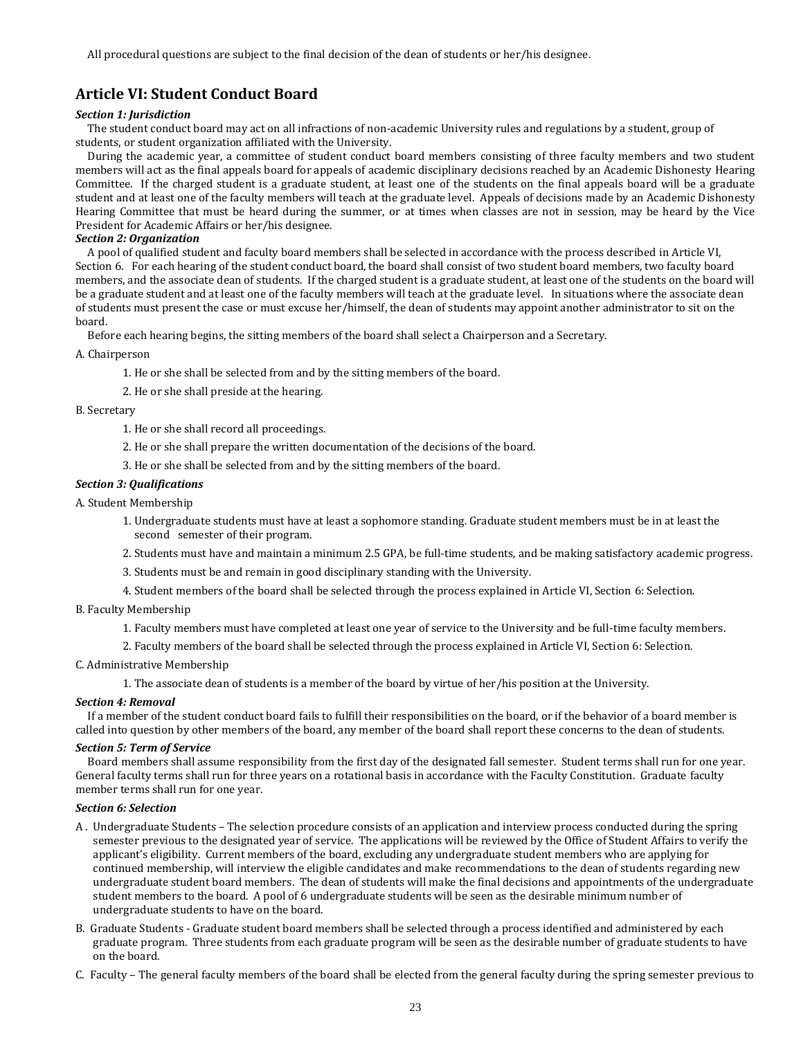All procedural questions are subject to the final decision of the dean of students or her/his designee.

## Article VI: Student Conduct Board

***Section 1: Jurisdiction***

The student conduct board may act on all infractions of non-academic University rules and regulations by a student, group of students, or student organization affiliated with the University.

During the academic year, a committee of student conduct board members consisting of three faculty members and two student members will act as the final appeals board for appeals of academic disciplinary decisions reached by an Academic Dishonesty Hearing Committee. If the charged student is a graduate student, at least one of the students on the final appeals board will be a graduate student and at least one of the faculty members will teach at the graduate level. Appeals of decisions made by an Academic Dishonesty Hearing Committee that must be heard during the summer, or at times when classes are not in session, may be heard by the Vice President for Academic Affairs or her/his designee.

***Section 2: Organization***

A pool of qualified student and faculty board members shall be selected in accordance with the process described in Article VI, Section 6. For each hearing of the student conduct board, the board shall consist of two student board members, two faculty board members, and the associate dean of students. If the charged student is a graduate student, at least one of the students on the board will be a graduate student and at least one of the faculty members will teach at the graduate level. In situations where the associate dean of students must present the case or must excuse her/himself, the dean of students may appoint another administrator to sit on the board.

Before each hearing begins, the sitting members of the board shall select a Chairperson and a Secretary.

A. Chairperson

1. He or she shall be selected from and by the sitting members of the board.
2. He or she shall preside at the hearing.

B. Secretary

1. He or she shall record all proceedings.
2. He or she shall prepare the written documentation of the decisions of the board.
3. He or she shall be selected from and by the sitting members of the board.

***Section 3: Qualifications***

A. Student Membership

1. Undergraduate students must have at least a sophomore standing. Graduate student members must be in at least the second semester of their program.
2. Students must have and maintain a minimum 2.5 GPA, be full-time students, and be making satisfactory academic progress.
3. Students must be and remain in good disciplinary standing with the University.
4. Student members of the board shall be selected through the process explained in Article VI, Section 6: Selection.

B. Faculty Membership

1. Faculty members must have completed at least one year of service to the University and be full-time faculty members.
2. Faculty members of the board shall be selected through the process explained in Article VI, Section 6: Selection.

C. Administrative Membership

1. The associate dean of students is a member of the board by virtue of her/his position at the University.

***Section 4: Removal***

If a member of the student conduct board fails to fulfill their responsibilities on the board, or if the behavior of a board member is called into question by other members of the board, any member of the board shall report these concerns to the dean of students.

***Section 5: Term of Service***

Board members shall assume responsibility from the first day of the designated fall semester. Student terms shall run for one year. General faculty terms shall run for three years on a rotational basis in accordance with the Faculty Constitution. Graduate faculty member terms shall run for one year.

***Section 6: Selection***

A. Undergraduate Students – The selection procedure consists of an application and interview process conducted during the spring semester previous to the designated year of service. The applications will be reviewed by the Office of Student Affairs to verify the applicant's eligibility. Current members of the board, excluding any undergraduate student members who are applying for continued membership, will interview the eligible candidates and make recommendations to the dean of students regarding new undergraduate student board members. The dean of students will make the final decisions and appointments of the undergraduate student members to the board. A pool of 6 undergraduate students will be seen as the desirable minimum number of undergraduate students to have on the board.

B. Graduate Students - Graduate student board members shall be selected through a process identified and administered by each graduate program. Three students from each graduate program will be seen as the desirable number of graduate students to have on the board.

C. Faculty – The general faculty members of the board shall be elected from the general faculty during the spring semester previous to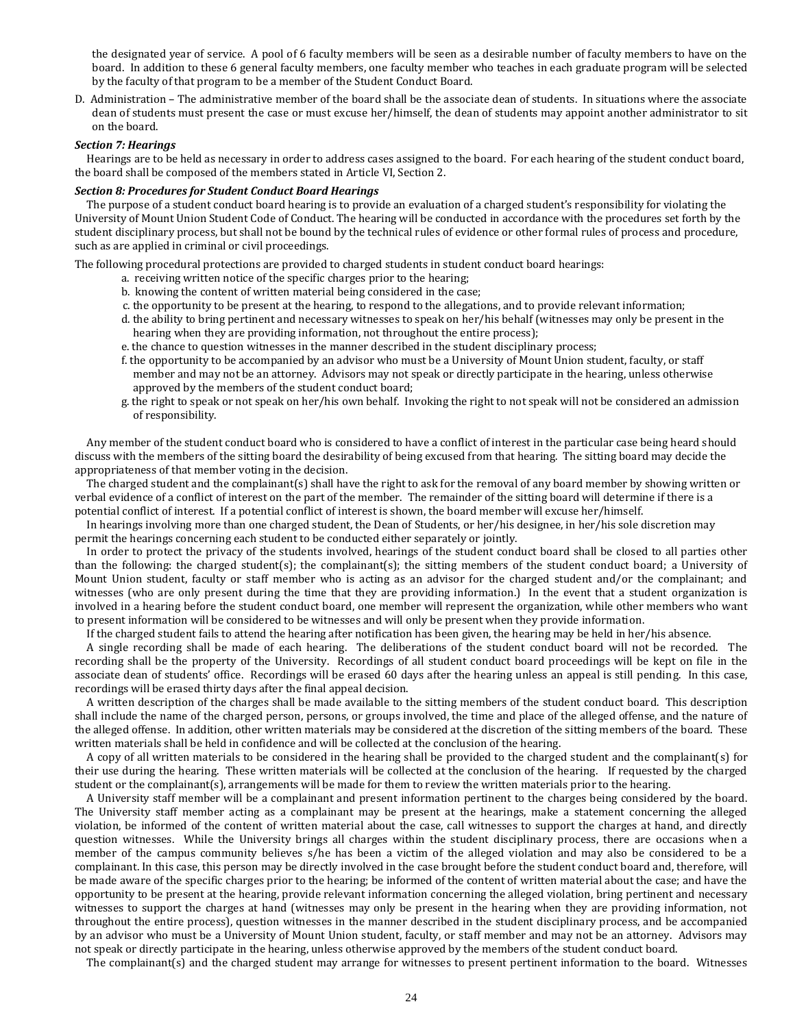the designated year of service. A pool of 6 faculty members will be seen as a desirable number of faculty members to have on the board. In addition to these 6 general faculty members, one faculty member who teaches in each graduate program will be selected by the faculty of that program to be a member of the Student Conduct Board.

D. Administration – The administrative member of the board shall be the associate dean of students. In situations where the associate dean of students must present the case or must excuse her/himself, the dean of students may appoint another administrator to sit on the board.

***Section 7: Hearings***

Hearings are to be held as necessary in order to address cases assigned to the board. For each hearing of the student conduct board, the board shall be composed of the members stated in Article VI, Section 2.

***Section 8: Procedures for Student Conduct Board Hearings***

The purpose of a student conduct board hearing is to provide an evaluation of a charged student's responsibility for violating the University of Mount Union Student Code of Conduct. The hearing will be conducted in accordance with the procedures set forth by the student disciplinary process, but shall not be bound by the technical rules of evidence or other formal rules of process and procedure, such as are applied in criminal or civil proceedings.

The following procedural protections are provided to charged students in student conduct board hearings:

a. receiving written notice of the specific charges prior to the hearing;
b. knowing the content of written material being considered in the case;
c. the opportunity to be present at the hearing, to respond to the allegations, and to provide relevant information;
d. the ability to bring pertinent and necessary witnesses to speak on her/his behalf (witnesses may only be present in the hearing when they are providing information, not throughout the entire process);
e. the chance to question witnesses in the manner described in the student disciplinary process;
f. the opportunity to be accompanied by an advisor who must be a University of Mount Union student, faculty, or staff member and may not be an attorney. Advisors may not speak or directly participate in the hearing, unless otherwise approved by the members of the student conduct board;
g. the right to speak or not speak on her/his own behalf. Invoking the right to not speak will not be considered an admission of responsibility.

Any member of the student conduct board who is considered to have a conflict of interest in the particular case being heard should discuss with the members of the sitting board the desirability of being excused from that hearing. The sitting board may decide the appropriateness of that member voting in the decision.

The charged student and the complainant(s) shall have the right to ask for the removal of any board member by showing written or verbal evidence of a conflict of interest on the part of the member. The remainder of the sitting board will determine if there is a potential conflict of interest. If a potential conflict of interest is shown, the board member will excuse her/himself.

In hearings involving more than one charged student, the Dean of Students, or her/his designee, in her/his sole discretion may permit the hearings concerning each student to be conducted either separately or jointly.

In order to protect the privacy of the students involved, hearings of the student conduct board shall be closed to all parties other than the following: the charged student(s); the complainant(s); the sitting members of the student conduct board; a University of Mount Union student, faculty or staff member who is acting as an advisor for the charged student and/or the complainant; and witnesses (who are only present during the time that they are providing information.) In the event that a student organization is involved in a hearing before the student conduct board, one member will represent the organization, while other members who want to present information will be considered to be witnesses and will only be present when they provide information.

If the charged student fails to attend the hearing after notification has been given, the hearing may be held in her/his absence.

A single recording shall be made of each hearing. The deliberations of the student conduct board will not be recorded. The recording shall be the property of the University. Recordings of all student conduct board proceedings will be kept on file in the associate dean of students' office. Recordings will be erased 60 days after the hearing unless an appeal is still pending. In this case, recordings will be erased thirty days after the final appeal decision.

A written description of the charges shall be made available to the sitting members of the student conduct board. This description shall include the name of the charged person, persons, or groups involved, the time and place of the alleged offense, and the nature of the alleged offense. In addition, other written materials may be considered at the discretion of the sitting members of the board. These written materials shall be held in confidence and will be collected at the conclusion of the hearing.

A copy of all written materials to be considered in the hearing shall be provided to the charged student and the complainant(s) for their use during the hearing. These written materials will be collected at the conclusion of the hearing. If requested by the charged student or the complainant(s), arrangements will be made for them to review the written materials prior to the hearing.

A University staff member will be a complainant and present information pertinent to the charges being considered by the board. The University staff member acting as a complainant may be present at the hearings, make a statement concerning the alleged violation, be informed of the content of written material about the case, call witnesses to support the charges at hand, and directly question witnesses. While the University brings all charges within the student disciplinary process, there are occasions when a member of the campus community believes s/he has been a victim of the alleged violation and may also be considered to be a complainant. In this case, this person may be directly involved in the case brought before the student conduct board and, therefore, will be made aware of the specific charges prior to the hearing; be informed of the content of written material about the case; and have the opportunity to be present at the hearing, provide relevant information concerning the alleged violation, bring pertinent and necessary witnesses to support the charges at hand (witnesses may only be present in the hearing when they are providing information, not throughout the entire process), question witnesses in the manner described in the student disciplinary process, and be accompanied by an advisor who must be a University of Mount Union student, faculty, or staff member and may not be an attorney. Advisors may not speak or directly participate in the hearing, unless otherwise approved by the members of the student conduct board.

The complainant(s) and the charged student may arrange for witnesses to present pertinent information to the board. Witnesses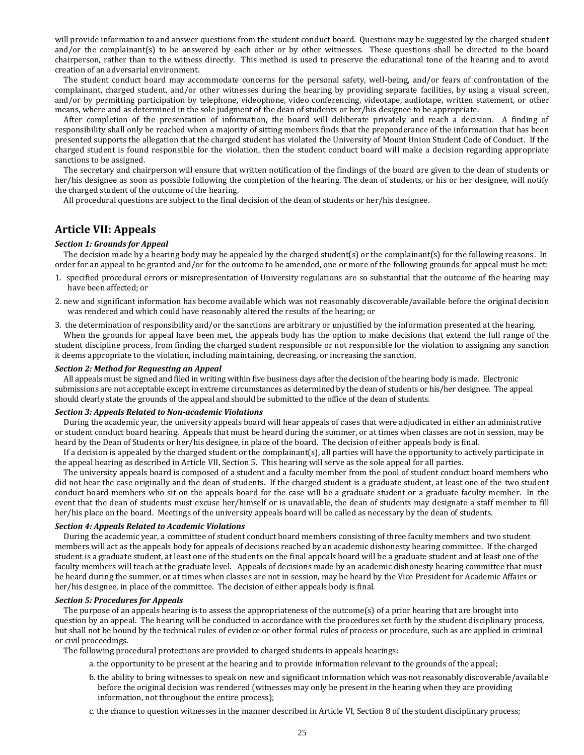will provide information to and answer questions from the student conduct board. Questions may be suggested by the charged student and/or the complainant(s) to be answered by each other or by other witnesses. These questions shall be directed to the board chairperson, rather than to the witness directly. This method is used to preserve the educational tone of the hearing and to avoid creation of an adversarial environment.

The student conduct board may accommodate concerns for the personal safety, well-being, and/or fears of confrontation of the complainant, charged student, and/or other witnesses during the hearing by providing separate facilities, by using a visual screen, and/or by permitting participation by telephone, videophone, video conferencing, videotape, audiotape, written statement, or other means, where and as determined in the sole judgment of the dean of students or her/his designee to be appropriate.

After completion of the presentation of information, the board will deliberate privately and reach a decision. A finding of responsibility shall only be reached when a majority of sitting members finds that the preponderance of the information that has been presented supports the allegation that the charged student has violated the University of Mount Union Student Code of Conduct. If the charged student is found responsible for the violation, then the student conduct board will make a decision regarding appropriate sanctions to be assigned.

The secretary and chairperson will ensure that written notification of the findings of the board are given to the dean of students or her/his designee as soon as possible following the completion of the hearing. The dean of students, or his or her designee, will notify the charged student of the outcome of the hearing.

All procedural questions are subject to the final decision of the dean of students or her/his designee.

## Article VII: Appeals

***Section 1: Grounds for Appeal***

The decision made by a hearing body may be appealed by the charged student(s) or the complainant(s) for the following reasons. In order for an appeal to be granted and/or for the outcome to be amended, one or more of the following grounds for appeal must be met:

1. specified procedural errors or misrepresentation of University regulations are so substantial that the outcome of the hearing may have been affected; or
2. new and significant information has become available which was not reasonably discoverable/available before the original decision was rendered and which could have reasonably altered the results of the hearing; or
3. the determination of responsibility and/or the sanctions are arbitrary or unjustified by the information presented at the hearing.

When the grounds for appeal have been met, the appeals body has the option to make decisions that extend the full range of the student discipline process, from finding the charged student responsible or not responsible for the violation to assigning any sanction it deems appropriate to the violation, including maintaining, decreasing, or increasing the sanction.

***Section 2: Method for Requesting an Appeal***

All appeals must be signed and filed in writing within five business days after the decision of the hearing body is made. Electronic submissions are not acceptable except in extreme circumstances as determined by the dean of students or his/her designee. The appeal should clearly state the grounds of the appeal and should be submitted to the office of the dean of students.

***Section 3: Appeals Related to Non-academic Violations***

During the academic year, the university appeals board will hear appeals of cases that were adjudicated in either an administrative or student conduct board hearing. Appeals that must be heard during the summer, or at times when classes are not in session, may be heard by the Dean of Students or her/his designee, in place of the board. The decision of either appeals body is final.

If a decision is appealed by the charged student or the complainant(s), all parties will have the opportunity to actively participate in the appeal hearing as described in Article VII, Section 5. This hearing will serve as the sole appeal for all parties.

The university appeals board is composed of a student and a faculty member from the pool of student conduct board members who did not hear the case originally and the dean of students. If the charged student is a graduate student, at least one of the two student conduct board members who sit on the appeals board for the case will be a graduate student or a graduate faculty member. In the event that the dean of students must excuse her/himself or is unavailable, the dean of students may designate a staff member to fill her/his place on the board. Meetings of the university appeals board will be called as necessary by the dean of students.

***Section 4: Appeals Related to Academic Violations***

During the academic year, a committee of student conduct board members consisting of three faculty members and two student members will act as the appeals body for appeals of decisions reached by an academic dishonesty hearing committee. If the charged student is a graduate student, at least one of the students on the final appeals board will be a graduate student and at least one of the faculty members will teach at the graduate level. Appeals of decisions made by an academic dishonesty hearing committee that must be heard during the summer, or at times when classes are not in session, may be heard by the Vice President for Academic Affairs or her/his designee, in place of the committee. The decision of either appeals body is final.

***Section 5: Procedures for Appeals***

The purpose of an appeals hearing is to assess the appropriateness of the outcome(s) of a prior hearing that are brought into question by an appeal. The hearing will be conducted in accordance with the procedures set forth by the student disciplinary process, but shall not be bound by the technical rules of evidence or other formal rules of process or procedure, such as are applied in criminal or civil proceedings.

The following procedural protections are provided to charged students in appeals hearings:

a. the opportunity to be present at the hearing and to provide information relevant to the grounds of the appeal;

b. the ability to bring witnesses to speak on new and significant information which was not reasonably discoverable/available before the original decision was rendered (witnesses may only be present in the hearing when they are providing information, not throughout the entire process);

c. the chance to question witnesses in the manner described in Article VI, Section 8 of the student disciplinary process;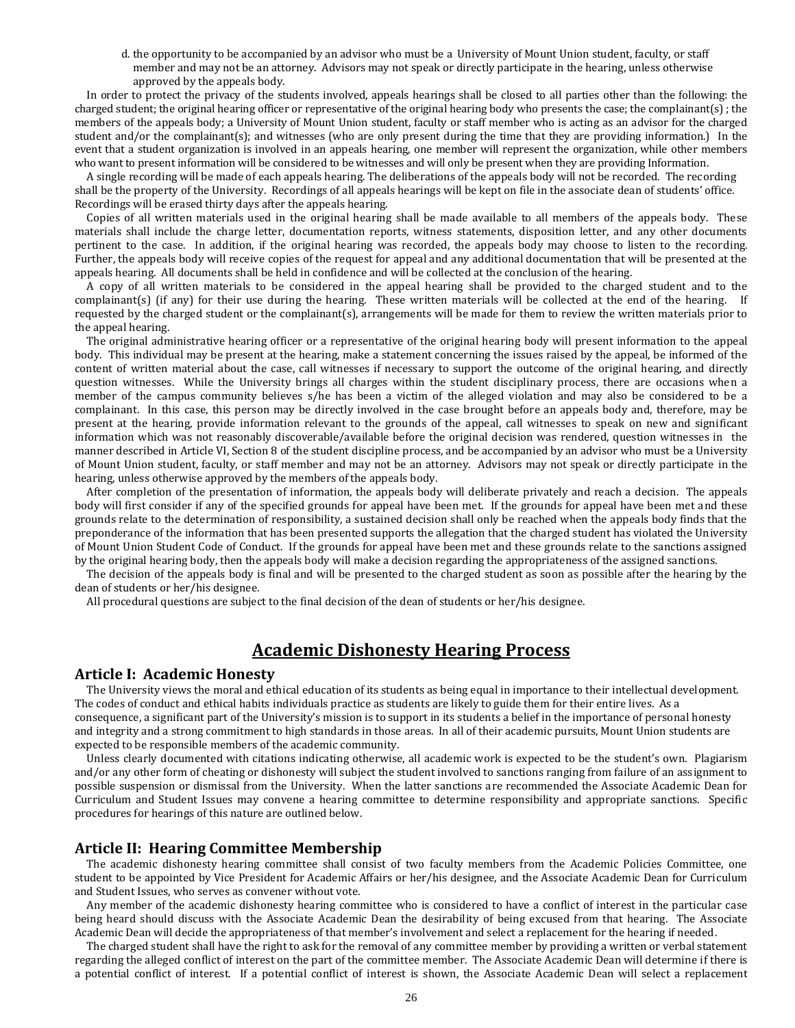d. the opportunity to be accompanied by an advisor who must be a University of Mount Union student, faculty, or staff member and may not be an attorney. Advisors may not speak or directly participate in the hearing, unless otherwise approved by the appeals body.

In order to protect the privacy of the students involved, appeals hearings shall be closed to all parties other than the following: the charged student; the original hearing officer or representative of the original hearing body who presents the case; the complainant(s) ; the members of the appeals body; a University of Mount Union student, faculty or staff member who is acting as an advisor for the charged student and/or the complainant(s); and witnesses (who are only present during the time that they are providing information.) In the event that a student organization is involved in an appeals hearing, one member will represent the organization, while other members who want to present information will be considered to be witnesses and will only be present when they are providing Information.

A single recording will be made of each appeals hearing. The deliberations of the appeals body will not be recorded. The recording shall be the property of the University. Recordings of all appeals hearings will be kept on file in the associate dean of students' office. Recordings will be erased thirty days after the appeals hearing.

Copies of all written materials used in the original hearing shall be made available to all members of the appeals body. These materials shall include the charge letter, documentation reports, witness statements, disposition letter, and any other documents pertinent to the case. In addition, if the original hearing was recorded, the appeals body may choose to listen to the recording. Further, the appeals body will receive copies of the request for appeal and any additional documentation that will be presented at the appeals hearing. All documents shall be held in confidence and will be collected at the conclusion of the hearing.

A copy of all written materials to be considered in the appeal hearing shall be provided to the charged student and to the complainant(s) (if any) for their use during the hearing. These written materials will be collected at the end of the hearing. If requested by the charged student or the complainant(s), arrangements will be made for them to review the written materials prior to the appeal hearing.

The original administrative hearing officer or a representative of the original hearing body will present information to the appeal body. This individual may be present at the hearing, make a statement concerning the issues raised by the appeal, be informed of the content of written material about the case, call witnesses if necessary to support the outcome of the original hearing, and directly question witnesses. While the University brings all charges within the student disciplinary process, there are occasions when a member of the campus community believes s/he has been a victim of the alleged violation and may also be considered to be a complainant. In this case, this person may be directly involved in the case brought before an appeals body and, therefore, may be present at the hearing, provide information relevant to the grounds of the appeal, call witnesses to speak on new and significant information which was not reasonably discoverable/available before the original decision was rendered, question witnesses in the manner described in Article VI, Section 8 of the student discipline process, and be accompanied by an advisor who must be a University of Mount Union student, faculty, or staff member and may not be an attorney. Advisors may not speak or directly participate in the hearing, unless otherwise approved by the members of the appeals body.

After completion of the presentation of information, the appeals body will deliberate privately and reach a decision. The appeals body will first consider if any of the specified grounds for appeal have been met. If the grounds for appeal have been met and these grounds relate to the determination of responsibility, a sustained decision shall only be reached when the appeals body finds that the preponderance of the information that has been presented supports the allegation that the charged student has violated the University of Mount Union Student Code of Conduct. If the grounds for appeal have been met and these grounds relate to the sanctions assigned by the original hearing body, then the appeals body will make a decision regarding the appropriateness of the assigned sanctions.

The decision of the appeals body is final and will be presented to the charged student as soon as possible after the hearing by the dean of students or her/his designee.

All procedural questions are subject to the final decision of the dean of students or her/his designee.

# Academic Dishonesty Hearing Process

## Article I: Academic Honesty

The University views the moral and ethical education of its students as being equal in importance to their intellectual development. The codes of conduct and ethical habits individuals practice as students are likely to guide them for their entire lives. As a consequence, a significant part of the University's mission is to support in its students a belief in the importance of personal honesty and integrity and a strong commitment to high standards in those areas. In all of their academic pursuits, Mount Union students are expected to be responsible members of the academic community.

Unless clearly documented with citations indicating otherwise, all academic work is expected to be the student's own. Plagiarism and/or any other form of cheating or dishonesty will subject the student involved to sanctions ranging from failure of an assignment to possible suspension or dismissal from the University. When the latter sanctions are recommended the Associate Academic Dean for Curriculum and Student Issues may convene a hearing committee to determine responsibility and appropriate sanctions. Specific procedures for hearings of this nature are outlined below.

## Article II: Hearing Committee Membership

The academic dishonesty hearing committee shall consist of two faculty members from the Academic Policies Committee, one student to be appointed by Vice President for Academic Affairs or her/his designee, and the Associate Academic Dean for Curriculum and Student Issues, who serves as convener without vote.

Any member of the academic dishonesty hearing committee who is considered to have a conflict of interest in the particular case being heard should discuss with the Associate Academic Dean the desirability of being excused from that hearing. The Associate Academic Dean will decide the appropriateness of that member's involvement and select a replacement for the hearing if needed.

The charged student shall have the right to ask for the removal of any committee member by providing a written or verbal statement regarding the alleged conflict of interest on the part of the committee member. The Associate Academic Dean will determine if there is a potential conflict of interest. If a potential conflict of interest is shown, the Associate Academic Dean will select a replacement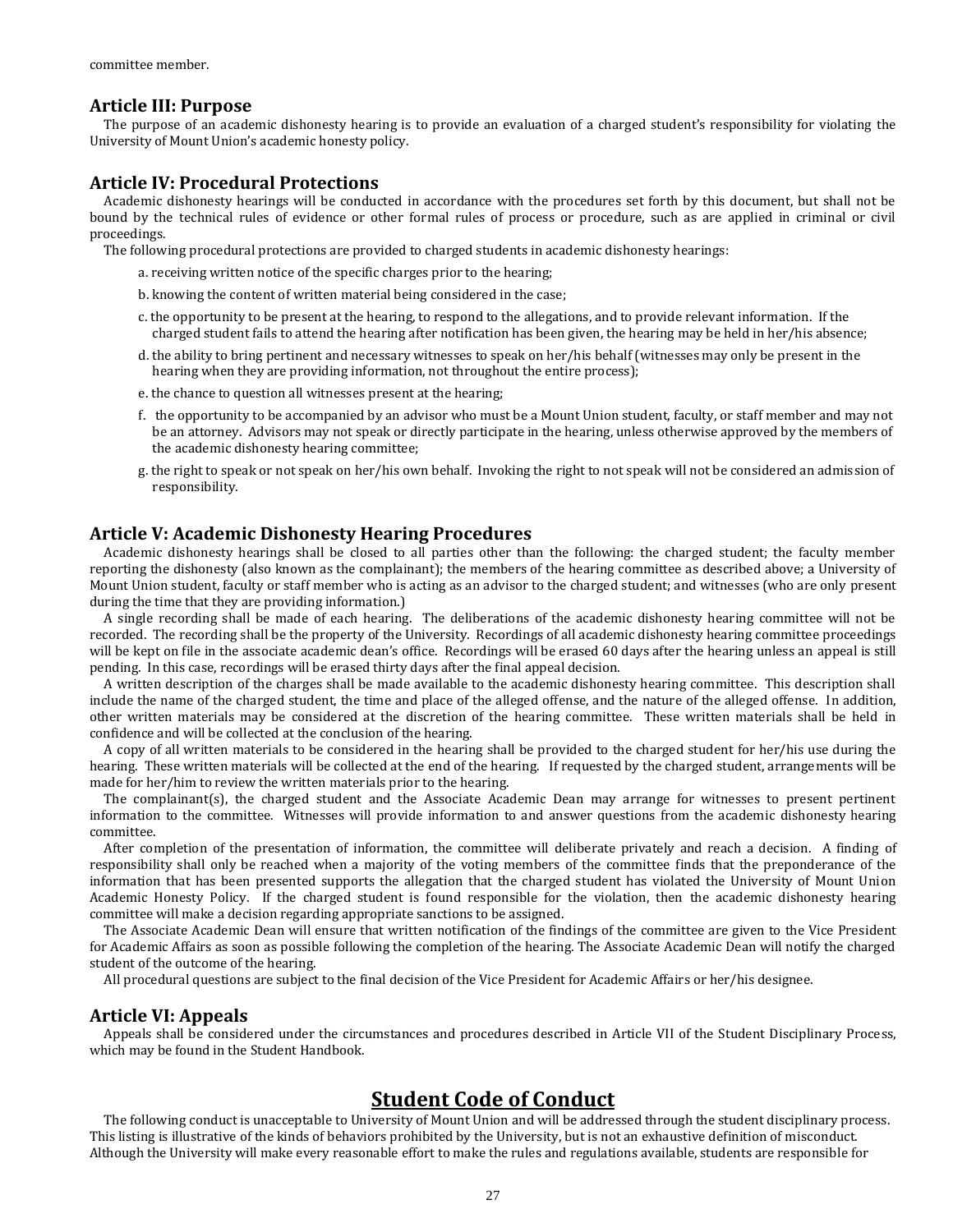committee member.

## Article III: Purpose

The purpose of an academic dishonesty hearing is to provide an evaluation of a charged student's responsibility for violating the University of Mount Union's academic honesty policy.

## Article IV: Procedural Protections

Academic dishonesty hearings will be conducted in accordance with the procedures set forth by this document, but shall not be bound by the technical rules of evidence or other formal rules of process or procedure, such as are applied in criminal or civil proceedings.

The following procedural protections are provided to charged students in academic dishonesty hearings:

a. receiving written notice of the specific charges prior to the hearing;

b. knowing the content of written material being considered in the case;

c. the opportunity to be present at the hearing, to respond to the allegations, and to provide relevant information. If the charged student fails to attend the hearing after notification has been given, the hearing may be held in her/his absence;

d. the ability to bring pertinent and necessary witnesses to speak on her/his behalf (witnesses may only be present in the hearing when they are providing information, not throughout the entire process);

e. the chance to question all witnesses present at the hearing;

f. the opportunity to be accompanied by an advisor who must be a Mount Union student, faculty, or staff member and may not be an attorney. Advisors may not speak or directly participate in the hearing, unless otherwise approved by the members of the academic dishonesty hearing committee;

g. the right to speak or not speak on her/his own behalf. Invoking the right to not speak will not be considered an admission of responsibility.

## Article V: Academic Dishonesty Hearing Procedures

Academic dishonesty hearings shall be closed to all parties other than the following: the charged student; the faculty member reporting the dishonesty (also known as the complainant); the members of the hearing committee as described above; a University of Mount Union student, faculty or staff member who is acting as an advisor to the charged student; and witnesses (who are only present during the time that they are providing information.)

A single recording shall be made of each hearing. The deliberations of the academic dishonesty hearing committee will not be recorded. The recording shall be the property of the University. Recordings of all academic dishonesty hearing committee proceedings will be kept on file in the associate academic dean's office. Recordings will be erased 60 days after the hearing unless an appeal is still pending. In this case, recordings will be erased thirty days after the final appeal decision.

A written description of the charges shall be made available to the academic dishonesty hearing committee. This description shall include the name of the charged student, the time and place of the alleged offense, and the nature of the alleged offense. In addition, other written materials may be considered at the discretion of the hearing committee. These written materials shall be held in confidence and will be collected at the conclusion of the hearing.

A copy of all written materials to be considered in the hearing shall be provided to the charged student for her/his use during the hearing. These written materials will be collected at the end of the hearing. If requested by the charged student, arrangements will be made for her/him to review the written materials prior to the hearing.

The complainant(s), the charged student and the Associate Academic Dean may arrange for witnesses to present pertinent information to the committee. Witnesses will provide information to and answer questions from the academic dishonesty hearing committee.

After completion of the presentation of information, the committee will deliberate privately and reach a decision. A finding of responsibility shall only be reached when a majority of the voting members of the committee finds that the preponderance of the information that has been presented supports the allegation that the charged student has violated the University of Mount Union Academic Honesty Policy. If the charged student is found responsible for the violation, then the academic dishonesty hearing committee will make a decision regarding appropriate sanctions to be assigned.

The Associate Academic Dean will ensure that written notification of the findings of the committee are given to the Vice President for Academic Affairs as soon as possible following the completion of the hearing. The Associate Academic Dean will notify the charged student of the outcome of the hearing.

All procedural questions are subject to the final decision of the Vice President for Academic Affairs or her/his designee.

## Article VI: Appeals

Appeals shall be considered under the circumstances and procedures described in Article VII of the Student Disciplinary Process, which may be found in the Student Handbook.

# Student Code of Conduct

The following conduct is unacceptable to University of Mount Union and will be addressed through the student disciplinary process. This listing is illustrative of the kinds of behaviors prohibited by the University, but is not an exhaustive definition of misconduct. Although the University will make every reasonable effort to make the rules and regulations available, students are responsible for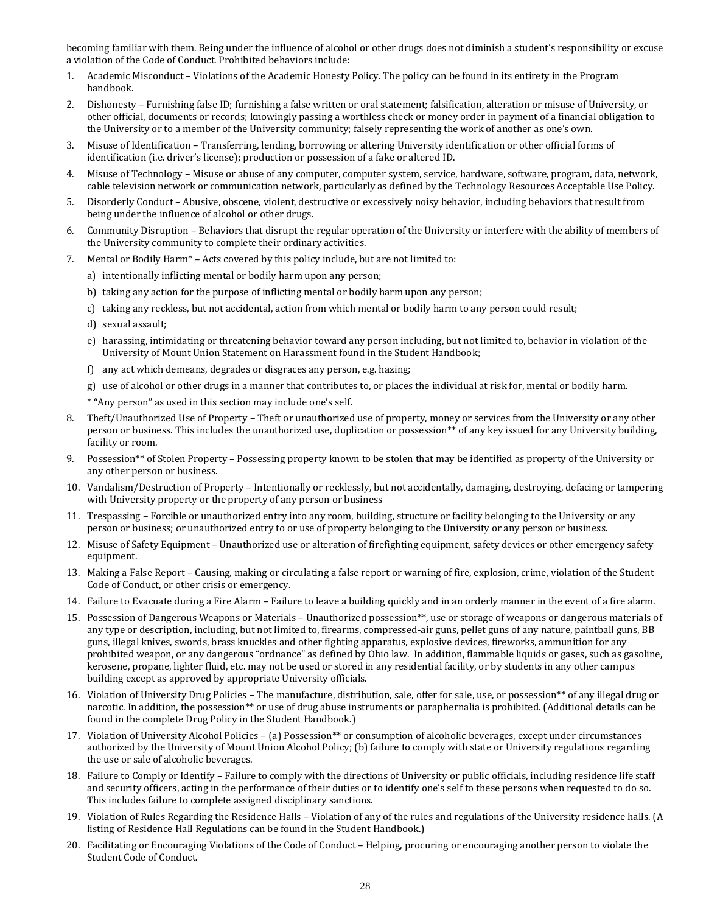becoming familiar with them. Being under the influence of alcohol or other drugs does not diminish a student's responsibility or excuse a violation of the Code of Conduct. Prohibited behaviors include:

1. Academic Misconduct – Violations of the Academic Honesty Policy. The policy can be found in its entirety in the Program handbook.
2. Dishonesty – Furnishing false ID; furnishing a false written or oral statement; falsification, alteration or misuse of University, or other official, documents or records; knowingly passing a worthless check or money order in payment of a financial obligation to the University or to a member of the University community; falsely representing the work of another as one's own.
3. Misuse of Identification – Transferring, lending, borrowing or altering University identification or other official forms of identification (i.e. driver's license); production or possession of a fake or altered ID.
4. Misuse of Technology – Misuse or abuse of any computer, computer system, service, hardware, software, program, data, network, cable television network or communication network, particularly as defined by the Technology Resources Acceptable Use Policy.
5. Disorderly Conduct – Abusive, obscene, violent, destructive or excessively noisy behavior, including behaviors that result from being under the influence of alcohol or other drugs.
6. Community Disruption – Behaviors that disrupt the regular operation of the University or interfere with the ability of members of the University community to complete their ordinary activities.
7. Mental or Bodily Harm* – Acts covered by this policy include, but are not limited to:
   a) intentionally inflicting mental or bodily harm upon any person;
   b) taking any action for the purpose of inflicting mental or bodily harm upon any person;
   c) taking any reckless, but not accidental, action from which mental or bodily harm to any person could result;
   d) sexual assault;
   e) harassing, intimidating or threatening behavior toward any person including, but not limited to, behavior in violation of the University of Mount Union Statement on Harassment found in the Student Handbook;
   f) any act which demeans, degrades or disgraces any person, e.g. hazing;
   g) use of alcohol or other drugs in a manner that contributes to, or places the individual at risk for, mental or bodily harm.

   * "Any person" as used in this section may include one's self.
8. Theft/Unauthorized Use of Property – Theft or unauthorized use of property, money or services from the University or any other person or business. This includes the unauthorized use, duplication or possession** of any key issued for any University building, facility or room.
9. Possession** of Stolen Property – Possessing property known to be stolen that may be identified as property of the University or any other person or business.
10. Vandalism/Destruction of Property – Intentionally or recklessly, but not accidentally, damaging, destroying, defacing or tampering with University property or the property of any person or business
11. Trespassing – Forcible or unauthorized entry into any room, building, structure or facility belonging to the University or any person or business; or unauthorized entry to or use of property belonging to the University or any person or business.
12. Misuse of Safety Equipment – Unauthorized use or alteration of firefighting equipment, safety devices or other emergency safety equipment.
13. Making a False Report – Causing, making or circulating a false report or warning of fire, explosion, crime, violation of the Student Code of Conduct, or other crisis or emergency.
14. Failure to Evacuate during a Fire Alarm – Failure to leave a building quickly and in an orderly manner in the event of a fire alarm.
15. Possession of Dangerous Weapons or Materials – Unauthorized possession**, use or storage of weapons or dangerous materials of any type or description, including, but not limited to, firearms, compressed-air guns, pellet guns of any nature, paintball guns, BB guns, illegal knives, swords, brass knuckles and other fighting apparatus, explosive devices, fireworks, ammunition for any prohibited weapon, or any dangerous "ordnance" as defined by Ohio law. In addition, flammable liquids or gases, such as gasoline, kerosene, propane, lighter fluid, etc. may not be used or stored in any residential facility, or by students in any other campus building except as approved by appropriate University officials.
16. Violation of University Drug Policies – The manufacture, distribution, sale, offer for sale, use, or possession** of any illegal drug or narcotic. In addition, the possession** or use of drug abuse instruments or paraphernalia is prohibited. (Additional details can be found in the complete Drug Policy in the Student Handbook.)
17. Violation of University Alcohol Policies – (a) Possession** or consumption of alcoholic beverages, except under circumstances authorized by the University of Mount Union Alcohol Policy; (b) failure to comply with state or University regulations regarding the use or sale of alcoholic beverages.
18. Failure to Comply or Identify – Failure to comply with the directions of University or public officials, including residence life staff and security officers, acting in the performance of their duties or to identify one's self to these persons when requested to do so. This includes failure to complete assigned disciplinary sanctions.
19. Violation of Rules Regarding the Residence Halls – Violation of any of the rules and regulations of the University residence halls. (A listing of Residence Hall Regulations can be found in the Student Handbook.)
20. Facilitating or Encouraging Violations of the Code of Conduct – Helping, procuring or encouraging another person to violate the Student Code of Conduct.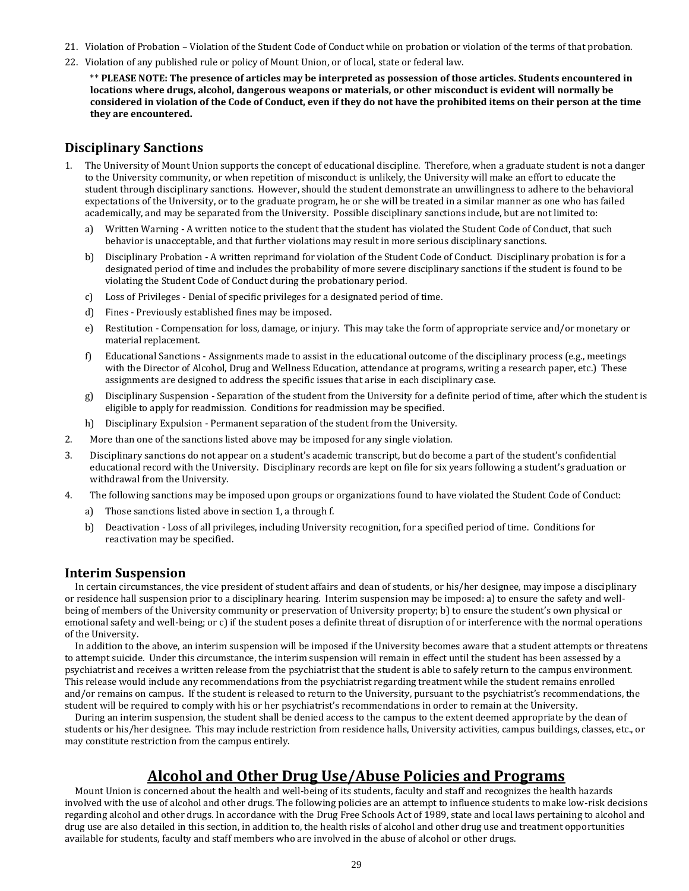21. Violation of Probation – Violation of the Student Code of Conduct while on probation or violation of the terms of that probation.
22. Violation of any published rule or policy of Mount Union, or of local, state or federal law.

    ** **PLEASE NOTE: The presence of articles may be interpreted as possession of those articles. Students encountered in locations where drugs, alcohol, dangerous weapons or materials, or other misconduct is evident will normally be considered in violation of the Code of Conduct, even if they do not have the prohibited items on their person at the time they are encountered.**

## Disciplinary Sanctions

1. The University of Mount Union supports the concept of educational discipline. Therefore, when a graduate student is not a danger to the University community, or when repetition of misconduct is unlikely, the University will make an effort to educate the student through disciplinary sanctions. However, should the student demonstrate an unwillingness to adhere to the behavioral expectations of the University, or to the graduate program, he or she will be treated in a similar manner as one who has failed academically, and may be separated from the University. Possible disciplinary sanctions include, but are not limited to:
   a) Written Warning - A written notice to the student that the student has violated the Student Code of Conduct, that such behavior is unacceptable, and that further violations may result in more serious disciplinary sanctions.
   b) Disciplinary Probation - A written reprimand for violation of the Student Code of Conduct. Disciplinary probation is for a designated period of time and includes the probability of more severe disciplinary sanctions if the student is found to be violating the Student Code of Conduct during the probationary period.
   c) Loss of Privileges - Denial of specific privileges for a designated period of time.
   d) Fines - Previously established fines may be imposed.
   e) Restitution - Compensation for loss, damage, or injury. This may take the form of appropriate service and/or monetary or material replacement.
   f) Educational Sanctions - Assignments made to assist in the educational outcome of the disciplinary process (e.g., meetings with the Director of Alcohol, Drug and Wellness Education, attendance at programs, writing a research paper, etc.) These assignments are designed to address the specific issues that arise in each disciplinary case.
   g) Disciplinary Suspension - Separation of the student from the University for a definite period of time, after which the student is eligible to apply for readmission. Conditions for readmission may be specified.
   h) Disciplinary Expulsion - Permanent separation of the student from the University.
2. More than one of the sanctions listed above may be imposed for any single violation.
3. Disciplinary sanctions do not appear on a student's academic transcript, but do become a part of the student's confidential educational record with the University. Disciplinary records are kept on file for six years following a student's graduation or withdrawal from the University.
4. The following sanctions may be imposed upon groups or organizations found to have violated the Student Code of Conduct:
   a) Those sanctions listed above in section 1, a through f.
   b) Deactivation - Loss of all privileges, including University recognition, for a specified period of time. Conditions for reactivation may be specified.

## Interim Suspension

In certain circumstances, the vice president of student affairs and dean of students, or his/her designee, may impose a disciplinary or residence hall suspension prior to a disciplinary hearing. Interim suspension may be imposed: a) to ensure the safety and well-being of members of the University community or preservation of University property; b) to ensure the student's own physical or emotional safety and well-being; or c) if the student poses a definite threat of disruption of or interference with the normal operations of the University.

In addition to the above, an interim suspension will be imposed if the University becomes aware that a student attempts or threatens to attempt suicide. Under this circumstance, the interim suspension will remain in effect until the student has been assessed by a psychiatrist and receives a written release from the psychiatrist that the student is able to safely return to the campus environment. This release would include any recommendations from the psychiatrist regarding treatment while the student remains enrolled and/or remains on campus. If the student is released to return to the University, pursuant to the psychiatrist's recommendations, the student will be required to comply with his or her psychiatrist's recommendations in order to remain at the University.

During an interim suspension, the student shall be denied access to the campus to the extent deemed appropriate by the dean of students or his/her designee. This may include restriction from residence halls, University activities, campus buildings, classes, etc., or may constitute restriction from the campus entirely.

# Alcohol and Other Drug Use/Abuse Policies and Programs

Mount Union is concerned about the health and well-being of its students, faculty and staff and recognizes the health hazards involved with the use of alcohol and other drugs. The following policies are an attempt to influence students to make low-risk decisions regarding alcohol and other drugs. In accordance with the Drug Free Schools Act of 1989, state and local laws pertaining to alcohol and drug use are also detailed in this section, in addition to, the health risks of alcohol and other drug use and treatment opportunities available for students, faculty and staff members who are involved in the abuse of alcohol or other drugs.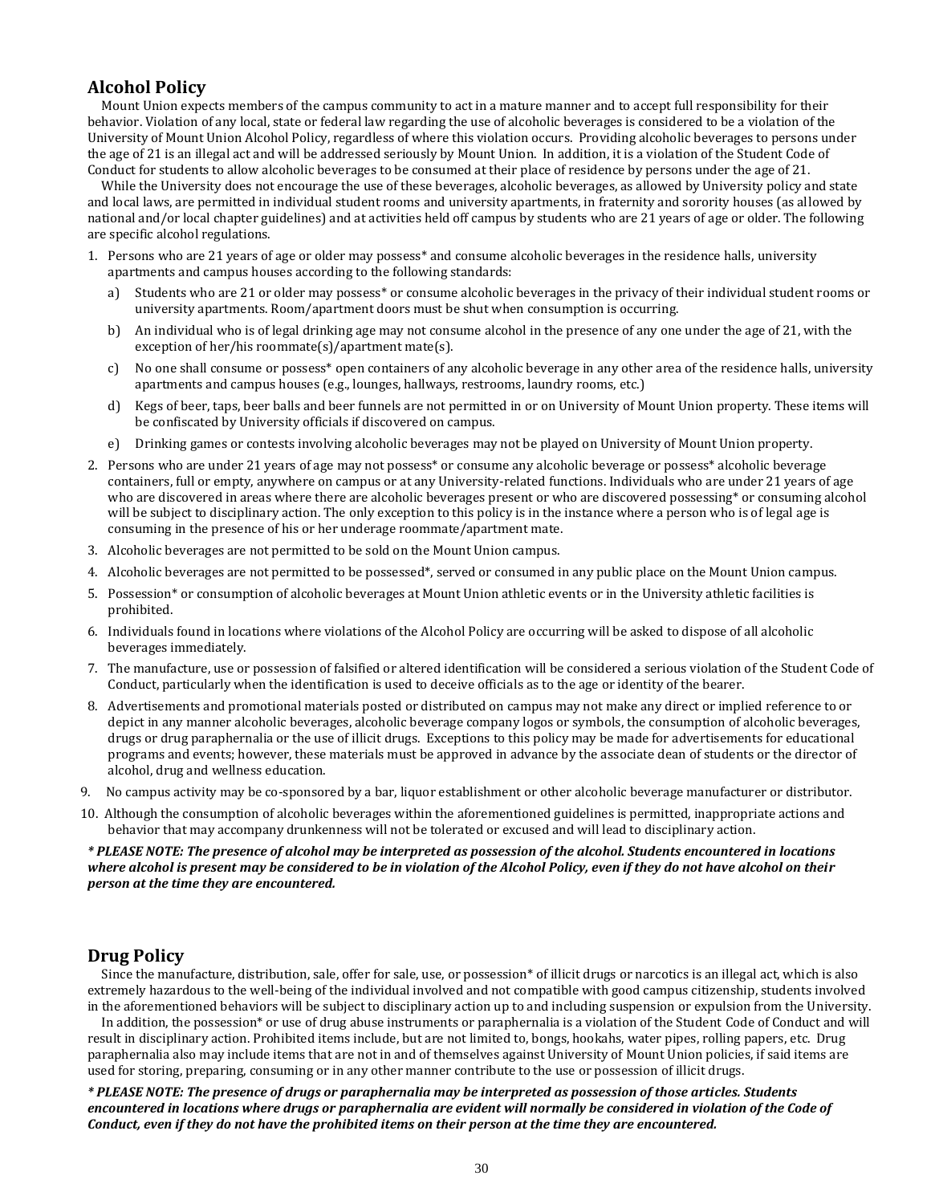## Alcohol Policy

Mount Union expects members of the campus community to act in a mature manner and to accept full responsibility for their behavior. Violation of any local, state or federal law regarding the use of alcoholic beverages is considered to be a violation of the University of Mount Union Alcohol Policy, regardless of where this violation occurs. Providing alcoholic beverages to persons under the age of 21 is an illegal act and will be addressed seriously by Mount Union. In addition, it is a violation of the Student Code of Conduct for students to allow alcoholic beverages to be consumed at their place of residence by persons under the age of 21.

While the University does not encourage the use of these beverages, alcoholic beverages, as allowed by University policy and state and local laws, are permitted in individual student rooms and university apartments, in fraternity and sorority houses (as allowed by national and/or local chapter guidelines) and at activities held off campus by students who are 21 years of age or older. The following are specific alcohol regulations.

1. Persons who are 21 years of age or older may possess* and consume alcoholic beverages in the residence halls, university apartments and campus houses according to the following standards:
   a) Students who are 21 or older may possess* or consume alcoholic beverages in the privacy of their individual student rooms or university apartments. Room/apartment doors must be shut when consumption is occurring.
   b) An individual who is of legal drinking age may not consume alcohol in the presence of any one under the age of 21, with the exception of her/his roommate(s)/apartment mate(s).
   c) No one shall consume or possess* open containers of any alcoholic beverage in any other area of the residence halls, university apartments and campus houses (e.g., lounges, hallways, restrooms, laundry rooms, etc.)
   d) Kegs of beer, taps, beer balls and beer funnels are not permitted in or on University of Mount Union property. These items will be confiscated by University officials if discovered on campus.
   e) Drinking games or contests involving alcoholic beverages may not be played on University of Mount Union property.
2. Persons who are under 21 years of age may not possess* or consume any alcoholic beverage or possess* alcoholic beverage containers, full or empty, anywhere on campus or at any University-related functions. Individuals who are under 21 years of age who are discovered in areas where there are alcoholic beverages present or who are discovered possessing* or consuming alcohol will be subject to disciplinary action. The only exception to this policy is in the instance where a person who is of legal age is consuming in the presence of his or her underage roommate/apartment mate.
3. Alcoholic beverages are not permitted to be sold on the Mount Union campus.
4. Alcoholic beverages are not permitted to be possessed*, served or consumed in any public place on the Mount Union campus.
5. Possession* or consumption of alcoholic beverages at Mount Union athletic events or in the University athletic facilities is prohibited.
6. Individuals found in locations where violations of the Alcohol Policy are occurring will be asked to dispose of all alcoholic beverages immediately.
7. The manufacture, use or possession of falsified or altered identification will be considered a serious violation of the Student Code of Conduct, particularly when the identification is used to deceive officials as to the age or identity of the bearer.
8. Advertisements and promotional materials posted or distributed on campus may not make any direct or implied reference to or depict in any manner alcoholic beverages, alcoholic beverage company logos or symbols, the consumption of alcoholic beverages, drugs or drug paraphernalia or the use of illicit drugs. Exceptions to this policy may be made for advertisements for educational programs and events; however, these materials must be approved in advance by the associate dean of students or the director of alcohol, drug and wellness education.
9. No campus activity may be co-sponsored by a bar, liquor establishment or other alcoholic beverage manufacturer or distributor.
10. Although the consumption of alcoholic beverages within the aforementioned guidelines is permitted, inappropriate actions and behavior that may accompany drunkenness will not be tolerated or excused and will lead to disciplinary action.

***PLEASE NOTE: The presence of alcohol may be interpreted as possession of the alcohol. Students encountered in locations where alcohol is present may be considered to be in violation of the Alcohol Policy, even if they do not have alcohol on their person at the time they are encountered.***

## Drug Policy

Since the manufacture, distribution, sale, offer for sale, use, or possession* of illicit drugs or narcotics is an illegal act, which is also extremely hazardous to the well-being of the individual involved and not compatible with good campus citizenship, students involved in the aforementioned behaviors will be subject to disciplinary action up to and including suspension or expulsion from the University.

In addition, the possession* or use of drug abuse instruments or paraphernalia is a violation of the Student Code of Conduct and will result in disciplinary action. Prohibited items include, but are not limited to, bongs, hookahs, water pipes, rolling papers, etc. Drug paraphernalia also may include items that are not in and of themselves against University of Mount Union policies, if said items are used for storing, preparing, consuming or in any other manner contribute to the use or possession of illicit drugs.

***PLEASE NOTE: The presence of drugs or paraphernalia may be interpreted as possession of those articles. Students encountered in locations where drugs or paraphernalia are evident will normally be considered in violation of the Code of Conduct, even if they do not have the prohibited items on their person at the time they are encountered.***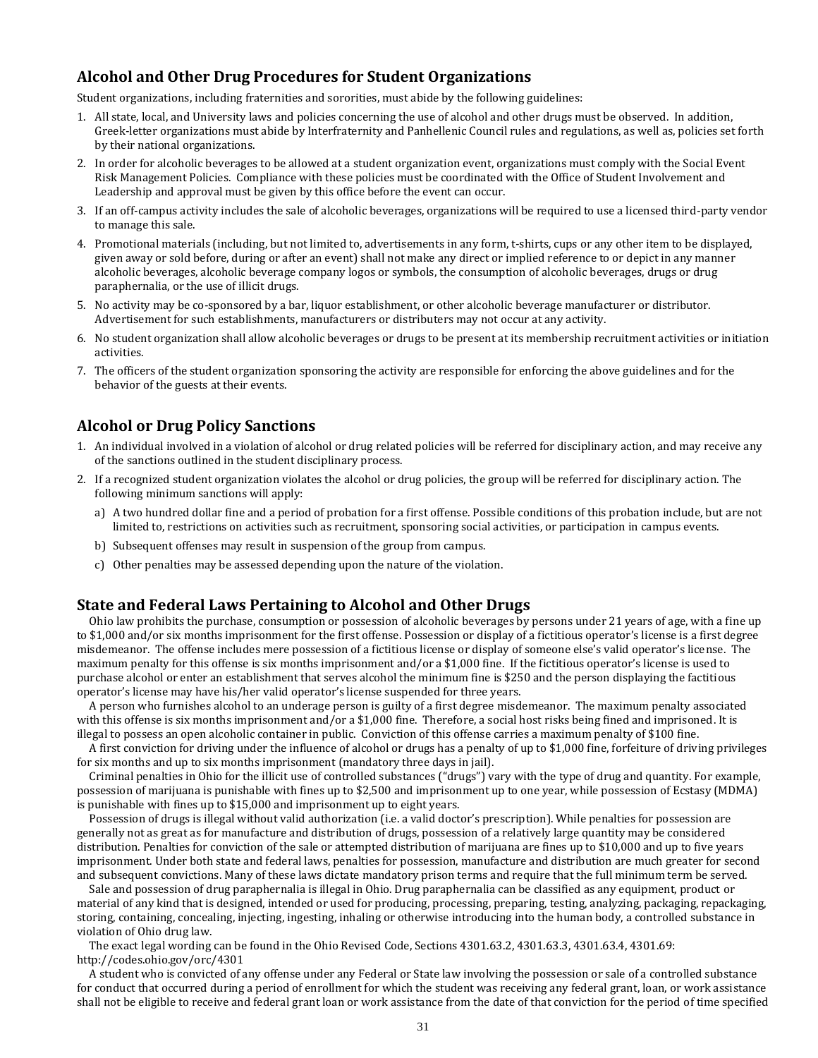## Alcohol and Other Drug Procedures for Student Organizations

Student organizations, including fraternities and sororities, must abide by the following guidelines:

1. All state, local, and University laws and policies concerning the use of alcohol and other drugs must be observed. In addition, Greek-letter organizations must abide by Interfraternity and Panhellenic Council rules and regulations, as well as, policies set forth by their national organizations.
2. In order for alcoholic beverages to be allowed at a student organization event, organizations must comply with the Social Event Risk Management Policies. Compliance with these policies must be coordinated with the Office of Student Involvement and Leadership and approval must be given by this office before the event can occur.
3. If an off-campus activity includes the sale of alcoholic beverages, organizations will be required to use a licensed third-party vendor to manage this sale.
4. Promotional materials (including, but not limited to, advertisements in any form, t-shirts, cups or any other item to be displayed, given away or sold before, during or after an event) shall not make any direct or implied reference to or depict in any manner alcoholic beverages, alcoholic beverage company logos or symbols, the consumption of alcoholic beverages, drugs or drug paraphernalia, or the use of illicit drugs.
5. No activity may be co-sponsored by a bar, liquor establishment, or other alcoholic beverage manufacturer or distributor. Advertisement for such establishments, manufacturers or distributers may not occur at any activity.
6. No student organization shall allow alcoholic beverages or drugs to be present at its membership recruitment activities or initiation activities.
7. The officers of the student organization sponsoring the activity are responsible for enforcing the above guidelines and for the behavior of the guests at their events.

## Alcohol or Drug Policy Sanctions

1. An individual involved in a violation of alcohol or drug related policies will be referred for disciplinary action, and may receive any of the sanctions outlined in the student disciplinary process.
2. If a recognized student organization violates the alcohol or drug policies, the group will be referred for disciplinary action. The following minimum sanctions will apply:
   a) A two hundred dollar fine and a period of probation for a first offense. Possible conditions of this probation include, but are not limited to, restrictions on activities such as recruitment, sponsoring social activities, or participation in campus events.
   b) Subsequent offenses may result in suspension of the group from campus.
   c) Other penalties may be assessed depending upon the nature of the violation.

## State and Federal Laws Pertaining to Alcohol and Other Drugs

Ohio law prohibits the purchase, consumption or possession of alcoholic beverages by persons under 21 years of age, with a fine up to $1,000 and/or six months imprisonment for the first offense. Possession or display of a fictitious operator's license is a first degree misdemeanor. The offense includes mere possession of a fictitious license or display of someone else's valid operator's license. The maximum penalty for this offense is six months imprisonment and/or a $1,000 fine. If the fictitious operator's license is used to purchase alcohol or enter an establishment that serves alcohol the minimum fine is $250 and the person displaying the factitious operator's license may have his/her valid operator's license suspended for three years.

A person who furnishes alcohol to an underage person is guilty of a first degree misdemeanor. The maximum penalty associated with this offense is six months imprisonment and/or a $1,000 fine. Therefore, a social host risks being fined and imprisoned. It is illegal to possess an open alcoholic container in public. Conviction of this offense carries a maximum penalty of $100 fine.

A first conviction for driving under the influence of alcohol or drugs has a penalty of up to $1,000 fine, forfeiture of driving privileges for six months and up to six months imprisonment (mandatory three days in jail).

Criminal penalties in Ohio for the illicit use of controlled substances ("drugs") vary with the type of drug and quantity. For example, possession of marijuana is punishable with fines up to $2,500 and imprisonment up to one year, while possession of Ecstasy (MDMA) is punishable with fines up to $15,000 and imprisonment up to eight years.

Possession of drugs is illegal without valid authorization (i.e. a valid doctor's prescription). While penalties for possession are generally not as great as for manufacture and distribution of drugs, possession of a relatively large quantity may be considered distribution. Penalties for conviction of the sale or attempted distribution of marijuana are fines up to $10,000 and up to five years imprisonment. Under both state and federal laws, penalties for possession, manufacture and distribution are much greater for second and subsequent convictions. Many of these laws dictate mandatory prison terms and require that the full minimum term be served.

Sale and possession of drug paraphernalia is illegal in Ohio. Drug paraphernalia can be classified as any equipment, product or material of any kind that is designed, intended or used for producing, processing, preparing, testing, analyzing, packaging, repackaging, storing, containing, concealing, injecting, ingesting, inhaling or otherwise introducing into the human body, a controlled substance in violation of Ohio drug law.

The exact legal wording can be found in the Ohio Revised Code, Sections 4301.63.2, 4301.63.3, 4301.63.4, 4301.69: http://codes.ohio.gov/orc/4301

A student who is convicted of any offense under any Federal or State law involving the possession or sale of a controlled substance for conduct that occurred during a period of enrollment for which the student was receiving any federal grant, loan, or work assistance shall not be eligible to receive and federal grant loan or work assistance from the date of that conviction for the period of time specified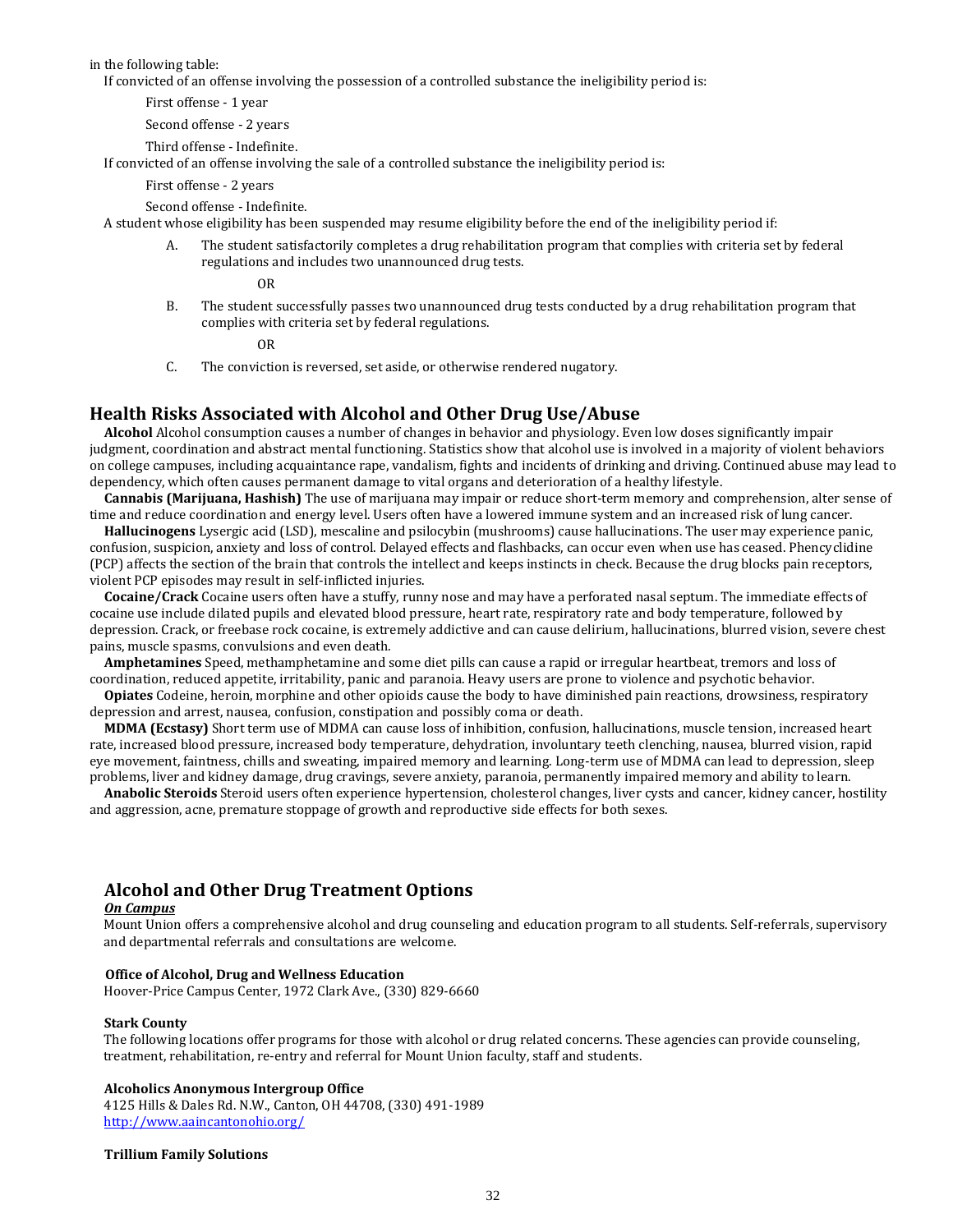in the following table:

If convicted of an offense involving the possession of a controlled substance the ineligibility period is:

First offense - 1 year

Second offense - 2 years

Third offense - Indefinite.

If convicted of an offense involving the sale of a controlled substance the ineligibility period is:

First offense - 2 years

Second offense - Indefinite.

A student whose eligibility has been suspended may resume eligibility before the end of the ineligibility period if:

A. The student satisfactorily completes a drug rehabilitation program that complies with criteria set by federal regulations and includes two unannounced drug tests.

OR

B. The student successfully passes two unannounced drug tests conducted by a drug rehabilitation program that complies with criteria set by federal regulations.

OR

C. The conviction is reversed, set aside, or otherwise rendered nugatory.

## Health Risks Associated with Alcohol and Other Drug Use/Abuse

**Alcohol** Alcohol consumption causes a number of changes in behavior and physiology. Even low doses significantly impair judgment, coordination and abstract mental functioning. Statistics show that alcohol use is involved in a majority of violent behaviors on college campuses, including acquaintance rape, vandalism, fights and incidents of drinking and driving. Continued abuse may lead to dependency, which often causes permanent damage to vital organs and deterioration of a healthy lifestyle.

**Cannabis (Marijuana, Hashish)** The use of marijuana may impair or reduce short-term memory and comprehension, alter sense of time and reduce coordination and energy level. Users often have a lowered immune system and an increased risk of lung cancer.

**Hallucinogens** Lysergic acid (LSD), mescaline and psilocybin (mushrooms) cause hallucinations. The user may experience panic, confusion, suspicion, anxiety and loss of control. Delayed effects and flashbacks, can occur even when use has ceased. Phencyclidine (PCP) affects the section of the brain that controls the intellect and keeps instincts in check. Because the drug blocks pain receptors, violent PCP episodes may result in self-inflicted injuries.

**Cocaine/Crack** Cocaine users often have a stuffy, runny nose and may have a perforated nasal septum. The immediate effects of cocaine use include dilated pupils and elevated blood pressure, heart rate, respiratory rate and body temperature, followed by depression. Crack, or freebase rock cocaine, is extremely addictive and can cause delirium, hallucinations, blurred vision, severe chest pains, muscle spasms, convulsions and even death.

**Amphetamines** Speed, methamphetamine and some diet pills can cause a rapid or irregular heartbeat, tremors and loss of coordination, reduced appetite, irritability, panic and paranoia. Heavy users are prone to violence and psychotic behavior.

**Opiates** Codeine, heroin, morphine and other opioids cause the body to have diminished pain reactions, drowsiness, respiratory depression and arrest, nausea, confusion, constipation and possibly coma or death.

**MDMA (Ecstasy)** Short term use of MDMA can cause loss of inhibition, confusion, hallucinations, muscle tension, increased heart rate, increased blood pressure, increased body temperature, dehydration, involuntary teeth clenching, nausea, blurred vision, rapid eye movement, faintness, chills and sweating, impaired memory and learning. Long-term use of MDMA can lead to depression, sleep problems, liver and kidney damage, drug cravings, severe anxiety, paranoia, permanently impaired memory and ability to learn.

**Anabolic Steroids** Steroid users often experience hypertension, cholesterol changes, liver cysts and cancer, kidney cancer, hostility and aggression, acne, premature stoppage of growth and reproductive side effects for both sexes.

## Alcohol and Other Drug Treatment Options

***On Campus***

Mount Union offers a comprehensive alcohol and drug counseling and education program to all students. Self-referrals, supervisory and departmental referrals and consultations are welcome.

**Office of Alcohol, Drug and Wellness Education**
Hoover-Price Campus Center, 1972 Clark Ave., (330) 829-6660

**Stark County**
The following locations offer programs for those with alcohol or drug related concerns. These agencies can provide counseling, treatment, rehabilitation, re-entry and referral for Mount Union faculty, staff and students.

**Alcoholics Anonymous Intergroup Office**
4125 Hills & Dales Rd. N.W., Canton, OH 44708, (330) 491-1989
http://www.aaincantonohio.org/

**Trillium Family Solutions**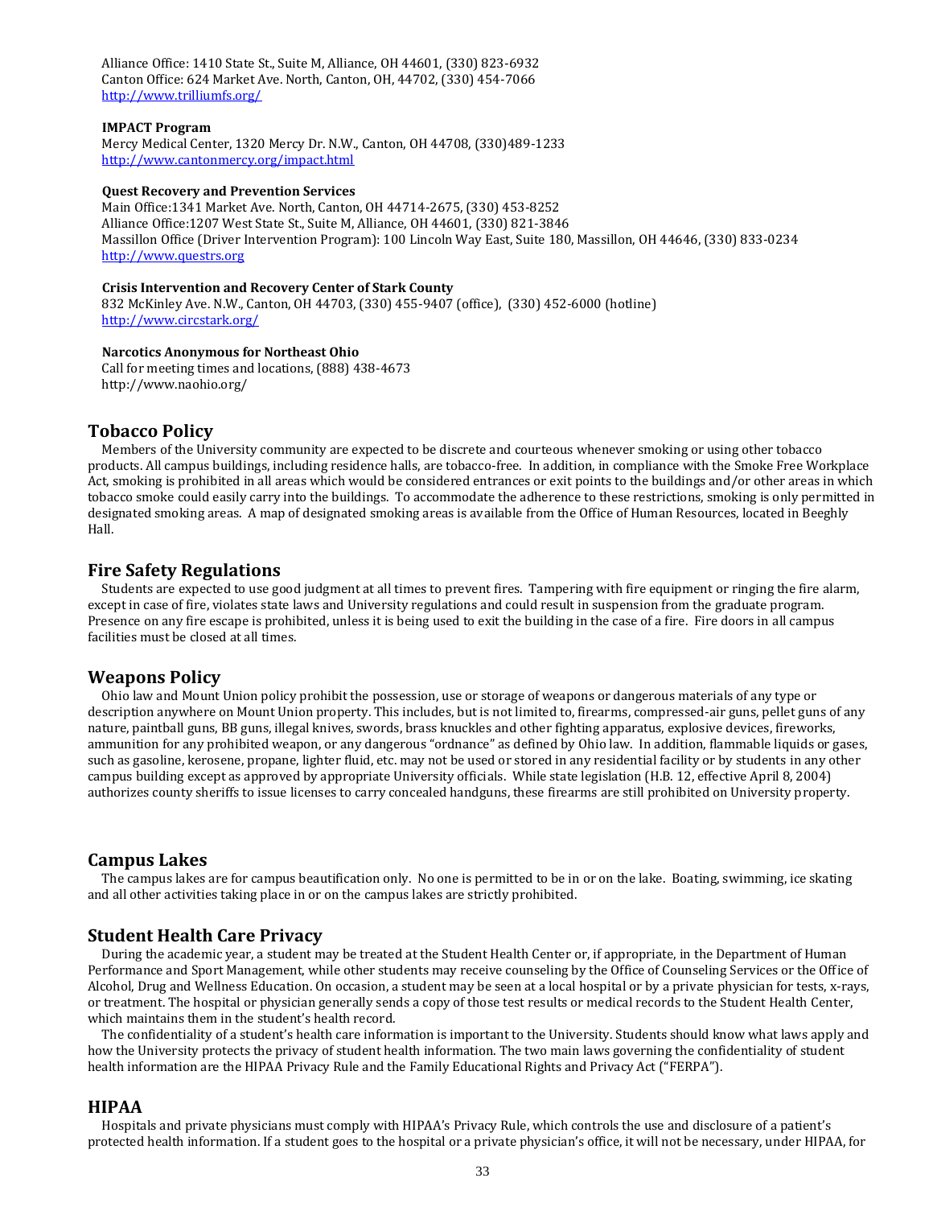Alliance Office: 1410 State St., Suite M, Alliance, OH 44601, (330) 823-6932
Canton Office: 624 Market Ave. North, Canton, OH, 44702, (330) 454-7066
http://www.trilliumfs.org/

**IMPACT Program**
Mercy Medical Center, 1320 Mercy Dr. N.W., Canton, OH 44708, (330)489-1233
http://www.cantonmercy.org/impact.html

**Quest Recovery and Prevention Services**
Main Office:1341 Market Ave. North, Canton, OH 44714-2675, (330) 453-8252
Alliance Office:1207 West State St., Suite M, Alliance, OH 44601, (330) 821-3846
Massillon Office (Driver Intervention Program): 100 Lincoln Way East, Suite 180, Massillon, OH 44646, (330) 833-0234
http://www.questrs.org

**Crisis Intervention and Recovery Center of Stark County**
832 McKinley Ave. N.W., Canton, OH 44703, (330) 455-9407 (office), (330) 452-6000 (hotline)
http://www.circstark.org/

**Narcotics Anonymous for Northeast Ohio**
Call for meeting times and locations, (888) 438-4673
http://www.naohio.org/

## Tobacco Policy

Members of the University community are expected to be discrete and courteous whenever smoking or using other tobacco products. All campus buildings, including residence halls, are tobacco-free. In addition, in compliance with the Smoke Free Workplace Act, smoking is prohibited in all areas which would be considered entrances or exit points to the buildings and/or other areas in which tobacco smoke could easily carry into the buildings. To accommodate the adherence to these restrictions, smoking is only permitted in designated smoking areas. A map of designated smoking areas is available from the Office of Human Resources, located in Beeghly Hall.

## Fire Safety Regulations

Students are expected to use good judgment at all times to prevent fires. Tampering with fire equipment or ringing the fire alarm, except in case of fire, violates state laws and University regulations and could result in suspension from the graduate program. Presence on any fire escape is prohibited, unless it is being used to exit the building in the case of a fire. Fire doors in all campus facilities must be closed at all times.

## Weapons Policy

Ohio law and Mount Union policy prohibit the possession, use or storage of weapons or dangerous materials of any type or description anywhere on Mount Union property. This includes, but is not limited to, firearms, compressed-air guns, pellet guns of any nature, paintball guns, BB guns, illegal knives, swords, brass knuckles and other fighting apparatus, explosive devices, fireworks, ammunition for any prohibited weapon, or any dangerous "ordnance" as defined by Ohio law. In addition, flammable liquids or gases, such as gasoline, kerosene, propane, lighter fluid, etc. may not be used or stored in any residential facility or by students in any other campus building except as approved by appropriate University officials. While state legislation (H.B. 12, effective April 8, 2004) authorizes county sheriffs to issue licenses to carry concealed handguns, these firearms are still prohibited on University property.

## Campus Lakes

The campus lakes are for campus beautification only. No one is permitted to be in or on the lake. Boating, swimming, ice skating and all other activities taking place in or on the campus lakes are strictly prohibited.

## Student Health Care Privacy

During the academic year, a student may be treated at the Student Health Center or, if appropriate, in the Department of Human Performance and Sport Management, while other students may receive counseling by the Office of Counseling Services or the Office of Alcohol, Drug and Wellness Education. On occasion, a student may be seen at a local hospital or by a private physician for tests, x-rays, or treatment. The hospital or physician generally sends a copy of those test results or medical records to the Student Health Center, which maintains them in the student's health record.

The confidentiality of a student's health care information is important to the University. Students should know what laws apply and how the University protects the privacy of student health information. The two main laws governing the confidentiality of student health information are the HIPAA Privacy Rule and the Family Educational Rights and Privacy Act ("FERPA").

## HIPAA

Hospitals and private physicians must comply with HIPAA's Privacy Rule, which controls the use and disclosure of a patient's protected health information. If a student goes to the hospital or a private physician's office, it will not be necessary, under HIPAA, for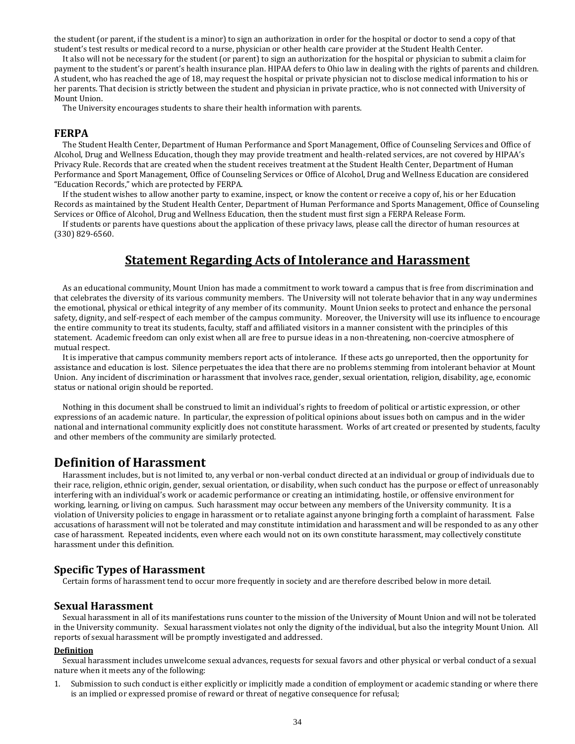the student (or parent, if the student is a minor) to sign an authorization in order for the hospital or doctor to send a copy of that student's test results or medical record to a nurse, physician or other health care provider at the Student Health Center.

It also will not be necessary for the student (or parent) to sign an authorization for the hospital or physician to submit a claim for payment to the student's or parent's health insurance plan. HIPAA defers to Ohio law in dealing with the rights of parents and children. A student, who has reached the age of 18, may request the hospital or private physician not to disclose medical information to his or her parents. That decision is strictly between the student and physician in private practice, who is not connected with University of Mount Union.

The University encourages students to share their health information with parents.

### FERPA

The Student Health Center, Department of Human Performance and Sport Management, Office of Counseling Services and Office of Alcohol, Drug and Wellness Education, though they may provide treatment and health-related services, are not covered by HIPAA's Privacy Rule. Records that are created when the student receives treatment at the Student Health Center, Department of Human Performance and Sport Management, Office of Counseling Services or Office of Alcohol, Drug and Wellness Education are considered "Education Records," which are protected by FERPA.

If the student wishes to allow another party to examine, inspect, or know the content or receive a copy of, his or her Education Records as maintained by the Student Health Center, Department of Human Performance and Sports Management, Office of Counseling Services or Office of Alcohol, Drug and Wellness Education, then the student must first sign a FERPA Release Form.

If students or parents have questions about the application of these privacy laws, please call the director of human resources at (330) 829-6560.

# Statement Regarding Acts of Intolerance and Harassment

As an educational community, Mount Union has made a commitment to work toward a campus that is free from discrimination and that celebrates the diversity of its various community members. The University will not tolerate behavior that in any way undermines the emotional, physical or ethical integrity of any member of its community. Mount Union seeks to protect and enhance the personal safety, dignity, and self-respect of each member of the campus community. Moreover, the University will use its influence to encourage the entire community to treat its students, faculty, staff and affiliated visitors in a manner consistent with the principles of this statement. Academic freedom can only exist when all are free to pursue ideas in a non-threatening, non-coercive atmosphere of mutual respect.

It is imperative that campus community members report acts of intolerance. If these acts go unreported, then the opportunity for assistance and education is lost. Silence perpetuates the idea that there are no problems stemming from intolerant behavior at Mount Union. Any incident of discrimination or harassment that involves race, gender, sexual orientation, religion, disability, age, economic status or national origin should be reported.

Nothing in this document shall be construed to limit an individual's rights to freedom of political or artistic expression, or other expressions of an academic nature. In particular, the expression of political opinions about issues both on campus and in the wider national and international community explicitly does not constitute harassment. Works of art created or presented by students, faculty and other members of the community are similarly protected.

## Definition of Harassment

Harassment includes, but is not limited to, any verbal or non-verbal conduct directed at an individual or group of individuals due to their race, religion, ethnic origin, gender, sexual orientation, or disability, when such conduct has the purpose or effect of unreasonably interfering with an individual's work or academic performance or creating an intimidating, hostile, or offensive environment for working, learning, or living on campus. Such harassment may occur between any members of the University community. It is a violation of University policies to engage in harassment or to retaliate against anyone bringing forth a complaint of harassment. False accusations of harassment will not be tolerated and may constitute intimidation and harassment and will be responded to as any other case of harassment. Repeated incidents, even where each would not on its own constitute harassment, may collectively constitute harassment under this definition.

### Specific Types of Harassment

Certain forms of harassment tend to occur more frequently in society and are therefore described below in more detail.

### Sexual Harassment

Sexual harassment in all of its manifestations runs counter to the mission of the University of Mount Union and will not be tolerated in the University community. Sexual harassment violates not only the dignity of the individual, but also the integrity Mount Union. All reports of sexual harassment will be promptly investigated and addressed.

**Definition**

Sexual harassment includes unwelcome sexual advances, requests for sexual favors and other physical or verbal conduct of a sexual nature when it meets any of the following:

1. Submission to such conduct is either explicitly or implicitly made a condition of employment or academic standing or where there is an implied or expressed promise of reward or threat of negative consequence for refusal;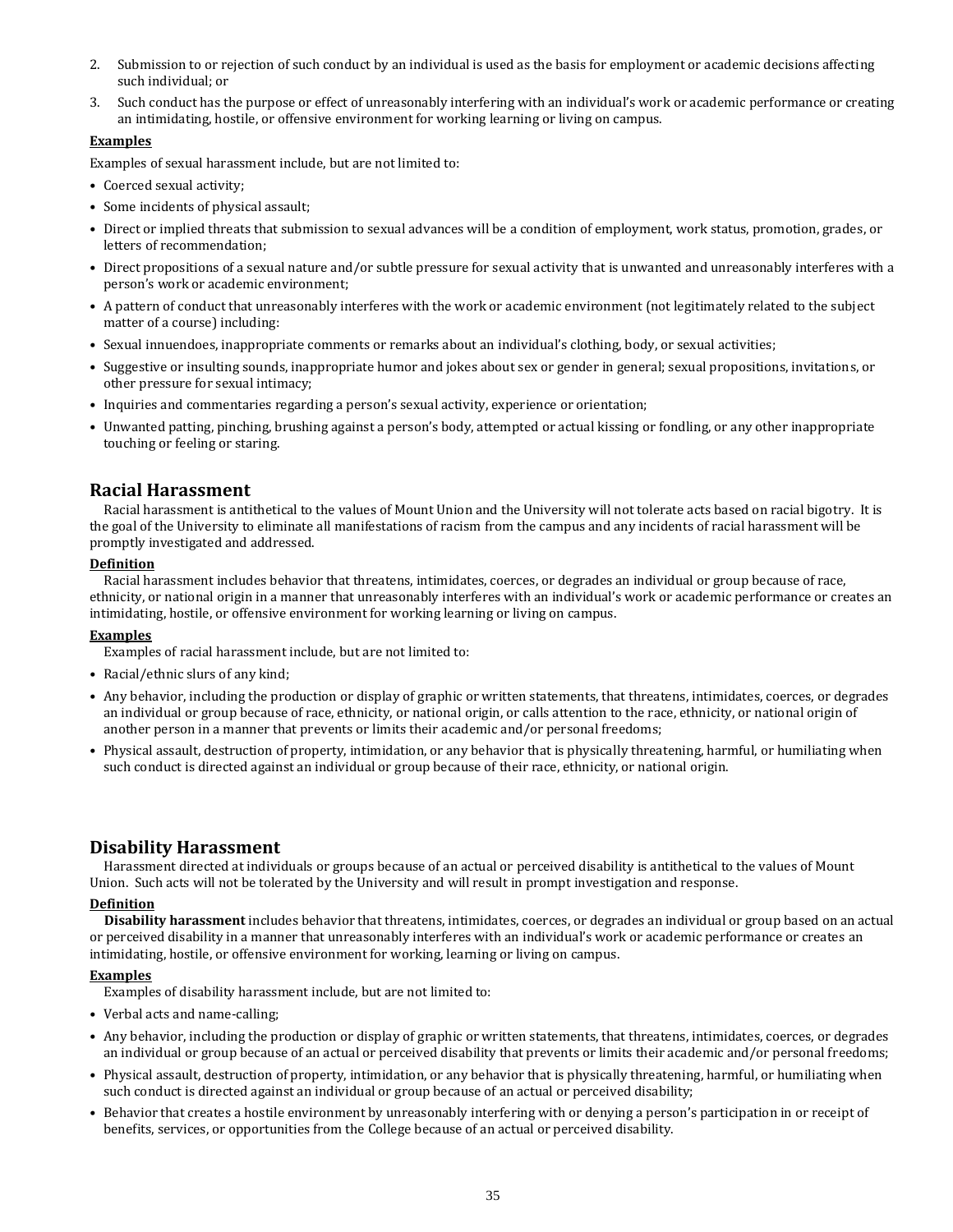2. Submission to or rejection of such conduct by an individual is used as the basis for employment or academic decisions affecting such individual; or
3. Such conduct has the purpose or effect of unreasonably interfering with an individual's work or academic performance or creating an intimidating, hostile, or offensive environment for working learning or living on campus.

**Examples**

Examples of sexual harassment include, but are not limited to:

- Coerced sexual activity;
- Some incidents of physical assault;
- Direct or implied threats that submission to sexual advances will be a condition of employment, work status, promotion, grades, or letters of recommendation;
- Direct propositions of a sexual nature and/or subtle pressure for sexual activity that is unwanted and unreasonably interferes with a person's work or academic environment;
- A pattern of conduct that unreasonably interferes with the work or academic environment (not legitimately related to the subject matter of a course) including:
- Sexual innuendoes, inappropriate comments or remarks about an individual's clothing, body, or sexual activities;
- Suggestive or insulting sounds, inappropriate humor and jokes about sex or gender in general; sexual propositions, invitations, or other pressure for sexual intimacy;
- Inquiries and commentaries regarding a person's sexual activity, experience or orientation;
- Unwanted patting, pinching, brushing against a person's body, attempted or actual kissing or fondling, or any other inappropriate touching or feeling or staring.

## Racial Harassment

Racial harassment is antithetical to the values of Mount Union and the University will not tolerate acts based on racial bigotry. It is the goal of the University to eliminate all manifestations of racism from the campus and any incidents of racial harassment will be promptly investigated and addressed.

**Definition**

Racial harassment includes behavior that threatens, intimidates, coerces, or degrades an individual or group because of race, ethnicity, or national origin in a manner that unreasonably interferes with an individual's work or academic performance or creates an intimidating, hostile, or offensive environment for working learning or living on campus.

**Examples**

Examples of racial harassment include, but are not limited to:

- Racial/ethnic slurs of any kind;
- Any behavior, including the production or display of graphic or written statements, that threatens, intimidates, coerces, or degrades an individual or group because of race, ethnicity, or national origin, or calls attention to the race, ethnicity, or national origin of another person in a manner that prevents or limits their academic and/or personal freedoms;
- Physical assault, destruction of property, intimidation, or any behavior that is physically threatening, harmful, or humiliating when such conduct is directed against an individual or group because of their race, ethnicity, or national origin.

## Disability Harassment

Harassment directed at individuals or groups because of an actual or perceived disability is antithetical to the values of Mount Union. Such acts will not be tolerated by the University and will result in prompt investigation and response.

**Definition**

**Disability harassment** includes behavior that threatens, intimidates, coerces, or degrades an individual or group based on an actual or perceived disability in a manner that unreasonably interferes with an individual's work or academic performance or creates an intimidating, hostile, or offensive environment for working, learning or living on campus.

**Examples**

Examples of disability harassment include, but are not limited to:

- Verbal acts and name-calling;
- Any behavior, including the production or display of graphic or written statements, that threatens, intimidates, coerces, or degrades an individual or group because of an actual or perceived disability that prevents or limits their academic and/or personal freedoms;
- Physical assault, destruction of property, intimidation, or any behavior that is physically threatening, harmful, or humiliating when such conduct is directed against an individual or group because of an actual or perceived disability;
- Behavior that creates a hostile environment by unreasonably interfering with or denying a person's participation in or receipt of benefits, services, or opportunities from the College because of an actual or perceived disability.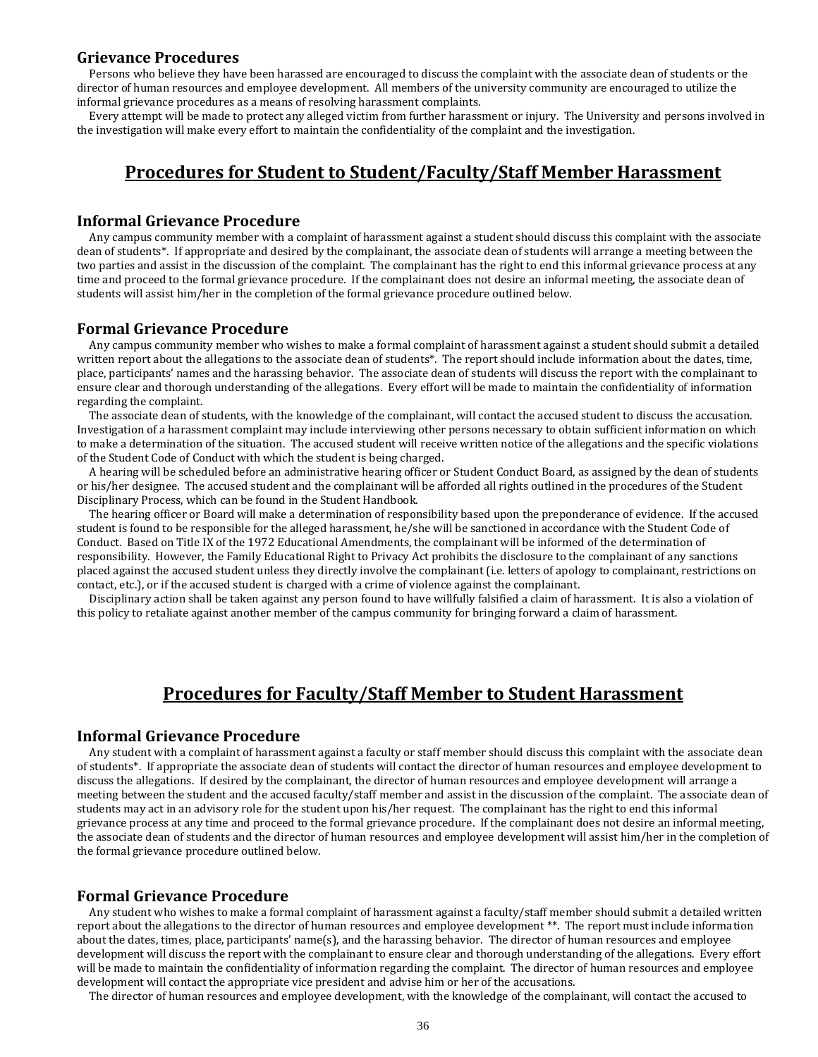### Grievance Procedures

Persons who believe they have been harassed are encouraged to discuss the complaint with the associate dean of students or the director of human resources and employee development. All members of the university community are encouraged to utilize the informal grievance procedures as a means of resolving harassment complaints.

Every attempt will be made to protect any alleged victim from further harassment or injury. The University and persons involved in the investigation will make every effort to maintain the confidentiality of the complaint and the investigation.

## Procedures for Student to Student/Faculty/Staff Member Harassment

### Informal Grievance Procedure

Any campus community member with a complaint of harassment against a student should discuss this complaint with the associate dean of students*. If appropriate and desired by the complainant, the associate dean of students will arrange a meeting between the two parties and assist in the discussion of the complaint. The complainant has the right to end this informal grievance process at any time and proceed to the formal grievance procedure. If the complainant does not desire an informal meeting, the associate dean of students will assist him/her in the completion of the formal grievance procedure outlined below.

### Formal Grievance Procedure

Any campus community member who wishes to make a formal complaint of harassment against a student should submit a detailed written report about the allegations to the associate dean of students*. The report should include information about the dates, time, place, participants' names and the harassing behavior. The associate dean of students will discuss the report with the complainant to ensure clear and thorough understanding of the allegations. Every effort will be made to maintain the confidentiality of information regarding the complaint.

The associate dean of students, with the knowledge of the complainant, will contact the accused student to discuss the accusation. Investigation of a harassment complaint may include interviewing other persons necessary to obtain sufficient information on which to make a determination of the situation. The accused student will receive written notice of the allegations and the specific violations of the Student Code of Conduct with which the student is being charged.

A hearing will be scheduled before an administrative hearing officer or Student Conduct Board, as assigned by the dean of students or his/her designee. The accused student and the complainant will be afforded all rights outlined in the procedures of the Student Disciplinary Process, which can be found in the Student Handbook.

The hearing officer or Board will make a determination of responsibility based upon the preponderance of evidence. If the accused student is found to be responsible for the alleged harassment, he/she will be sanctioned in accordance with the Student Code of Conduct. Based on Title IX of the 1972 Educational Amendments, the complainant will be informed of the determination of responsibility. However, the Family Educational Right to Privacy Act prohibits the disclosure to the complainant of any sanctions placed against the accused student unless they directly involve the complainant (i.e. letters of apology to complainant, restrictions on contact, etc.), or if the accused student is charged with a crime of violence against the complainant.

Disciplinary action shall be taken against any person found to have willfully falsified a claim of harassment. It is also a violation of this policy to retaliate against another member of the campus community for bringing forward a claim of harassment.

## Procedures for Faculty/Staff Member to Student Harassment

### Informal Grievance Procedure

Any student with a complaint of harassment against a faculty or staff member should discuss this complaint with the associate dean of students*. If appropriate the associate dean of students will contact the director of human resources and employee development to discuss the allegations. If desired by the complainant, the director of human resources and employee development will arrange a meeting between the student and the accused faculty/staff member and assist in the discussion of the complaint. The associate dean of students may act in an advisory role for the student upon his/her request. The complainant has the right to end this informal grievance process at any time and proceed to the formal grievance procedure. If the complainant does not desire an informal meeting, the associate dean of students and the director of human resources and employee development will assist him/her in the completion of the formal grievance procedure outlined below.

### Formal Grievance Procedure

Any student who wishes to make a formal complaint of harassment against a faculty/staff member should submit a detailed written report about the allegations to the director of human resources and employee development **. The report must include information about the dates, times, place, participants' name(s), and the harassing behavior. The director of human resources and employee development will discuss the report with the complainant to ensure clear and thorough understanding of the allegations. Every effort will be made to maintain the confidentiality of information regarding the complaint. The director of human resources and employee development will contact the appropriate vice president and advise him or her of the accusations.

The director of human resources and employee development, with the knowledge of the complainant, will contact the accused to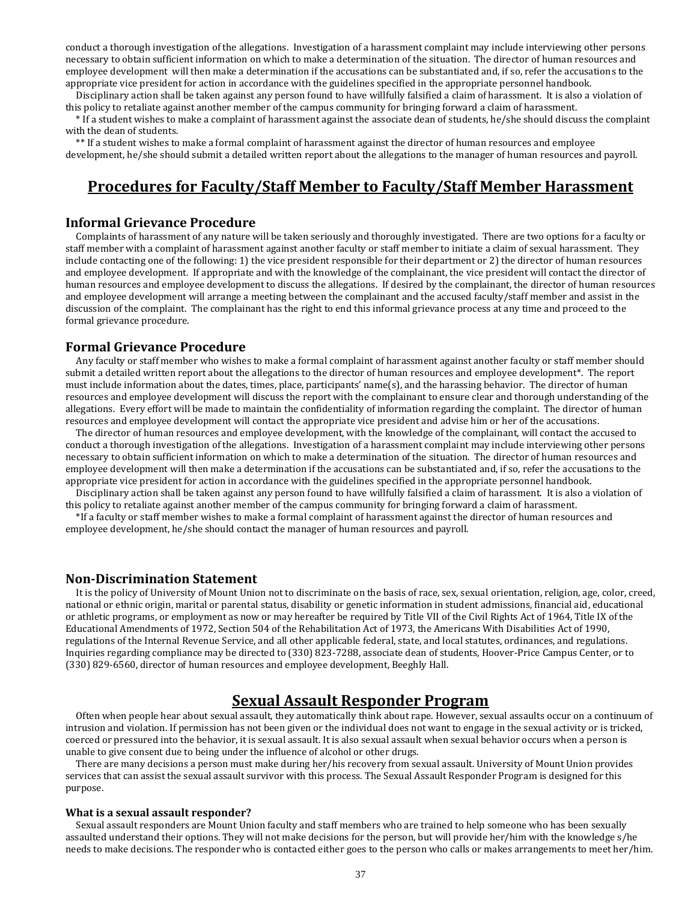conduct a thorough investigation of the allegations. Investigation of a harassment complaint may include interviewing other persons necessary to obtain sufficient information on which to make a determination of the situation. The director of human resources and employee development will then make a determination if the accusations can be substantiated and, if so, refer the accusations to the appropriate vice president for action in accordance with the guidelines specified in the appropriate personnel handbook.

Disciplinary action shall be taken against any person found to have willfully falsified a claim of harassment. It is also a violation of this policy to retaliate against another member of the campus community for bringing forward a claim of harassment.

* If a student wishes to make a complaint of harassment against the associate dean of students, he/she should discuss the complaint with the dean of students.

** If a student wishes to make a formal complaint of harassment against the director of human resources and employee development, he/she should submit a detailed written report about the allegations to the manager of human resources and payroll.

## Procedures for Faculty/Staff Member to Faculty/Staff Member Harassment

### Informal Grievance Procedure

Complaints of harassment of any nature will be taken seriously and thoroughly investigated. There are two options for a faculty or staff member with a complaint of harassment against another faculty or staff member to initiate a claim of sexual harassment. They include contacting one of the following: 1) the vice president responsible for their department or 2) the director of human resources and employee development. If appropriate and with the knowledge of the complainant, the vice president will contact the director of human resources and employee development to discuss the allegations. If desired by the complainant, the director of human resources and employee development will arrange a meeting between the complainant and the accused faculty/staff member and assist in the discussion of the complaint. The complainant has the right to end this informal grievance process at any time and proceed to the formal grievance procedure.

### Formal Grievance Procedure

Any faculty or staff member who wishes to make a formal complaint of harassment against another faculty or staff member should submit a detailed written report about the allegations to the director of human resources and employee development*. The report must include information about the dates, times, place, participants' name(s), and the harassing behavior. The director of human resources and employee development will discuss the report with the complainant to ensure clear and thorough understanding of the allegations. Every effort will be made to maintain the confidentiality of information regarding the complaint. The director of human resources and employee development will contact the appropriate vice president and advise him or her of the accusations.

The director of human resources and employee development, with the knowledge of the complainant, will contact the accused to conduct a thorough investigation of the allegations. Investigation of a harassment complaint may include interviewing other persons necessary to obtain sufficient information on which to make a determination of the situation. The director of human resources and employee development will then make a determination if the accusations can be substantiated and, if so, refer the accusations to the appropriate vice president for action in accordance with the guidelines specified in the appropriate personnel handbook.

Disciplinary action shall be taken against any person found to have willfully falsified a claim of harassment. It is also a violation of this policy to retaliate against another member of the campus community for bringing forward a claim of harassment.

*If a faculty or staff member wishes to make a formal complaint of harassment against the director of human resources and employee development, he/she should contact the manager of human resources and payroll.

### Non-Discrimination Statement

It is the policy of University of Mount Union not to discriminate on the basis of race, sex, sexual orientation, religion, age, color, creed, national or ethnic origin, marital or parental status, disability or genetic information in student admissions, financial aid, educational or athletic programs, or employment as now or may hereafter be required by Title VII of the Civil Rights Act of 1964, Title IX of the Educational Amendments of 1972, Section 504 of the Rehabilitation Act of 1973, the Americans With Disabilities Act of 1990, regulations of the Internal Revenue Service, and all other applicable federal, state, and local statutes, ordinances, and regulations. Inquiries regarding compliance may be directed to (330) 823-7288, associate dean of students, Hoover-Price Campus Center, or to (330) 829-6560, director of human resources and employee development, Beeghly Hall.

## Sexual Assault Responder Program

Often when people hear about sexual assault, they automatically think about rape. However, sexual assaults occur on a continuum of intrusion and violation. If permission has not been given or the individual does not want to engage in the sexual activity or is tricked, coerced or pressured into the behavior, it is sexual assault. It is also sexual assault when sexual behavior occurs when a person is unable to give consent due to being under the influence of alcohol or other drugs.

There are many decisions a person must make during her/his recovery from sexual assault. University of Mount Union provides services that can assist the sexual assault survivor with this process. The Sexual Assault Responder Program is designed for this purpose.

#### What is a sexual assault responder?

Sexual assault responders are Mount Union faculty and staff members who are trained to help someone who has been sexually assaulted understand their options. They will not make decisions for the person, but will provide her/him with the knowledge s/he needs to make decisions. The responder who is contacted either goes to the person who calls or makes arrangements to meet her/him.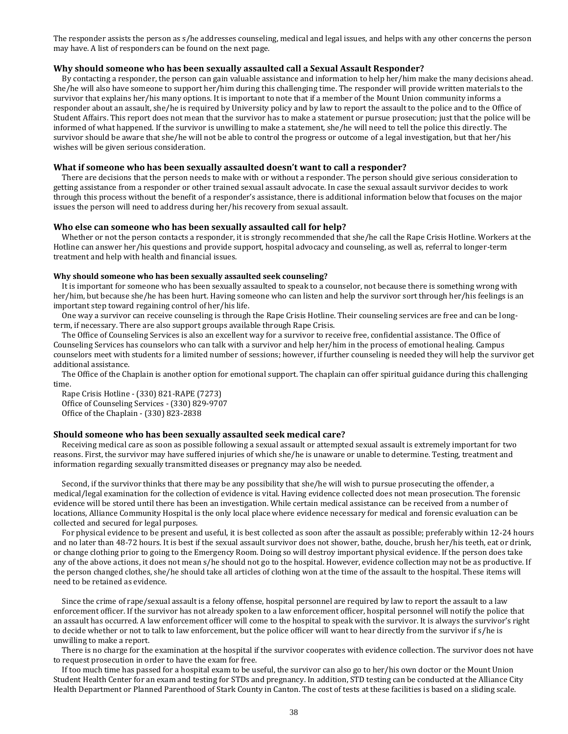The responder assists the person as s/he addresses counseling, medical and legal issues, and helps with any other concerns the person may have. A list of responders can be found on the next page.

### Why should someone who has been sexually assaulted call a Sexual Assault Responder?

By contacting a responder, the person can gain valuable assistance and information to help her/him make the many decisions ahead. She/he will also have someone to support her/him during this challenging time. The responder will provide written materials to the survivor that explains her/his many options. It is important to note that if a member of the Mount Union community informs a responder about an assault, she/he is required by University policy and by law to report the assault to the police and to the Office of Student Affairs. This report does not mean that the survivor has to make a statement or pursue prosecution; just that the police will be informed of what happened. If the survivor is unwilling to make a statement, she/he will need to tell the police this directly. The survivor should be aware that she/he will not be able to control the progress or outcome of a legal investigation, but that her/his wishes will be given serious consideration.

### What if someone who has been sexually assaulted doesn't want to call a responder?

There are decisions that the person needs to make with or without a responder. The person should give serious consideration to getting assistance from a responder or other trained sexual assault advocate. In case the sexual assault survivor decides to work through this process without the benefit of a responder's assistance, there is additional information below that focuses on the major issues the person will need to address during her/his recovery from sexual assault.

### Who else can someone who has been sexually assaulted call for help?

Whether or not the person contacts a responder, it is strongly recommended that she/he call the Rape Crisis Hotline. Workers at the Hotline can answer her/his questions and provide support, hospital advocacy and counseling, as well as, referral to longer-term treatment and help with health and financial issues.

#### Why should someone who has been sexually assaulted seek counseling?

It is important for someone who has been sexually assaulted to speak to a counselor, not because there is something wrong with her/him, but because she/he has been hurt. Having someone who can listen and help the survivor sort through her/his feelings is an important step toward regaining control of her/his life.

One way a survivor can receive counseling is through the Rape Crisis Hotline. Their counseling services are free and can be long-term, if necessary. There are also support groups available through Rape Crisis.

The Office of Counseling Services is also an excellent way for a survivor to receive free, confidential assistance. The Office of Counseling Services has counselors who can talk with a survivor and help her/him in the process of emotional healing. Campus counselors meet with students for a limited number of sessions; however, if further counseling is needed they will help the survivor get additional assistance.

The Office of the Chaplain is another option for emotional support. The chaplain can offer spiritual guidance during this challenging time.

Rape Crisis Hotline - (330) 821-RAPE (7273)
Office of Counseling Services - (330) 829-9707
Office of the Chaplain - (330) 823-2838

### Should someone who has been sexually assaulted seek medical care?

Receiving medical care as soon as possible following a sexual assault or attempted sexual assault is extremely important for two reasons. First, the survivor may have suffered injuries of which she/he is unaware or unable to determine. Testing, treatment and information regarding sexually transmitted diseases or pregnancy may also be needed.

Second, if the survivor thinks that there may be any possibility that she/he will wish to pursue prosecuting the offender, a medical/legal examination for the collection of evidence is vital. Having evidence collected does not mean prosecution. The forensic evidence will be stored until there has been an investigation. While certain medical assistance can be received from a number of locations, Alliance Community Hospital is the only local place where evidence necessary for medical and forensic evaluation can be collected and secured for legal purposes.

For physical evidence to be present and useful, it is best collected as soon after the assault as possible; preferably within 12-24 hours and no later than 48-72 hours. It is best if the sexual assault survivor does not shower, bathe, douche, brush her/his teeth, eat or drink, or change clothing prior to going to the Emergency Room. Doing so will destroy important physical evidence. If the person does take any of the above actions, it does not mean s/he should not go to the hospital. However, evidence collection may not be as productive. If the person changed clothes, she/he should take all articles of clothing won at the time of the assault to the hospital. These items will need to be retained as evidence.

Since the crime of rape/sexual assault is a felony offense, hospital personnel are required by law to report the assault to a law enforcement officer. If the survivor has not already spoken to a law enforcement officer, hospital personnel will notify the police that an assault has occurred. A law enforcement officer will come to the hospital to speak with the survivor. It is always the survivor's right to decide whether or not to talk to law enforcement, but the police officer will want to hear directly from the survivor if s/he is unwilling to make a report.

There is no charge for the examination at the hospital if the survivor cooperates with evidence collection. The survivor does not have to request prosecution in order to have the exam for free.

If too much time has passed for a hospital exam to be useful, the survivor can also go to her/his own doctor or the Mount Union Student Health Center for an exam and testing for STDs and pregnancy. In addition, STD testing can be conducted at the Alliance City Health Department or Planned Parenthood of Stark County in Canton. The cost of tests at these facilities is based on a sliding scale.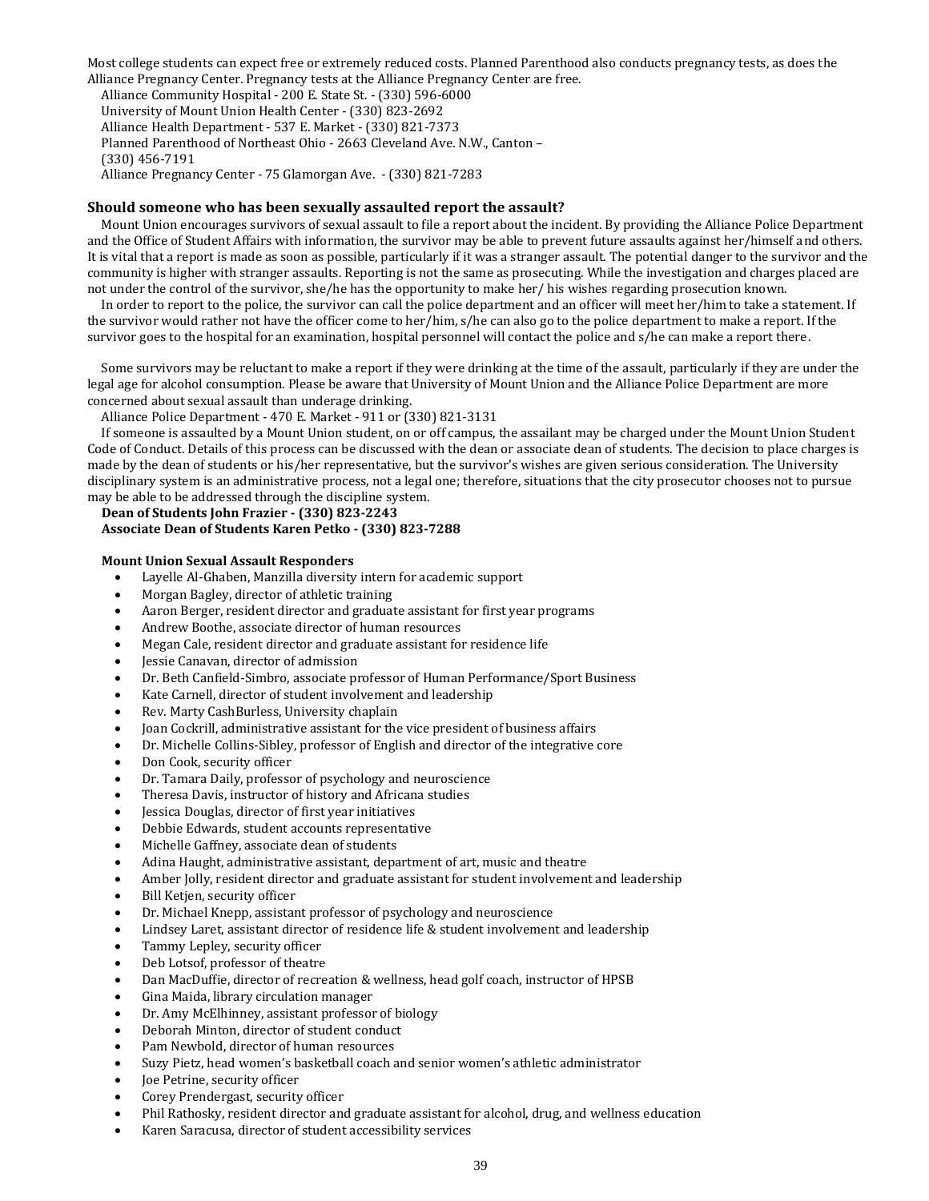Most college students can expect free or extremely reduced costs. Planned Parenthood also conducts pregnancy tests, as does the Alliance Pregnancy Center. Pregnancy tests at the Alliance Pregnancy Center are free.

Alliance Community Hospital - 200 E. State St. - (330) 596-6000
University of Mount Union Health Center - (330) 823-2692
Alliance Health Department - 537 E. Market - (330) 821-7373
Planned Parenthood of Northeast Ohio - 2663 Cleveland Ave. N.W., Canton – (330) 456-7191
Alliance Pregnancy Center - 75 Glamorgan Ave. - (330) 821-7283

### Should someone who has been sexually assaulted report the assault?

Mount Union encourages survivors of sexual assault to file a report about the incident. By providing the Alliance Police Department and the Office of Student Affairs with information, the survivor may be able to prevent future assaults against her/himself and others. It is vital that a report is made as soon as possible, particularly if it was a stranger assault. The potential danger to the survivor and the community is higher with stranger assaults. Reporting is not the same as prosecuting. While the investigation and charges placed are not under the control of the survivor, she/he has the opportunity to make her/ his wishes regarding prosecution known.

In order to report to the police, the survivor can call the police department and an officer will meet her/him to take a statement. If the survivor would rather not have the officer come to her/him, s/he can also go to the police department to make a report. If the survivor goes to the hospital for an examination, hospital personnel will contact the police and s/he can make a report there.

Some survivors may be reluctant to make a report if they were drinking at the time of the assault, particularly if they are under the legal age for alcohol consumption. Please be aware that University of Mount Union and the Alliance Police Department are more concerned about sexual assault than underage drinking.

Alliance Police Department - 470 E. Market - 911 or (330) 821-3131

If someone is assaulted by a Mount Union student, on or off campus, the assailant may be charged under the Mount Union Student Code of Conduct. Details of this process can be discussed with the dean or associate dean of students. The decision to place charges is made by the dean of students or his/her representative, but the survivor's wishes are given serious consideration. The University disciplinary system is an administrative process, not a legal one; therefore, situations that the city prosecutor chooses not to pursue may be able to be addressed through the discipline system.

**Dean of Students John Frazier - (330) 823-2243**
**Associate Dean of Students Karen Petko - (330) 823-7288**

**Mount Union Sexual Assault Responders**

- Layelle Al-Ghaben, Manzilla diversity intern for academic support
- Morgan Bagley, director of athletic training
- Aaron Berger, resident director and graduate assistant for first year programs
- Andrew Boothe, associate director of human resources
- Megan Cale, resident director and graduate assistant for residence life
- Jessie Canavan, director of admission
- Dr. Beth Canfield-Simbro, associate professor of Human Performance/Sport Business
- Kate Carnell, director of student involvement and leadership
- Rev. Marty CashBurless, University chaplain
- Joan Cockrill, administrative assistant for the vice president of business affairs
- Dr. Michelle Collins-Sibley, professor of English and director of the integrative core
- Don Cook, security officer
- Dr. Tamara Daily, professor of psychology and neuroscience
- Theresa Davis, instructor of history and Africana studies
- Jessica Douglas, director of first year initiatives
- Debbie Edwards, student accounts representative
- Michelle Gaffney, associate dean of students
- Adina Haught, administrative assistant, department of art, music and theatre
- Amber Jolly, resident director and graduate assistant for student involvement and leadership
- Bill Ketjen, security officer
- Dr. Michael Knepp, assistant professor of psychology and neuroscience
- Lindsey Laret, assistant director of residence life & student involvement and leadership
- Tammy Lepley, security officer
- Deb Lotsof, professor of theatre
- Dan MacDuffie, director of recreation & wellness, head golf coach, instructor of HPSB
- Gina Maida, library circulation manager
- Dr. Amy McElhinney, assistant professor of biology
- Deborah Minton, director of student conduct
- Pam Newbold, director of human resources
- Suzy Pietz, head women's basketball coach and senior women's athletic administrator
- Joe Petrine, security officer
- Corey Prendergast, security officer
- Phil Rathosky, resident director and graduate assistant for alcohol, drug, and wellness education
- Karen Saracusa, director of student accessibility services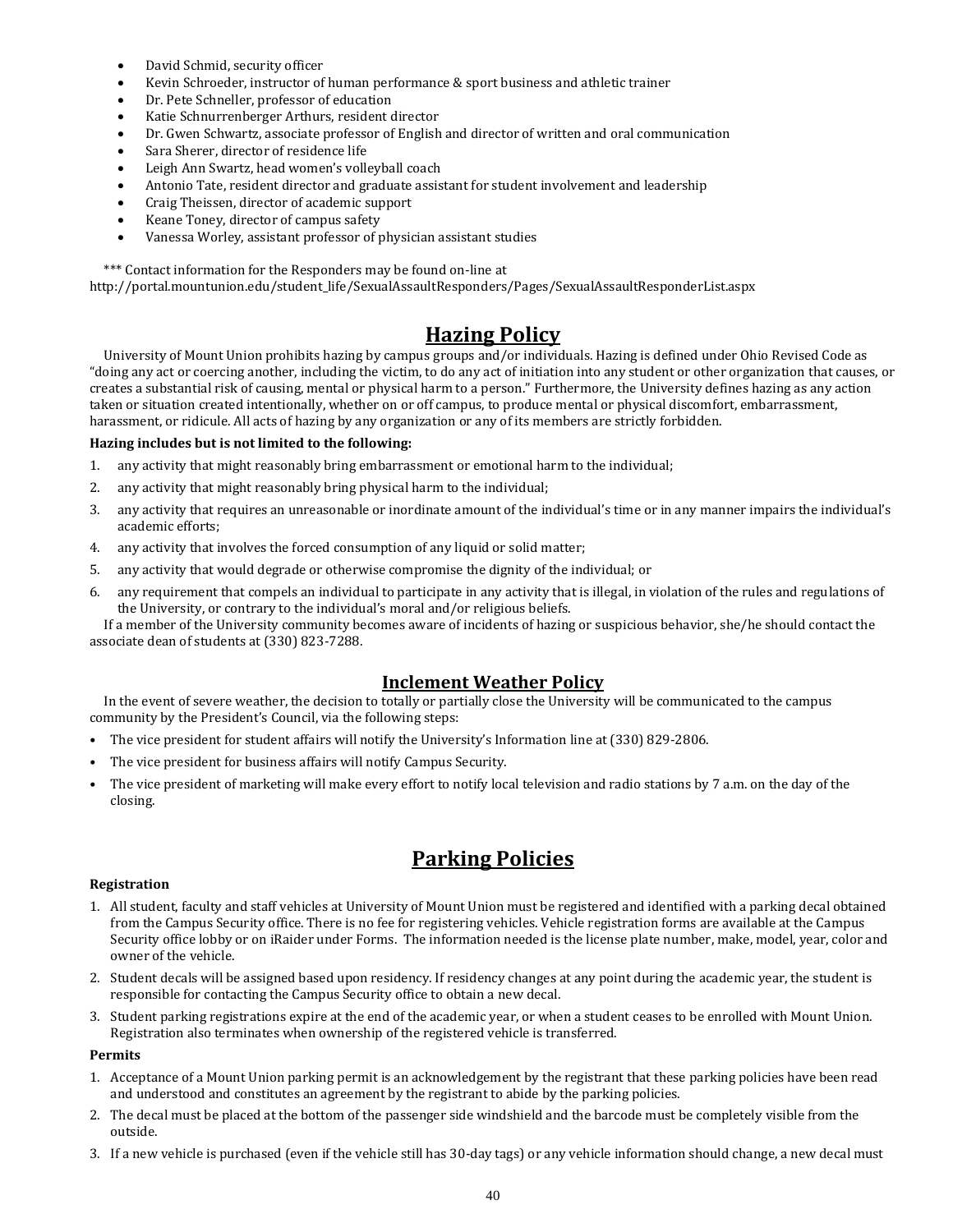- David Schmid, security officer
- Kevin Schroeder, instructor of human performance & sport business and athletic trainer
- Dr. Pete Schneller, professor of education
- Katie Schnurrenberger Arthurs, resident director
- Dr. Gwen Schwartz, associate professor of English and director of written and oral communication
- Sara Sherer, director of residence life
- Leigh Ann Swartz, head women's volleyball coach
- Antonio Tate, resident director and graduate assistant for student involvement and leadership
- Craig Theissen, director of academic support
- Keane Toney, director of campus safety
- Vanessa Worley, assistant professor of physician assistant studies

*** Contact information for the Responders may be found on-line at http://portal.mountunion.edu/student_life/SexualAssaultResponders/Pages/SexualAssaultResponderList.aspx

## Hazing Policy

University of Mount Union prohibits hazing by campus groups and/or individuals. Hazing is defined under Ohio Revised Code as "doing any act or coercing another, including the victim, to do any act of initiation into any student or other organization that causes, or creates a substantial risk of causing, mental or physical harm to a person." Furthermore, the University defines hazing as any action taken or situation created intentionally, whether on or off campus, to produce mental or physical discomfort, embarrassment, harassment, or ridicule. All acts of hazing by any organization or any of its members are strictly forbidden.

**Hazing includes but is not limited to the following:**

1. any activity that might reasonably bring embarrassment or emotional harm to the individual;
2. any activity that might reasonably bring physical harm to the individual;
3. any activity that requires an unreasonable or inordinate amount of the individual's time or in any manner impairs the individual's academic efforts;
4. any activity that involves the forced consumption of any liquid or solid matter;
5. any activity that would degrade or otherwise compromise the dignity of the individual; or
6. any requirement that compels an individual to participate in any activity that is illegal, in violation of the rules and regulations of the University, or contrary to the individual's moral and/or religious beliefs.

If a member of the University community becomes aware of incidents of hazing or suspicious behavior, she/he should contact the associate dean of students at (330) 823-7288.

### Inclement Weather Policy

In the event of severe weather, the decision to totally or partially close the University will be communicated to the campus community by the President's Council, via the following steps:

- The vice president for student affairs will notify the University's Information line at (330) 829-2806.
- The vice president for business affairs will notify Campus Security.
- The vice president of marketing will make every effort to notify local television and radio stations by 7 a.m. on the day of the closing.

## Parking Policies

**Registration**

1. All student, faculty and staff vehicles at University of Mount Union must be registered and identified with a parking decal obtained from the Campus Security office. There is no fee for registering vehicles. Vehicle registration forms are available at the Campus Security office lobby or on iRaider under Forms. The information needed is the license plate number, make, model, year, color and owner of the vehicle.
2. Student decals will be assigned based upon residency. If residency changes at any point during the academic year, the student is responsible for contacting the Campus Security office to obtain a new decal.
3. Student parking registrations expire at the end of the academic year, or when a student ceases to be enrolled with Mount Union. Registration also terminates when ownership of the registered vehicle is transferred.

**Permits**

1. Acceptance of a Mount Union parking permit is an acknowledgement by the registrant that these parking policies have been read and understood and constitutes an agreement by the registrant to abide by the parking policies.
2. The decal must be placed at the bottom of the passenger side windshield and the barcode must be completely visible from the outside.
3. If a new vehicle is purchased (even if the vehicle still has 30-day tags) or any vehicle information should change, a new decal must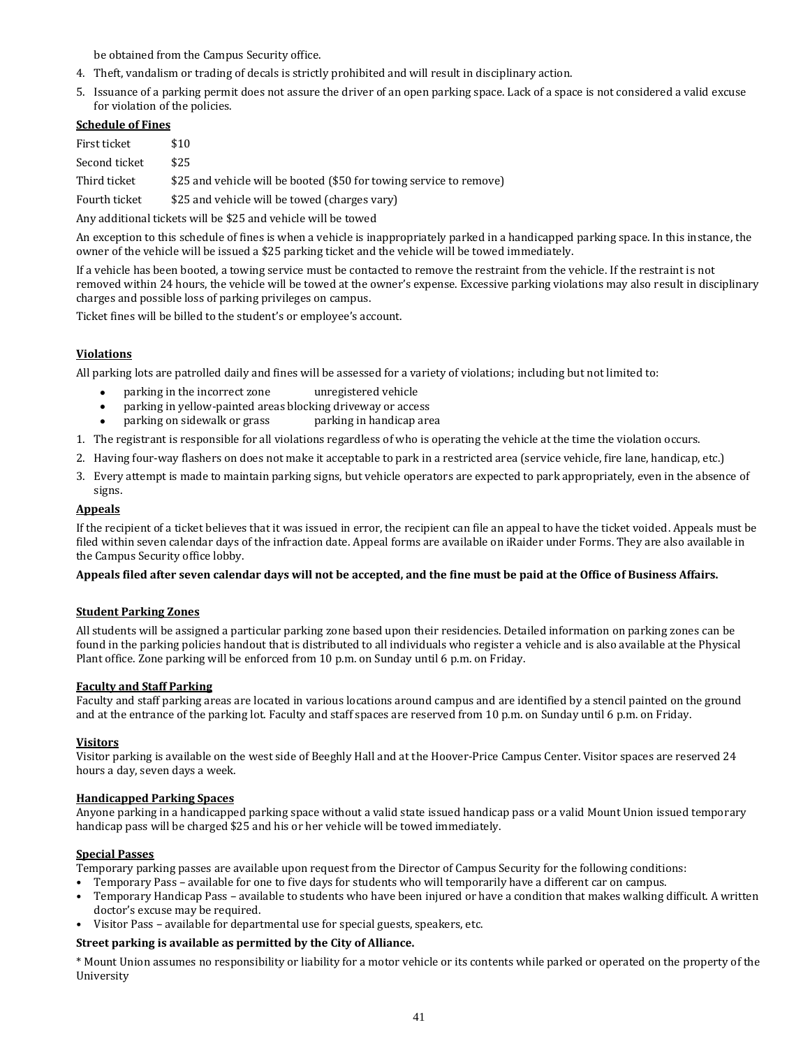be obtained from the Campus Security office.

4. Theft, vandalism or trading of decals is strictly prohibited and will result in disciplinary action.
5. Issuance of a parking permit does not assure the driver of an open parking space. Lack of a space is not considered a valid excuse for violation of the policies.

**Schedule of Fines**

| | |
|---|---|
| First ticket | $10 |
| Second ticket | $25 |
| Third ticket | $25 and vehicle will be booted ($50 for towing service to remove) |
| Fourth ticket | $25 and vehicle will be towed (charges vary) |

Any additional tickets will be $25 and vehicle will be towed

An exception to this schedule of fines is when a vehicle is inappropriately parked in a handicapped parking space. In this instance, the owner of the vehicle will be issued a $25 parking ticket and the vehicle will be towed immediately.

If a vehicle has been booted, a towing service must be contacted to remove the restraint from the vehicle. If the restraint is not removed within 24 hours, the vehicle will be towed at the owner's expense. Excessive parking violations may also result in disciplinary charges and possible loss of parking privileges on campus.

Ticket fines will be billed to the student's or employee's account.

**Violations**

All parking lots are patrolled daily and fines will be assessed for a variety of violations; including but not limited to:

- parking in the incorrect zone
- unregistered vehicle
- parking in yellow-painted areas blocking driveway or access
- parking on sidewalk or grass
- parking in handicap area

1. The registrant is responsible for all violations regardless of who is operating the vehicle at the time the violation occurs.
2. Having four-way flashers on does not make it acceptable to park in a restricted area (service vehicle, fire lane, handicap, etc.)
3. Every attempt is made to maintain parking signs, but vehicle operators are expected to park appropriately, even in the absence of signs.

**Appeals**

If the recipient of a ticket believes that it was issued in error, the recipient can file an appeal to have the ticket voided. Appeals must be filed within seven calendar days of the infraction date. Appeal forms are available on iRaider under Forms. They are also available in the Campus Security office lobby.

**Appeals filed after seven calendar days will not be accepted, and the fine must be paid at the Office of Business Affairs.**

**Student Parking Zones**

All students will be assigned a particular parking zone based upon their residencies. Detailed information on parking zones can be found in the parking policies handout that is distributed to all individuals who register a vehicle and is also available at the Physical Plant office. Zone parking will be enforced from 10 p.m. on Sunday until 6 p.m. on Friday.

**Faculty and Staff Parking**

Faculty and staff parking areas are located in various locations around campus and are identified by a stencil painted on the ground and at the entrance of the parking lot. Faculty and staff spaces are reserved from 10 p.m. on Sunday until 6 p.m. on Friday.

**Visitors**

Visitor parking is available on the west side of Beeghly Hall and at the Hoover-Price Campus Center. Visitor spaces are reserved 24 hours a day, seven days a week.

**Handicapped Parking Spaces**

Anyone parking in a handicapped parking space without a valid state issued handicap pass or a valid Mount Union issued temporary handicap pass will be charged $25 and his or her vehicle will be towed immediately.

**Special Passes**

Temporary parking passes are available upon request from the Director of Campus Security for the following conditions:

- Temporary Pass – available for one to five days for students who will temporarily have a different car on campus.
- Temporary Handicap Pass – available to students who have been injured or have a condition that makes walking difficult. A written doctor's excuse may be required.
- Visitor Pass – available for departmental use for special guests, speakers, etc.

**Street parking is available as permitted by the City of Alliance.**

\* Mount Union assumes no responsibility or liability for a motor vehicle or its contents while parked or operated on the property of the University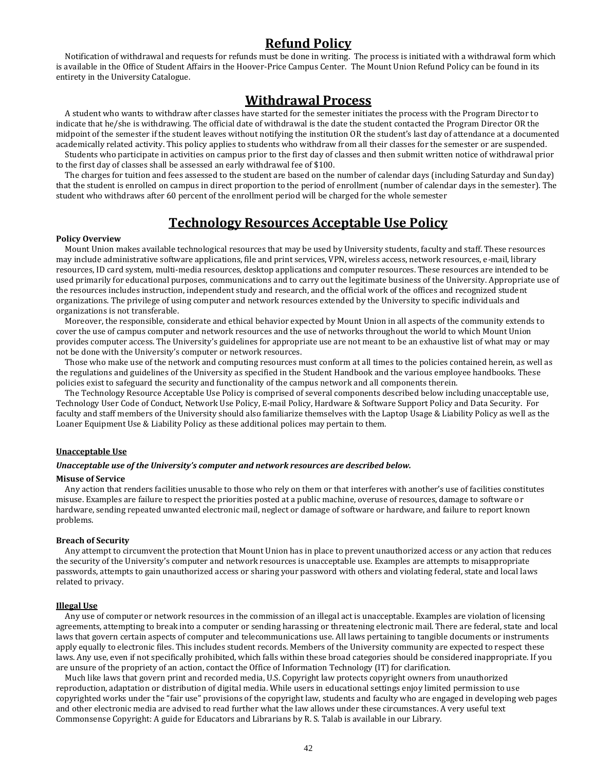## Refund Policy

Notification of withdrawal and requests for refunds must be done in writing. The process is initiated with a withdrawal form which is available in the Office of Student Affairs in the Hoover-Price Campus Center. The Mount Union Refund Policy can be found in its entirety in the University Catalogue.

## Withdrawal Process

A student who wants to withdraw after classes have started for the semester initiates the process with the Program Director to indicate that he/she is withdrawing. The official date of withdrawal is the date the student contacted the Program Director OR the midpoint of the semester if the student leaves without notifying the institution OR the student's last day of attendance at a documented academically related activity. This policy applies to students who withdraw from all their classes for the semester or are suspended.

Students who participate in activities on campus prior to the first day of classes and then submit written notice of withdrawal prior to the first day of classes shall be assessed an early withdrawal fee of $100.

The charges for tuition and fees assessed to the student are based on the number of calendar days (including Saturday and Sunday) that the student is enrolled on campus in direct proportion to the period of enrollment (number of calendar days in the semester). The student who withdraws after 60 percent of the enrollment period will be charged for the whole semester

## Technology Resources Acceptable Use Policy

**Policy Overview**

Mount Union makes available technological resources that may be used by University students, faculty and staff. These resources may include administrative software applications, file and print services, VPN, wireless access, network resources, e-mail, library resources, ID card system, multi-media resources, desktop applications and computer resources. These resources are intended to be used primarily for educational purposes, communications and to carry out the legitimate business of the University. Appropriate use of the resources includes instruction, independent study and research, and the official work of the offices and recognized student organizations. The privilege of using computer and network resources extended by the University to specific individuals and organizations is not transferable.

Moreover, the responsible, considerate and ethical behavior expected by Mount Union in all aspects of the community extends to cover the use of campus computer and network resources and the use of networks throughout the world to which Mount Union provides computer access. The University's guidelines for appropriate use are not meant to be an exhaustive list of what may or may not be done with the University's computer or network resources.

Those who make use of the network and computing resources must conform at all times to the policies contained herein, as well as the regulations and guidelines of the University as specified in the Student Handbook and the various employee handbooks. These policies exist to safeguard the security and functionality of the campus network and all components therein.

The Technology Resource Acceptable Use Policy is comprised of several components described below including unacceptable use, Technology User Code of Conduct, Network Use Policy, E-mail Policy, Hardware & Software Support Policy and Data Security. For faculty and staff members of the University should also familiarize themselves with the Laptop Usage & Liability Policy as well as the Loaner Equipment Use & Liability Policy as these additional polices may pertain to them.

**<u>Unacceptable Use</u>**

***Unacceptable use of the University's computer and network resources are described below.***

**Misuse of Service**

Any action that renders facilities unusable to those who rely on them or that interferes with another's use of facilities constitutes misuse. Examples are failure to respect the priorities posted at a public machine, overuse of resources, damage to software or hardware, sending repeated unwanted electronic mail, neglect or damage of software or hardware, and failure to report known problems.

**Breach of Security**

Any attempt to circumvent the protection that Mount Union has in place to prevent unauthorized access or any action that reduces the security of the University's computer and network resources is unacceptable use. Examples are attempts to misappropriate passwords, attempts to gain unauthorized access or sharing your password with others and violating federal, state and local laws related to privacy.

**<u>Illegal Use</u>**

Any use of computer or network resources in the commission of an illegal act is unacceptable. Examples are violation of licensing agreements, attempting to break into a computer or sending harassing or threatening electronic mail. There are federal, state and local laws that govern certain aspects of computer and telecommunications use. All laws pertaining to tangible documents or instruments apply equally to electronic files. This includes student records. Members of the University community are expected to respect these laws. Any use, even if not specifically prohibited, which falls within these broad categories should be considered inappropriate. If you are unsure of the propriety of an action, contact the Office of Information Technology (IT) for clarification.

Much like laws that govern print and recorded media, U.S. Copyright law protects copyright owners from unauthorized reproduction, adaptation or distribution of digital media. While users in educational settings enjoy limited permission to use copyrighted works under the "fair use" provisions of the copyright law, students and faculty who are engaged in developing web pages and other electronic media are advised to read further what the law allows under these circumstances. A very useful text Commonsense Copyright: A guide for Educators and Librarians by R. S. Talab is available in our Library.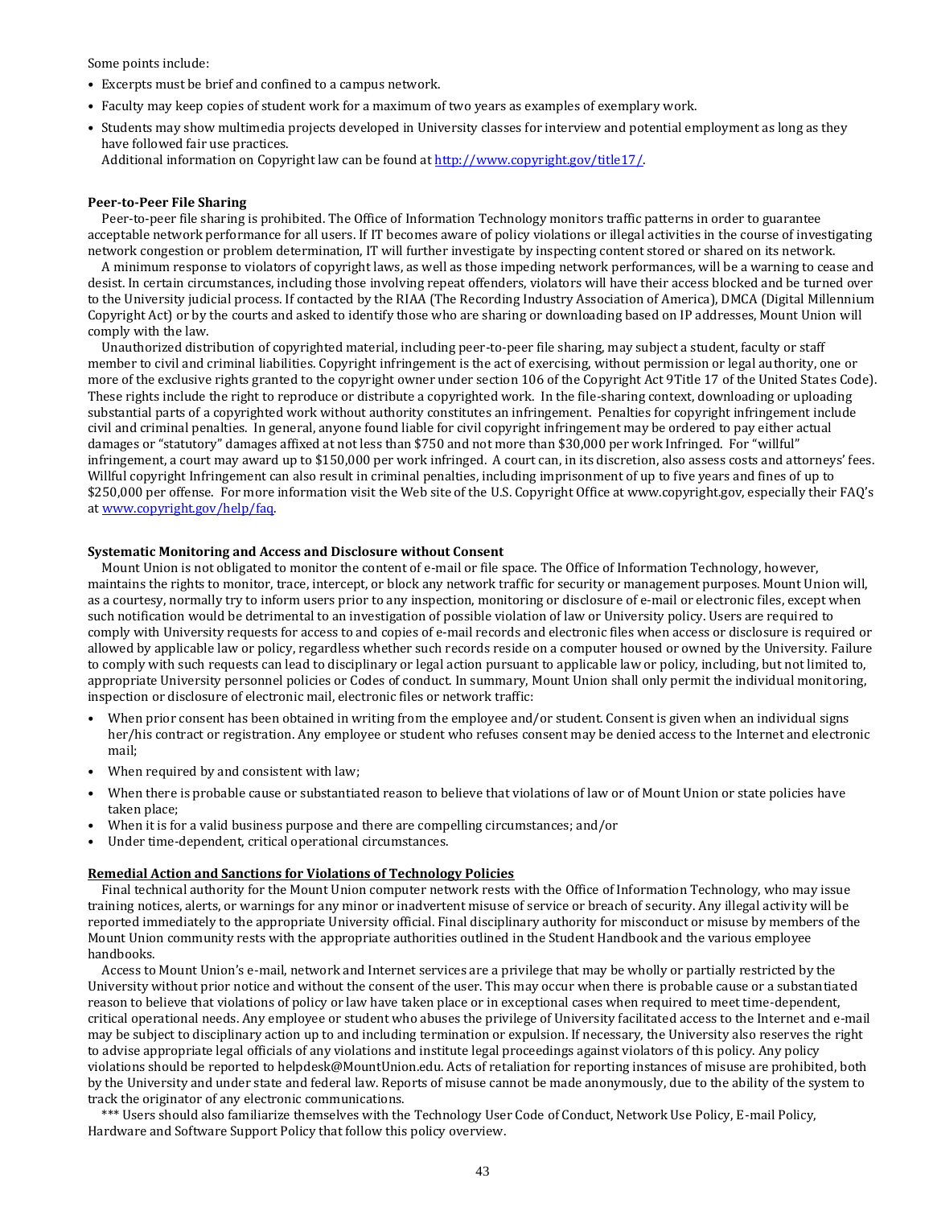Some points include:

- Excerpts must be brief and confined to a campus network.
- Faculty may keep copies of student work for a maximum of two years as examples of exemplary work.
- Students may show multimedia projects developed in University classes for interview and potential employment as long as they have followed fair use practices.
  Additional information on Copyright law can be found at [http://www.copyright.gov/title17/](http://www.copyright.gov/title17/).

**Peer-to-Peer File Sharing**

Peer-to-peer file sharing is prohibited. The Office of Information Technology monitors traffic patterns in order to guarantee acceptable network performance for all users. If IT becomes aware of policy violations or illegal activities in the course of investigating network congestion or problem determination, IT will further investigate by inspecting content stored or shared on its network.

A minimum response to violators of copyright laws, as well as those impeding network performances, will be a warning to cease and desist. In certain circumstances, including those involving repeat offenders, violators will have their access blocked and be turned over to the University judicial process. If contacted by the RIAA (The Recording Industry Association of America), DMCA (Digital Millennium Copyright Act) or by the courts and asked to identify those who are sharing or downloading based on IP addresses, Mount Union will comply with the law.

Unauthorized distribution of copyrighted material, including peer-to-peer file sharing, may subject a student, faculty or staff member to civil and criminal liabilities. Copyright infringement is the act of exercising, without permission or legal authority, one or more of the exclusive rights granted to the copyright owner under section 106 of the Copyright Act 9Title 17 of the United States Code). These rights include the right to reproduce or distribute a copyrighted work. In the file-sharing context, downloading or uploading substantial parts of a copyrighted work without authority constitutes an infringement. Penalties for copyright infringement include civil and criminal penalties. In general, anyone found liable for civil copyright infringement may be ordered to pay either actual damages or "statutory" damages affixed at not less than $750 and not more than $30,000 per work Infringed. For "willful" infringement, a court may award up to $150,000 per work infringed. A court can, in its discretion, also assess costs and attorneys' fees. Willful copyright Infringement can also result in criminal penalties, including imprisonment of up to five years and fines of up to $250,000 per offense. For more information visit the Web site of the U.S. Copyright Office at www.copyright.gov, especially their FAQ's at [www.copyright.gov/help/faq](www.copyright.gov/help/faq).

**Systematic Monitoring and Access and Disclosure without Consent**

Mount Union is not obligated to monitor the content of e-mail or file space. The Office of Information Technology, however, maintains the rights to monitor, trace, intercept, or block any network traffic for security or management purposes. Mount Union will, as a courtesy, normally try to inform users prior to any inspection, monitoring or disclosure of e-mail or electronic files, except when such notification would be detrimental to an investigation of possible violation of law or University policy. Users are required to comply with University requests for access to and copies of e-mail records and electronic files when access or disclosure is required or allowed by applicable law or policy, regardless whether such records reside on a computer housed or owned by the University. Failure to comply with such requests can lead to disciplinary or legal action pursuant to applicable law or policy, including, but not limited to, appropriate University personnel policies or Codes of conduct. In summary, Mount Union shall only permit the individual monitoring, inspection or disclosure of electronic mail, electronic files or network traffic:

- When prior consent has been obtained in writing from the employee and/or student. Consent is given when an individual signs her/his contract or registration. Any employee or student who refuses consent may be denied access to the Internet and electronic mail;
- When required by and consistent with law;
- When there is probable cause or substantiated reason to believe that violations of law or of Mount Union or state policies have taken place;
- When it is for a valid business purpose and there are compelling circumstances; and/or
- Under time-dependent, critical operational circumstances.

**<u>Remedial Action and Sanctions for Violations of Technology Policies</u>**

Final technical authority for the Mount Union computer network rests with the Office of Information Technology, who may issue training notices, alerts, or warnings for any minor or inadvertent misuse of service or breach of security. Any illegal activity will be reported immediately to the appropriate University official. Final disciplinary authority for misconduct or misuse by members of the Mount Union community rests with the appropriate authorities outlined in the Student Handbook and the various employee handbooks.

Access to Mount Union's e-mail, network and Internet services are a privilege that may be wholly or partially restricted by the University without prior notice and without the consent of the user. This may occur when there is probable cause or a substantiated reason to believe that violations of policy or law have taken place or in exceptional cases when required to meet time-dependent, critical operational needs. Any employee or student who abuses the privilege of University facilitated access to the Internet and e-mail may be subject to disciplinary action up to and including termination or expulsion. If necessary, the University also reserves the right to advise appropriate legal officials of any violations and institute legal proceedings against violators of this policy. Any policy violations should be reported to helpdesk@MountUnion.edu. Acts of retaliation for reporting instances of misuse are prohibited, both by the University and under state and federal law. Reports of misuse cannot be made anonymously, due to the ability of the system to track the originator of any electronic communications.

*** Users should also familiarize themselves with the Technology User Code of Conduct, Network Use Policy, E-mail Policy, Hardware and Software Support Policy that follow this policy overview.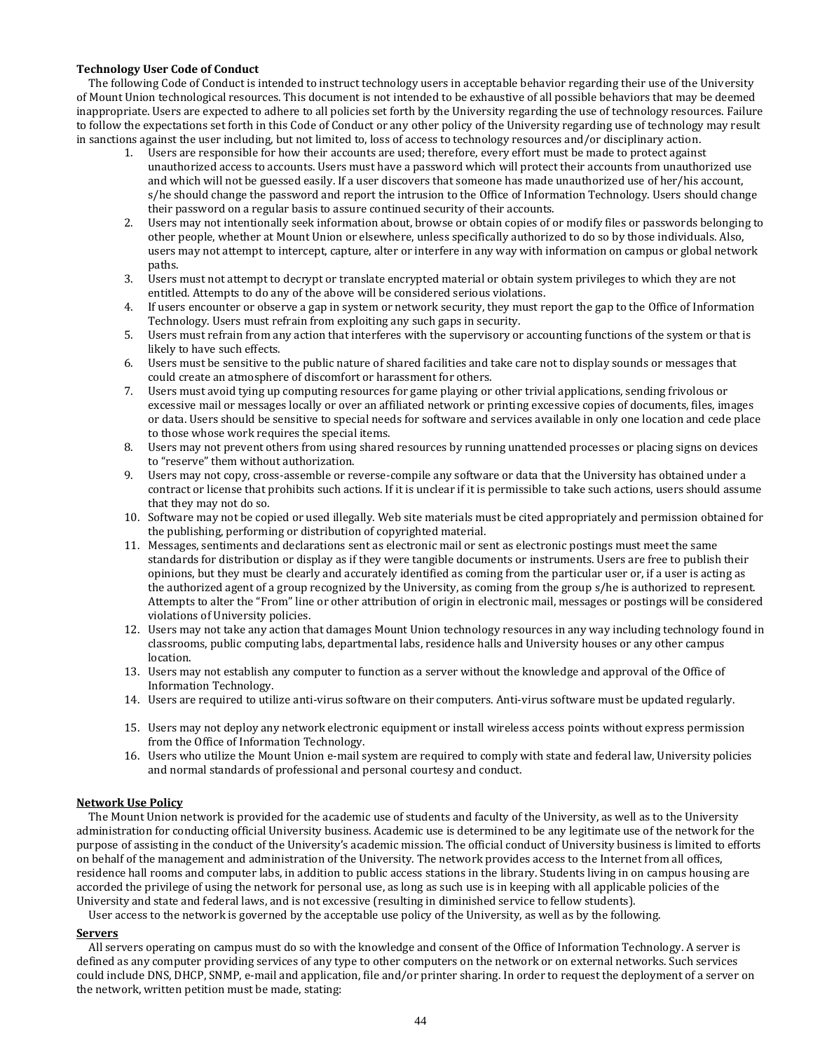**Technology User Code of Conduct**

The following Code of Conduct is intended to instruct technology users in acceptable behavior regarding their use of the University of Mount Union technological resources. This document is not intended to be exhaustive of all possible behaviors that may be deemed inappropriate. Users are expected to adhere to all policies set forth by the University regarding the use of technology resources. Failure to follow the expectations set forth in this Code of Conduct or any other policy of the University regarding use of technology may result in sanctions against the user including, but not limited to, loss of access to technology resources and/or disciplinary action.

1. Users are responsible for how their accounts are used; therefore, every effort must be made to protect against unauthorized access to accounts. Users must have a password which will protect their accounts from unauthorized use and which will not be guessed easily. If a user discovers that someone has made unauthorized use of her/his account, s/he should change the password and report the intrusion to the Office of Information Technology. Users should change their password on a regular basis to assure continued security of their accounts.
2. Users may not intentionally seek information about, browse or obtain copies of or modify files or passwords belonging to other people, whether at Mount Union or elsewhere, unless specifically authorized to do so by those individuals. Also, users may not attempt to intercept, capture, alter or interfere in any way with information on campus or global network paths.
3. Users must not attempt to decrypt or translate encrypted material or obtain system privileges to which they are not entitled. Attempts to do any of the above will be considered serious violations.
4. If users encounter or observe a gap in system or network security, they must report the gap to the Office of Information Technology. Users must refrain from exploiting any such gaps in security.
5. Users must refrain from any action that interferes with the supervisory or accounting functions of the system or that is likely to have such effects.
6. Users must be sensitive to the public nature of shared facilities and take care not to display sounds or messages that could create an atmosphere of discomfort or harassment for others.
7. Users must avoid tying up computing resources for game playing or other trivial applications, sending frivolous or excessive mail or messages locally or over an affiliated network or printing excessive copies of documents, files, images or data. Users should be sensitive to special needs for software and services available in only one location and cede place to those whose work requires the special items.
8. Users may not prevent others from using shared resources by running unattended processes or placing signs on devices to "reserve" them without authorization.
9. Users may not copy, cross-assemble or reverse-compile any software or data that the University has obtained under a contract or license that prohibits such actions. If it is unclear if it is permissible to take such actions, users should assume that they may not do so.
10. Software may not be copied or used illegally. Web site materials must be cited appropriately and permission obtained for the publishing, performing or distribution of copyrighted material.
11. Messages, sentiments and declarations sent as electronic mail or sent as electronic postings must meet the same standards for distribution or display as if they were tangible documents or instruments. Users are free to publish their opinions, but they must be clearly and accurately identified as coming from the particular user or, if a user is acting as the authorized agent of a group recognized by the University, as coming from the group s/he is authorized to represent. Attempts to alter the "From" line or other attribution of origin in electronic mail, messages or postings will be considered violations of University policies.
12. Users may not take any action that damages Mount Union technology resources in any way including technology found in classrooms, public computing labs, departmental labs, residence halls and University houses or any other campus location.
13. Users may not establish any computer to function as a server without the knowledge and approval of the Office of Information Technology.
14. Users are required to utilize anti-virus software on their computers. Anti-virus software must be updated regularly.
15. Users may not deploy any network electronic equipment or install wireless access points without express permission from the Office of Information Technology.
16. Users who utilize the Mount Union e-mail system are required to comply with state and federal law, University policies and normal standards of professional and personal courtesy and conduct.

**Network Use Policy**

The Mount Union network is provided for the academic use of students and faculty of the University, as well as to the University administration for conducting official University business. Academic use is determined to be any legitimate use of the network for the purpose of assisting in the conduct of the University's academic mission. The official conduct of University business is limited to efforts on behalf of the management and administration of the University. The network provides access to the Internet from all offices, residence hall rooms and computer labs, in addition to public access stations in the library. Students living in on campus housing are accorded the privilege of using the network for personal use, as long as such use is in keeping with all applicable policies of the University and state and federal laws, and is not excessive (resulting in diminished service to fellow students).

User access to the network is governed by the acceptable use policy of the University, as well as by the following.

**Servers**

All servers operating on campus must do so with the knowledge and consent of the Office of Information Technology. A server is defined as any computer providing services of any type to other computers on the network or on external networks. Such services could include DNS, DHCP, SNMP, e-mail and application, file and/or printer sharing. In order to request the deployment of a server on the network, written petition must be made, stating: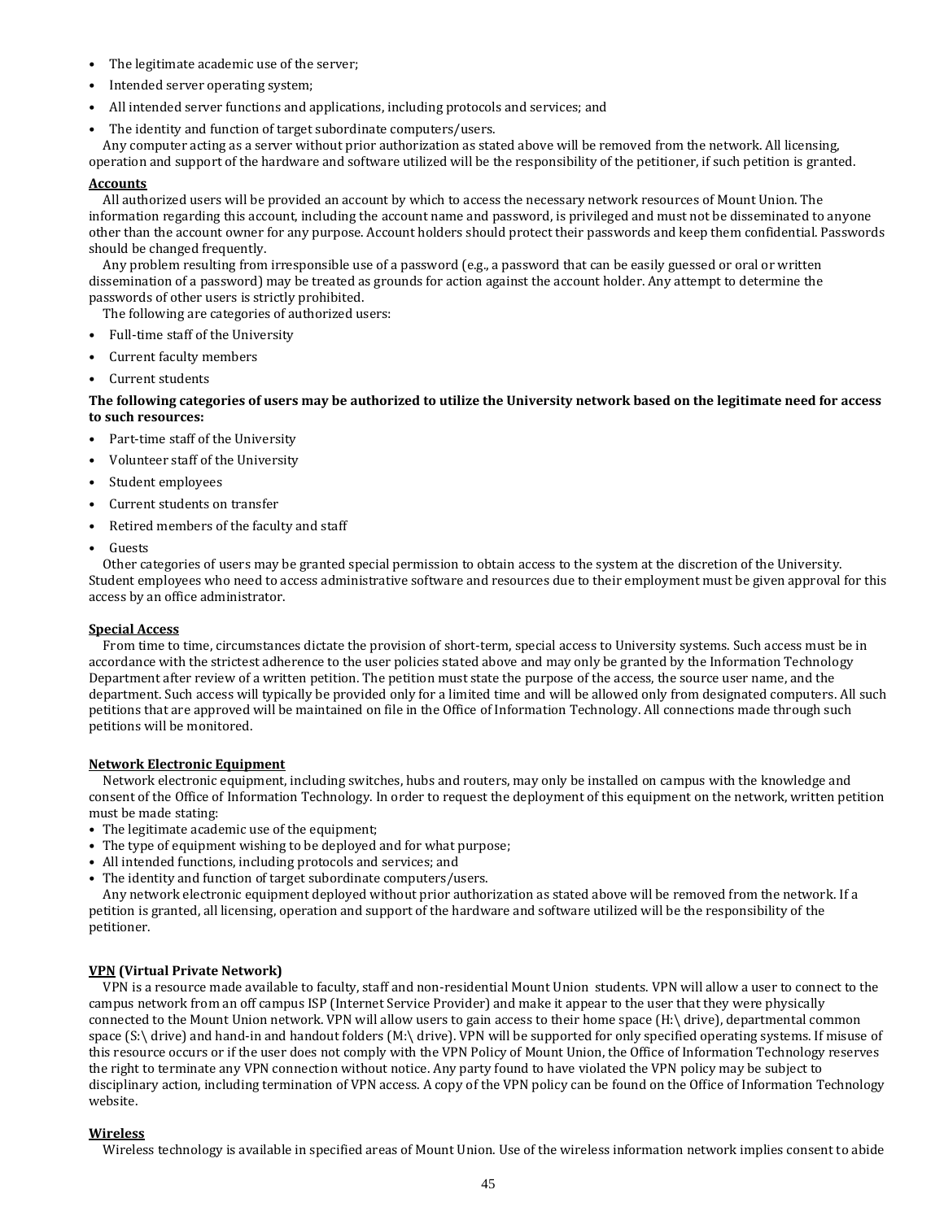- The legitimate academic use of the server;
- Intended server operating system;
- All intended server functions and applications, including protocols and services; and
- The identity and function of target subordinate computers/users.

Any computer acting as a server without prior authorization as stated above will be removed from the network. All licensing, operation and support of the hardware and software utilized will be the responsibility of the petitioner, if such petition is granted.

**Accounts**

All authorized users will be provided an account by which to access the necessary network resources of Mount Union. The information regarding this account, including the account name and password, is privileged and must not be disseminated to anyone other than the account owner for any purpose. Account holders should protect their passwords and keep them confidential. Passwords should be changed frequently.

Any problem resulting from irresponsible use of a password (e.g., a password that can be easily guessed or oral or written dissemination of a password) may be treated as grounds for action against the account holder. Any attempt to determine the passwords of other users is strictly prohibited.

The following are categories of authorized users:

- Full-time staff of the University
- Current faculty members
- Current students

**The following categories of users may be authorized to utilize the University network based on the legitimate need for access to such resources:**

- Part-time staff of the University
- Volunteer staff of the University
- Student employees
- Current students on transfer
- Retired members of the faculty and staff
- Guests

Other categories of users may be granted special permission to obtain access to the system at the discretion of the University. Student employees who need to access administrative software and resources due to their employment must be given approval for this access by an office administrator.

**Special Access**

From time to time, circumstances dictate the provision of short-term, special access to University systems. Such access must be in accordance with the strictest adherence to the user policies stated above and may only be granted by the Information Technology Department after review of a written petition. The petition must state the purpose of the access, the source user name, and the department. Such access will typically be provided only for a limited time and will be allowed only from designated computers. All such petitions that are approved will be maintained on file in the Office of Information Technology. All connections made through such petitions will be monitored.

**Network Electronic Equipment**

Network electronic equipment, including switches, hubs and routers, may only be installed on campus with the knowledge and consent of the Office of Information Technology. In order to request the deployment of this equipment on the network, written petition must be made stating:

- The legitimate academic use of the equipment;
- The type of equipment wishing to be deployed and for what purpose;
- All intended functions, including protocols and services; and
- The identity and function of target subordinate computers/users.

Any network electronic equipment deployed without prior authorization as stated above will be removed from the network. If a petition is granted, all licensing, operation and support of the hardware and software utilized will be the responsibility of the petitioner.

**VPN (Virtual Private Network)**

VPN is a resource made available to faculty, staff and non-residential Mount Union students. VPN will allow a user to connect to the campus network from an off campus ISP (Internet Service Provider) and make it appear to the user that they were physically connected to the Mount Union network. VPN will allow users to gain access to their home space (H:\ drive), departmental common space (S:\ drive) and hand-in and handout folders (M:\ drive). VPN will be supported for only specified operating systems. If misuse of this resource occurs or if the user does not comply with the VPN Policy of Mount Union, the Office of Information Technology reserves the right to terminate any VPN connection without notice. Any party found to have violated the VPN policy may be subject to disciplinary action, including termination of VPN access. A copy of the VPN policy can be found on the Office of Information Technology website.

**Wireless**

Wireless technology is available in specified areas of Mount Union. Use of the wireless information network implies consent to abide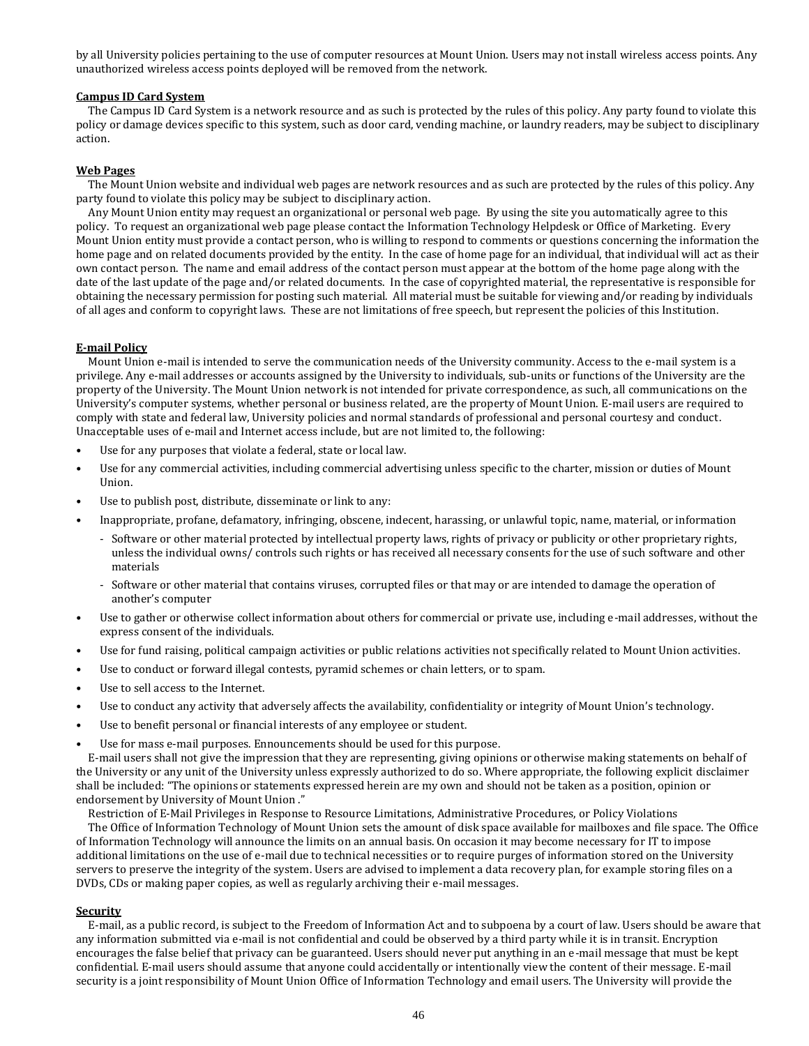by all University policies pertaining to the use of computer resources at Mount Union. Users may not install wireless access points. Any unauthorized wireless access points deployed will be removed from the network.

**Campus ID Card System**

The Campus ID Card System is a network resource and as such is protected by the rules of this policy. Any party found to violate this policy or damage devices specific to this system, such as door card, vending machine, or laundry readers, may be subject to disciplinary action.

**Web Pages**

The Mount Union website and individual web pages are network resources and as such are protected by the rules of this policy. Any party found to violate this policy may be subject to disciplinary action.

Any Mount Union entity may request an organizational or personal web page. By using the site you automatically agree to this policy. To request an organizational web page please contact the Information Technology Helpdesk or Office of Marketing. Every Mount Union entity must provide a contact person, who is willing to respond to comments or questions concerning the information the home page and on related documents provided by the entity. In the case of home page for an individual, that individual will act as their own contact person. The name and email address of the contact person must appear at the bottom of the home page along with the date of the last update of the page and/or related documents. In the case of copyrighted material, the representative is responsible for obtaining the necessary permission for posting such material. All material must be suitable for viewing and/or reading by individuals of all ages and conform to copyright laws. These are not limitations of free speech, but represent the policies of this Institution.

**E-mail Policy**

Mount Union e-mail is intended to serve the communication needs of the University community. Access to the e-mail system is a privilege. Any e-mail addresses or accounts assigned by the University to individuals, sub-units or functions of the University are the property of the University. The Mount Union network is not intended for private correspondence, as such, all communications on the University's computer systems, whether personal or business related, are the property of Mount Union. E-mail users are required to comply with state and federal law, University policies and normal standards of professional and personal courtesy and conduct. Unacceptable uses of e-mail and Internet access include, but are not limited to, the following:

- Use for any purposes that violate a federal, state or local law.
- Use for any commercial activities, including commercial advertising unless specific to the charter, mission or duties of Mount Union.
- Use to publish post, distribute, disseminate or link to any:
- Inappropriate, profane, defamatory, infringing, obscene, indecent, harassing, or unlawful topic, name, material, or information
  - Software or other material protected by intellectual property laws, rights of privacy or publicity or other proprietary rights, unless the individual owns/ controls such rights or has received all necessary consents for the use of such software and other materials
  - Software or other material that contains viruses, corrupted files or that may or are intended to damage the operation of another's computer
- Use to gather or otherwise collect information about others for commercial or private use, including e-mail addresses, without the express consent of the individuals.
- Use for fund raising, political campaign activities or public relations activities not specifically related to Mount Union activities.
- Use to conduct or forward illegal contests, pyramid schemes or chain letters, or to spam.
- Use to sell access to the Internet.
- Use to conduct any activity that adversely affects the availability, confidentiality or integrity of Mount Union's technology.
- Use to benefit personal or financial interests of any employee or student.
- Use for mass e-mail purposes. Ennouncements should be used for this purpose.

E-mail users shall not give the impression that they are representing, giving opinions or otherwise making statements on behalf of the University or any unit of the University unless expressly authorized to do so. Where appropriate, the following explicit disclaimer shall be included: "The opinions or statements expressed herein are my own and should not be taken as a position, opinion or endorsement by University of Mount Union ."

Restriction of E-Mail Privileges in Response to Resource Limitations, Administrative Procedures, or Policy Violations

The Office of Information Technology of Mount Union sets the amount of disk space available for mailboxes and file space. The Office of Information Technology will announce the limits on an annual basis. On occasion it may become necessary for IT to impose additional limitations on the use of e-mail due to technical necessities or to require purges of information stored on the University servers to preserve the integrity of the system. Users are advised to implement a data recovery plan, for example storing files on a DVDs, CDs or making paper copies, as well as regularly archiving their e-mail messages.

**Security**

E-mail, as a public record, is subject to the Freedom of Information Act and to subpoena by a court of law. Users should be aware that any information submitted via e-mail is not confidential and could be observed by a third party while it is in transit. Encryption encourages the false belief that privacy can be guaranteed. Users should never put anything in an e-mail message that must be kept confidential. E-mail users should assume that anyone could accidentally or intentionally view the content of their message. E-mail security is a joint responsibility of Mount Union Office of Information Technology and email users. The University will provide the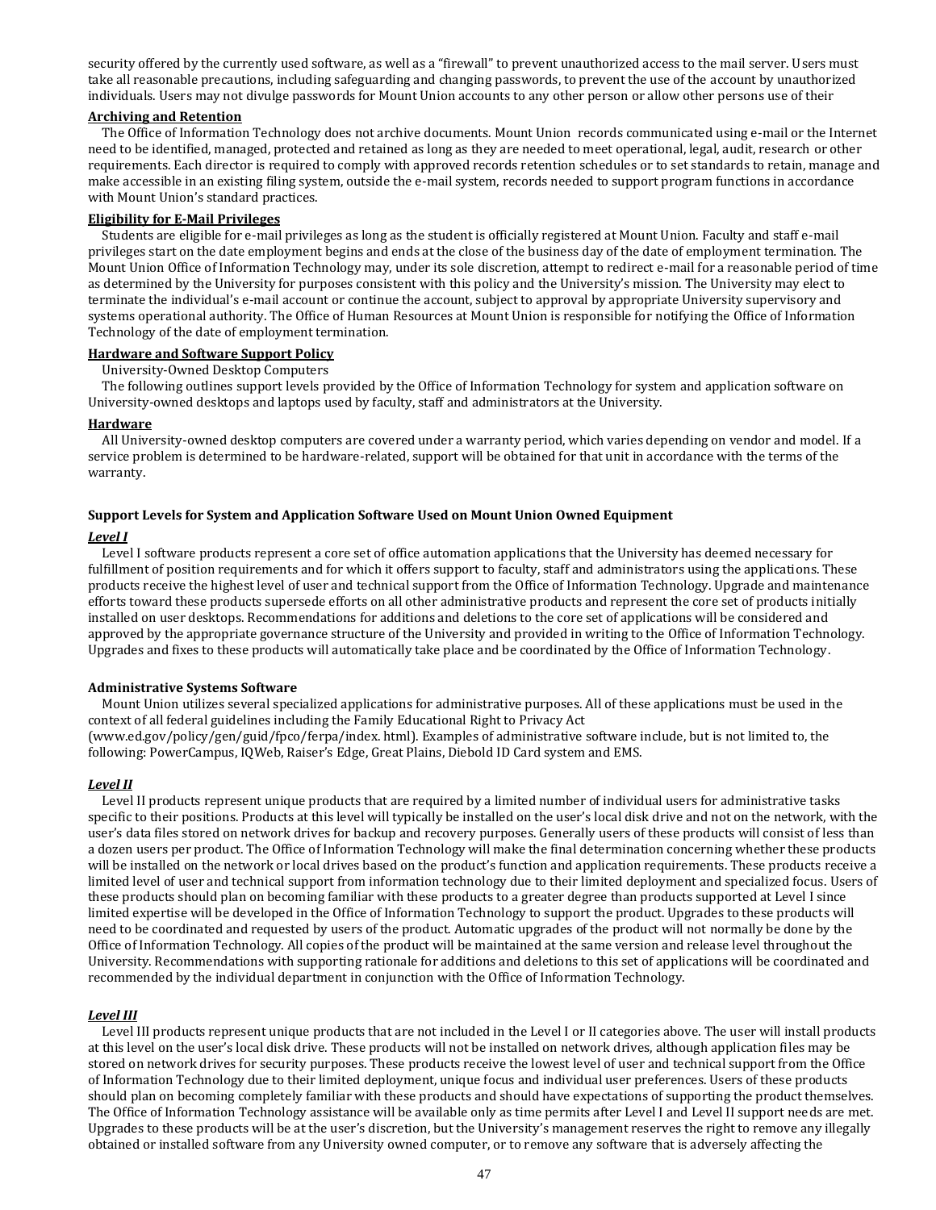security offered by the currently used software, as well as a "firewall" to prevent unauthorized access to the mail server. Users must take all reasonable precautions, including safeguarding and changing passwords, to prevent the use of the account by unauthorized individuals. Users may not divulge passwords for Mount Union accounts to any other person or allow other persons use of their

**Archiving and Retention**

The Office of Information Technology does not archive documents. Mount Union records communicated using e-mail or the Internet need to be identified, managed, protected and retained as long as they are needed to meet operational, legal, audit, research or other requirements. Each director is required to comply with approved records retention schedules or to set standards to retain, manage and make accessible in an existing filing system, outside the e-mail system, records needed to support program functions in accordance with Mount Union's standard practices.

**Eligibility for E-Mail Privileges**

Students are eligible for e-mail privileges as long as the student is officially registered at Mount Union. Faculty and staff e-mail privileges start on the date employment begins and ends at the close of the business day of the date of employment termination. The Mount Union Office of Information Technology may, under its sole discretion, attempt to redirect e-mail for a reasonable period of time as determined by the University for purposes consistent with this policy and the University's mission. The University may elect to terminate the individual's e-mail account or continue the account, subject to approval by appropriate University supervisory and systems operational authority. The Office of Human Resources at Mount Union is responsible for notifying the Office of Information Technology of the date of employment termination.

**Hardware and Software Support Policy**

University-Owned Desktop Computers

The following outlines support levels provided by the Office of Information Technology for system and application software on University-owned desktops and laptops used by faculty, staff and administrators at the University.

**Hardware**

All University-owned desktop computers are covered under a warranty period, which varies depending on vendor and model. If a service problem is determined to be hardware-related, support will be obtained for that unit in accordance with the terms of the warranty.

**Support Levels for System and Application Software Used on Mount Union Owned Equipment**

***Level I***

Level I software products represent a core set of office automation applications that the University has deemed necessary for fulfillment of position requirements and for which it offers support to faculty, staff and administrators using the applications. These products receive the highest level of user and technical support from the Office of Information Technology. Upgrade and maintenance efforts toward these products supersede efforts on all other administrative products and represent the core set of products initially installed on user desktops. Recommendations for additions and deletions to the core set of applications will be considered and approved by the appropriate governance structure of the University and provided in writing to the Office of Information Technology. Upgrades and fixes to these products will automatically take place and be coordinated by the Office of Information Technology.

**Administrative Systems Software**

Mount Union utilizes several specialized applications for administrative purposes. All of these applications must be used in the context of all federal guidelines including the Family Educational Right to Privacy Act (www.ed.gov/policy/gen/guid/fpco/ferpa/index. html). Examples of administrative software include, but is not limited to, the following: PowerCampus, IQWeb, Raiser's Edge, Great Plains, Diebold ID Card system and EMS.

***Level II***

Level II products represent unique products that are required by a limited number of individual users for administrative tasks specific to their positions. Products at this level will typically be installed on the user's local disk drive and not on the network, with the user's data files stored on network drives for backup and recovery purposes. Generally users of these products will consist of less than a dozen users per product. The Office of Information Technology will make the final determination concerning whether these products will be installed on the network or local drives based on the product's function and application requirements. These products receive a limited level of user and technical support from information technology due to their limited deployment and specialized focus. Users of these products should plan on becoming familiar with these products to a greater degree than products supported at Level I since limited expertise will be developed in the Office of Information Technology to support the product. Upgrades to these products will need to be coordinated and requested by users of the product. Automatic upgrades of the product will not normally be done by the Office of Information Technology. All copies of the product will be maintained at the same version and release level throughout the University. Recommendations with supporting rationale for additions and deletions to this set of applications will be coordinated and recommended by the individual department in conjunction with the Office of Information Technology.

***Level III***

Level III products represent unique products that are not included in the Level I or II categories above. The user will install products at this level on the user's local disk drive. These products will not be installed on network drives, although application files may be stored on network drives for security purposes. These products receive the lowest level of user and technical support from the Office of Information Technology due to their limited deployment, unique focus and individual user preferences. Users of these products should plan on becoming completely familiar with these products and should have expectations of supporting the product themselves. The Office of Information Technology assistance will be available only as time permits after Level I and Level II support needs are met. Upgrades to these products will be at the user's discretion, but the University's management reserves the right to remove any illegally obtained or installed software from any University owned computer, or to remove any software that is adversely affecting the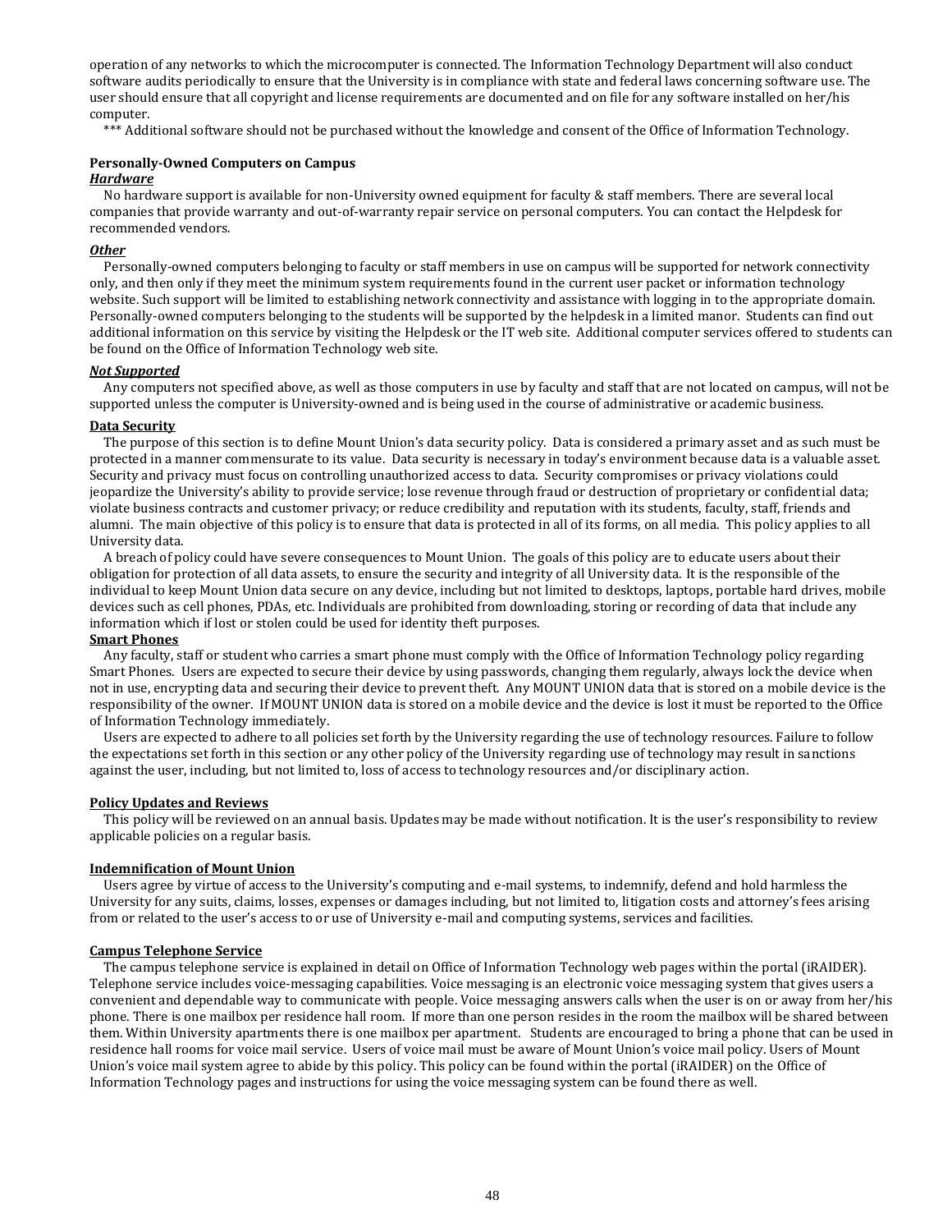operation of any networks to which the microcomputer is connected. The Information Technology Department will also conduct software audits periodically to ensure that the University is in compliance with state and federal laws concerning software use. The user should ensure that all copyright and license requirements are documented and on file for any software installed on her/his computer.

*** Additional software should not be purchased without the knowledge and consent of the Office of Information Technology.

**Personally-Owned Computers on Campus**

***Hardware***

No hardware support is available for non-University owned equipment for faculty & staff members. There are several local companies that provide warranty and out-of-warranty repair service on personal computers. You can contact the Helpdesk for recommended vendors.

***Other***

Personally-owned computers belonging to faculty or staff members in use on campus will be supported for network connectivity only, and then only if they meet the minimum system requirements found in the current user packet or information technology website. Such support will be limited to establishing network connectivity and assistance with logging in to the appropriate domain. Personally-owned computers belonging to the students will be supported by the helpdesk in a limited manor. Students can find out additional information on this service by visiting the Helpdesk or the IT web site. Additional computer services offered to students can be found on the Office of Information Technology web site.

***Not Supported***

Any computers not specified above, as well as those computers in use by faculty and staff that are not located on campus, will not be supported unless the computer is University-owned and is being used in the course of administrative or academic business.

**Data Security**

The purpose of this section is to define Mount Union's data security policy. Data is considered a primary asset and as such must be protected in a manner commensurate to its value. Data security is necessary in today's environment because data is a valuable asset. Security and privacy must focus on controlling unauthorized access to data. Security compromises or privacy violations could jeopardize the University's ability to provide service; lose revenue through fraud or destruction of proprietary or confidential data; violate business contracts and customer privacy; or reduce credibility and reputation with its students, faculty, staff, friends and alumni. The main objective of this policy is to ensure that data is protected in all of its forms, on all media. This policy applies to all University data.

A breach of policy could have severe consequences to Mount Union. The goals of this policy are to educate users about their obligation for protection of all data assets, to ensure the security and integrity of all University data. It is the responsible of the individual to keep Mount Union data secure on any device, including but not limited to desktops, laptops, portable hard drives, mobile devices such as cell phones, PDAs, etc. Individuals are prohibited from downloading, storing or recording of data that include any information which if lost or stolen could be used for identity theft purposes.

**Smart Phones**

Any faculty, staff or student who carries a smart phone must comply with the Office of Information Technology policy regarding Smart Phones. Users are expected to secure their device by using passwords, changing them regularly, always lock the device when not in use, encrypting data and securing their device to prevent theft. Any MOUNT UNION data that is stored on a mobile device is the responsibility of the owner. If MOUNT UNION data is stored on a mobile device and the device is lost it must be reported to the Office of Information Technology immediately.

Users are expected to adhere to all policies set forth by the University regarding the use of technology resources. Failure to follow the expectations set forth in this section or any other policy of the University regarding use of technology may result in sanctions against the user, including, but not limited to, loss of access to technology resources and/or disciplinary action.

**Policy Updates and Reviews**

This policy will be reviewed on an annual basis. Updates may be made without notification. It is the user's responsibility to review applicable policies on a regular basis.

**Indemnification of Mount Union**

Users agree by virtue of access to the University's computing and e-mail systems, to indemnify, defend and hold harmless the University for any suits, claims, losses, expenses or damages including, but not limited to, litigation costs and attorney's fees arising from or related to the user's access to or use of University e-mail and computing systems, services and facilities.

**Campus Telephone Service**

The campus telephone service is explained in detail on Office of Information Technology web pages within the portal (iRAIDER). Telephone service includes voice-messaging capabilities. Voice messaging is an electronic voice messaging system that gives users a convenient and dependable way to communicate with people. Voice messaging answers calls when the user is on or away from her/his phone. There is one mailbox per residence hall room. If more than one person resides in the room the mailbox will be shared between them. Within University apartments there is one mailbox per apartment. Students are encouraged to bring a phone that can be used in residence hall rooms for voice mail service. Users of voice mail must be aware of Mount Union's voice mail policy. Users of Mount Union's voice mail system agree to abide by this policy. This policy can be found within the portal (iRAIDER) on the Office of Information Technology pages and instructions for using the voice messaging system can be found there as well.